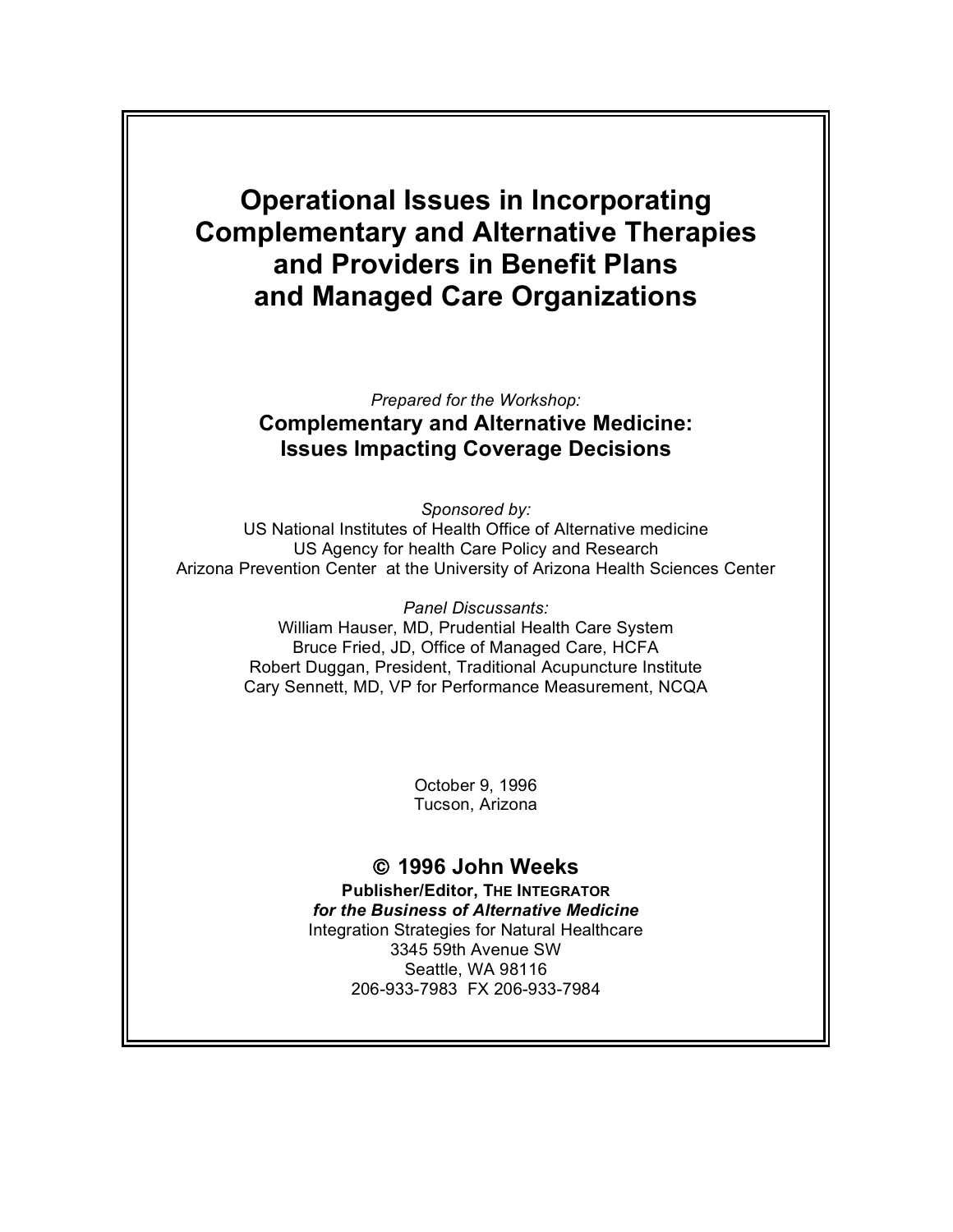# Operational Issues in Incorporating Complementary and Alternative Therapies and Providers in Benefit Plans and Managed Care Organizations

*Prepared for the Workshop:*

**Complementary and Alternative Medicine: Issues Impacting Coverage Decisions**

*Sponsored by:*

US National Institutes of Health Office of Alternative medicine
US Agency for health Care Policy and Research
Arizona Prevention Center at the University of Arizona Health Sciences Center

*Panel Discussants:*

William Hauser, MD, Prudential Health Care System
Bruce Fried, JD, Office of Managed Care, HCFA
Robert Duggan, President, Traditional Acupuncture Institute
Cary Sennett, MD, VP for Performance Measurement, NCQA

October 9, 1996
Tucson, Arizona

**© 1996 John Weeks**

**Publisher/Editor, THE INTEGRATOR**
***for the Business of Alternative Medicine***
Integration Strategies for Natural Healthcare
3345 59th Avenue SW
Seattle, WA 98116
206-933-7983 FX 206-933-7984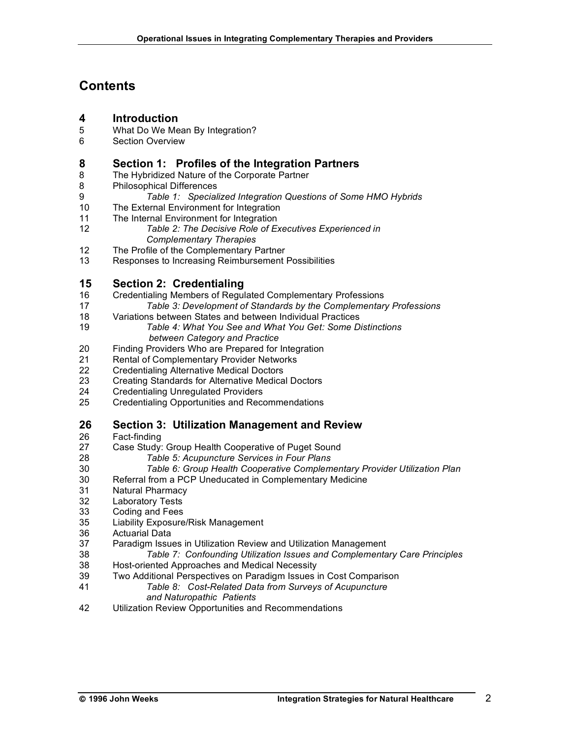# Contents

**4 Introduction**

5 What Do We Mean By Integration?
6 Section Overview

**8 Section 1: Profiles of the Integration Partners**

8 The Hybridized Nature of the Corporate Partner
8 Philosophical Differences
9 *Table 1: Specialized Integration Questions of Some HMO Hybrids*
10 The External Environment for Integration
11 The Internal Environment for Integration
12 *Table 2: The Decisive Role of Executives Experienced in Complementary Therapies*
12 The Profile of the Complementary Partner
13 Responses to Increasing Reimbursement Possibilities

**15 Section 2: Credentialing**

16 Credentialing Members of Regulated Complementary Professions
17 *Table 3: Development of Standards by the Complementary Professions*
18 Variations between States and between Individual Practices
19 *Table 4: What You See and What You Get: Some Distinctions between Category and Practice*
20 Finding Providers Who are Prepared for Integration
21 Rental of Complementary Provider Networks
22 Credentialing Alternative Medical Doctors
23 Creating Standards for Alternative Medical Doctors
24 Credentialing Unregulated Providers
25 Credentialing Opportunities and Recommendations

**26 Section 3: Utilization Management and Review**

26 Fact-finding
27 Case Study: Group Health Cooperative of Puget Sound
28 *Table 5: Acupuncture Services in Four Plans*
30 *Table 6: Group Health Cooperative Complementary Provider Utilization Plan*
30 Referral from a PCP Uneducated in Complementary Medicine
31 Natural Pharmacy
32 Laboratory Tests
33 Coding and Fees
35 Liability Exposure/Risk Management
36 Actuarial Data
37 Paradigm Issues in Utilization Review and Utilization Management
38 *Table 7: Confounding Utilization Issues and Complementary Care Principles*
38 Host-oriented Approaches and Medical Necessity
39 Two Additional Perspectives on Paradigm Issues in Cost Comparison
41 *Table 8: Cost-Related Data from Surveys of Acupuncture and Naturopathic Patients*
42 Utilization Review Opportunities and Recommendations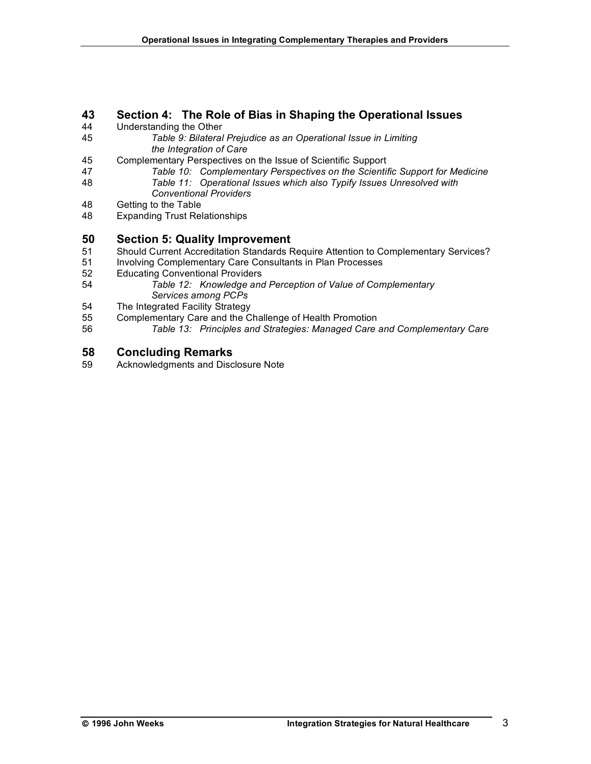## 43 Section 4: The Role of Bias in Shaping the Operational Issues

44 Understanding the Other

45 *Table 9: Bilateral Prejudice as an Operational Issue in Limiting the Integration of Care*

45 Complementary Perspectives on the Issue of Scientific Support

47 *Table 10: Complementary Perspectives on the Scientific Support for Medicine*

48 *Table 11: Operational Issues which also Typify Issues Unresolved with Conventional Providers*

48 Getting to the Table

48 Expanding Trust Relationships

## 50 Section 5: Quality Improvement

51 Should Current Accreditation Standards Require Attention to Complementary Services?

51 Involving Complementary Care Consultants in Plan Processes

52 Educating Conventional Providers

54 *Table 12: Knowledge and Perception of Value of Complementary Services among PCPs*

54 The Integrated Facility Strategy

55 Complementary Care and the Challenge of Health Promotion

56 *Table 13: Principles and Strategies: Managed Care and Complementary Care*

## 58 Concluding Remarks

59 Acknowledgments and Disclosure Note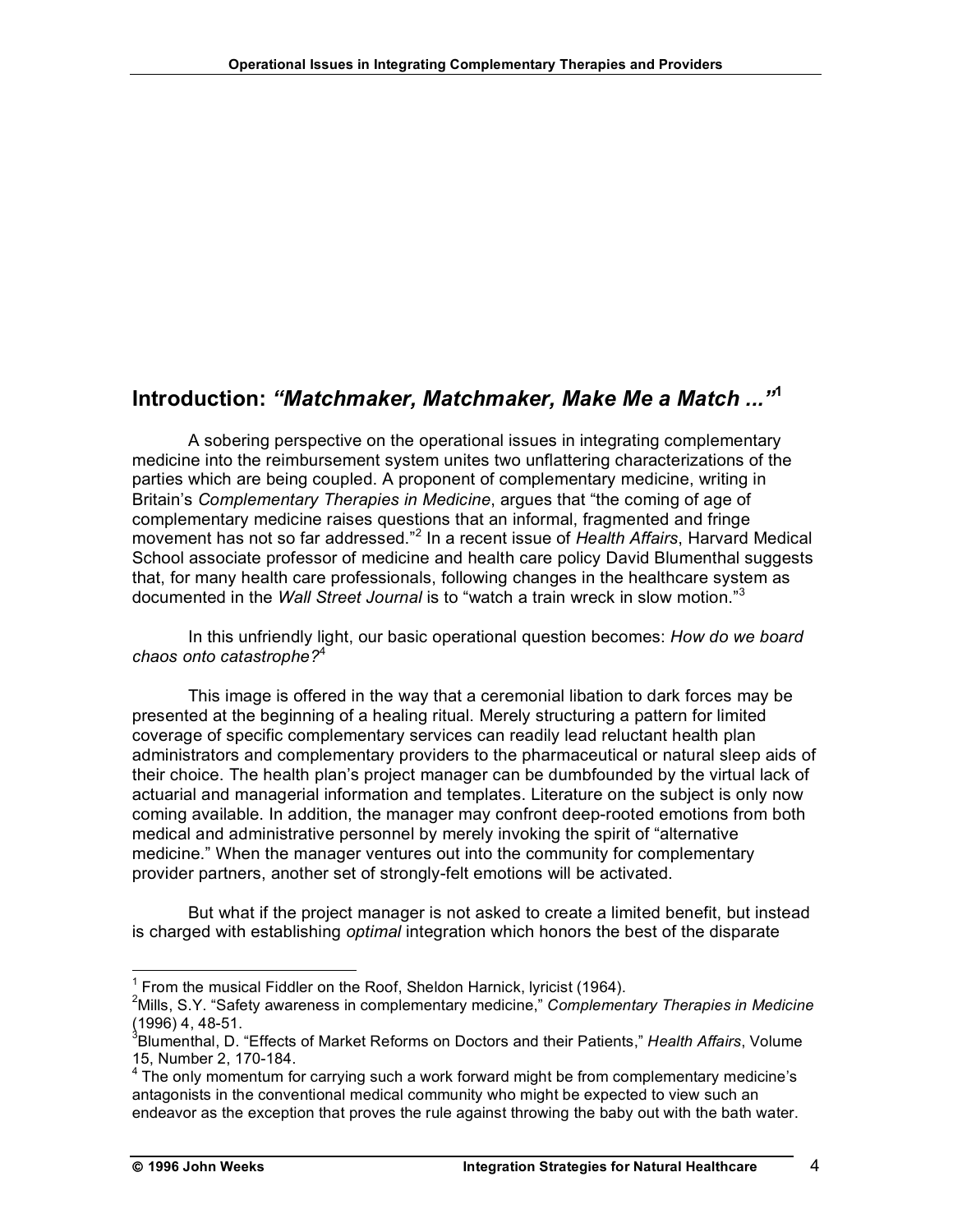## Introduction: *"Matchmaker, Matchmaker, Make Me a Match ..."*[1]

A sobering perspective on the operational issues in integrating complementary medicine into the reimbursement system unites two unflattering characterizations of the parties which are being coupled. A proponent of complementary medicine, writing in Britain's *Complementary Therapies in Medicine*, argues that "the coming of age of complementary medicine raises questions that an informal, fragmented and fringe movement has not so far addressed."[2] In a recent issue of *Health Affairs*, Harvard Medical School associate professor of medicine and health care policy David Blumenthal suggests that, for many health care professionals, following changes in the healthcare system as documented in the *Wall Street Journal* is to "watch a train wreck in slow motion."[3]

In this unfriendly light, our basic operational question becomes: *How do we board chaos onto catastrophe?*[4]

This image is offered in the way that a ceremonial libation to dark forces may be presented at the beginning of a healing ritual. Merely structuring a pattern for limited coverage of specific complementary services can readily lead reluctant health plan administrators and complementary providers to the pharmaceutical or natural sleep aids of their choice. The health plan's project manager can be dumbfounded by the virtual lack of actuarial and managerial information and templates. Literature on the subject is only now coming available. In addition, the manager may confront deep-rooted emotions from both medical and administrative personnel by merely invoking the spirit of "alternative medicine." When the manager ventures out into the community for complementary provider partners, another set of strongly-felt emotions will be activated.

But what if the project manager is not asked to create a limited benefit, but instead is charged with establishing *optimal* integration which honors the best of the disparate

---

[1] From the musical Fiddler on the Roof, Sheldon Harnick, lyricist (1964).

[2] Mills, S.Y. "Safety awareness in complementary medicine," *Complementary Therapies in Medicine* (1996) 4, 48-51.

[3] Blumenthal, D. "Effects of Market Reforms on Doctors and their Patients," *Health Affairs*, Volume 15, Number 2, 170-184.

[4] The only momentum for carrying such a work forward might be from complementary medicine's antagonists in the conventional medical community who might be expected to view such an endeavor as the exception that proves the rule against throwing the baby out with the bath water.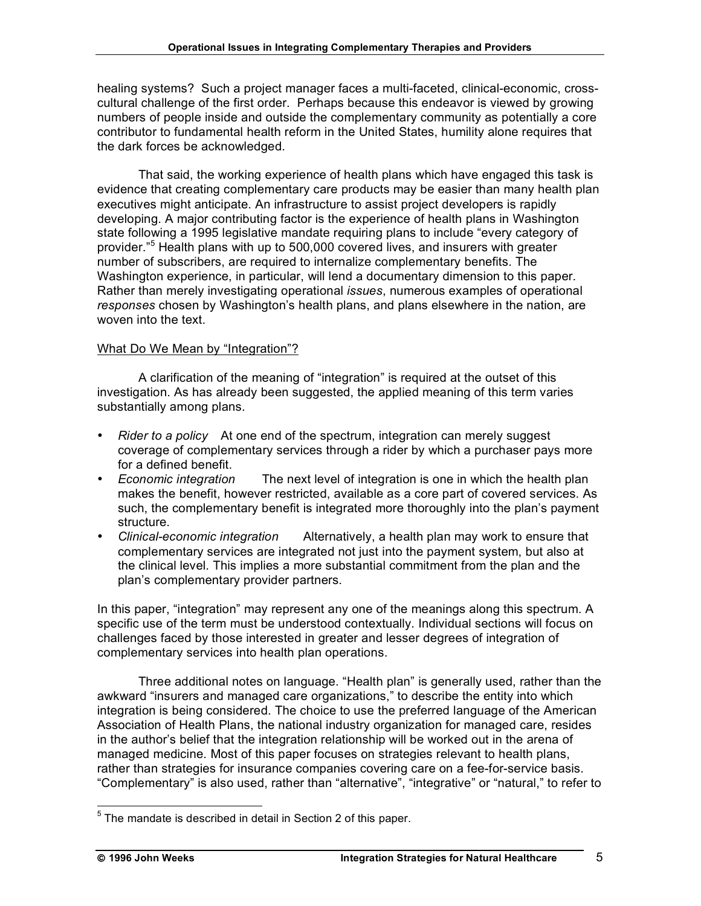healing systems? Such a project manager faces a multi-faceted, clinical-economic, cross-cultural challenge of the first order. Perhaps because this endeavor is viewed by growing numbers of people inside and outside the complementary community as potentially a core contributor to fundamental health reform in the United States, humility alone requires that the dark forces be acknowledged.

That said, the working experience of health plans which have engaged this task is evidence that creating complementary care products may be easier than many health plan executives might anticipate. An infrastructure to assist project developers is rapidly developing. A major contributing factor is the experience of health plans in Washington state following a 1995 legislative mandate requiring plans to include "every category of provider."[5] Health plans with up to 500,000 covered lives, and insurers with greater number of subscribers, are required to internalize complementary benefits. The Washington experience, in particular, will lend a documentary dimension to this paper. Rather than merely investigating operational *issues*, numerous examples of operational *responses* chosen by Washington's health plans, and plans elsewhere in the nation, are woven into the text.

<u>What Do We Mean by "Integration"?</u>

A clarification of the meaning of "integration" is required at the outset of this investigation. As has already been suggested, the applied meaning of this term varies substantially among plans.

- *Rider to a policy* At one end of the spectrum, integration can merely suggest coverage of complementary services through a rider by which a purchaser pays more for a defined benefit.
- *Economic integration* The next level of integration is one in which the health plan makes the benefit, however restricted, available as a core part of covered services. As such, the complementary benefit is integrated more thoroughly into the plan's payment structure.
- *Clinical-economic integration* Alternatively, a health plan may work to ensure that complementary services are integrated not just into the payment system, but also at the clinical level. This implies a more substantial commitment from the plan and the plan's complementary provider partners.

In this paper, "integration" may represent any one of the meanings along this spectrum. A specific use of the term must be understood contextually. Individual sections will focus on challenges faced by those interested in greater and lesser degrees of integration of complementary services into health plan operations.

Three additional notes on language. "Health plan" is generally used, rather than the awkward "insurers and managed care organizations," to describe the entity into which integration is being considered. The choice to use the preferred language of the American Association of Health Plans, the national industry organization for managed care, resides in the author's belief that the integration relationship will be worked out in the arena of managed medicine. Most of this paper focuses on strategies relevant to health plans, rather than strategies for insurance companies covering care on a fee-for-service basis. "Complementary" is also used, rather than "alternative", "integrative" or "natural," to refer to

---

[5] The mandate is described in detail in Section 2 of this paper.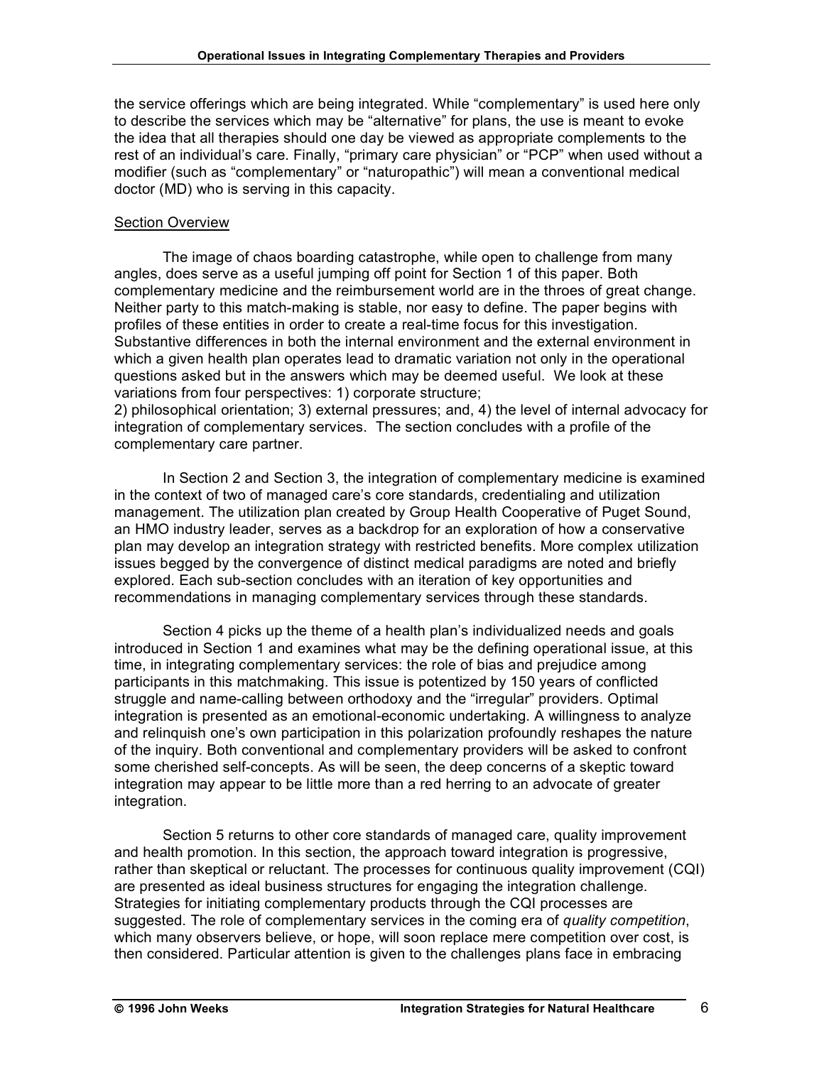the service offerings which are being integrated. While "complementary" is used here only to describe the services which may be "alternative" for plans, the use is meant to evoke the idea that all therapies should one day be viewed as appropriate complements to the rest of an individual's care. Finally, "primary care physician" or "PCP" when used without a modifier (such as "complementary" or "naturopathic") will mean a conventional medical doctor (MD) who is serving in this capacity.

<u>Section Overview</u>

The image of chaos boarding catastrophe, while open to challenge from many angles, does serve as a useful jumping off point for Section 1 of this paper. Both complementary medicine and the reimbursement world are in the throes of great change. Neither party to this match-making is stable, nor easy to define. The paper begins with profiles of these entities in order to create a real-time focus for this investigation. Substantive differences in both the internal environment and the external environment in which a given health plan operates lead to dramatic variation not only in the operational questions asked but in the answers which may be deemed useful. We look at these variations from four perspectives: 1) corporate structure;
2) philosophical orientation; 3) external pressures; and, 4) the level of internal advocacy for integration of complementary services. The section concludes with a profile of the complementary care partner.

In Section 2 and Section 3, the integration of complementary medicine is examined in the context of two of managed care's core standards, credentialing and utilization management. The utilization plan created by Group Health Cooperative of Puget Sound, an HMO industry leader, serves as a backdrop for an exploration of how a conservative plan may develop an integration strategy with restricted benefits. More complex utilization issues begged by the convergence of distinct medical paradigms are noted and briefly explored. Each sub-section concludes with an iteration of key opportunities and recommendations in managing complementary services through these standards.

Section 4 picks up the theme of a health plan's individualized needs and goals introduced in Section 1 and examines what may be the defining operational issue, at this time, in integrating complementary services: the role of bias and prejudice among participants in this matchmaking. This issue is potentized by 150 years of conflicted struggle and name-calling between orthodoxy and the "irregular" providers. Optimal integration is presented as an emotional-economic undertaking. A willingness to analyze and relinquish one's own participation in this polarization profoundly reshapes the nature of the inquiry. Both conventional and complementary providers will be asked to confront some cherished self-concepts. As will be seen, the deep concerns of a skeptic toward integration may appear to be little more than a red herring to an advocate of greater integration.

Section 5 returns to other core standards of managed care, quality improvement and health promotion. In this section, the approach toward integration is progressive, rather than skeptical or reluctant. The processes for continuous quality improvement (CQI) are presented as ideal business structures for engaging the integration challenge. Strategies for initiating complementary products through the CQI processes are suggested. The role of complementary services in the coming era of *quality competition*, which many observers believe, or hope, will soon replace mere competition over cost, is then considered. Particular attention is given to the challenges plans face in embracing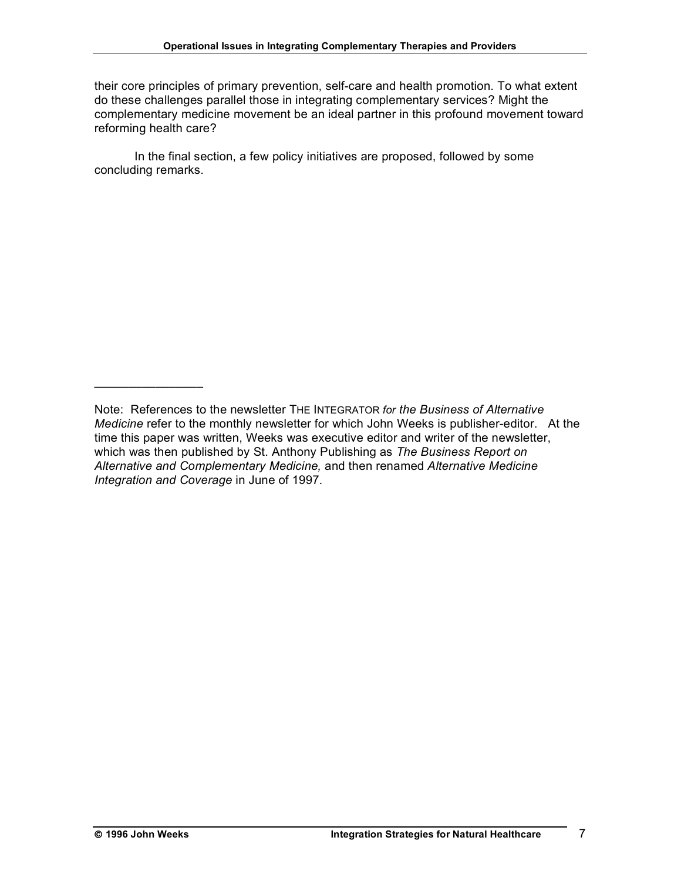their core principles of primary prevention, self-care and health promotion. To what extent do these challenges parallel those in integrating complementary services? Might the complementary medicine movement be an ideal partner in this profound movement toward reforming health care?

In the final section, a few policy initiatives are proposed, followed by some concluding remarks.

---

Note: References to the newsletter THE INTEGRATOR *for the Business of Alternative Medicine* refer to the monthly newsletter for which John Weeks is publisher-editor. At the time this paper was written, Weeks was executive editor and writer of the newsletter, which was then published by St. Anthony Publishing as *The Business Report on Alternative and Complementary Medicine,* and then renamed *Alternative Medicine Integration and Coverage* in June of 1997.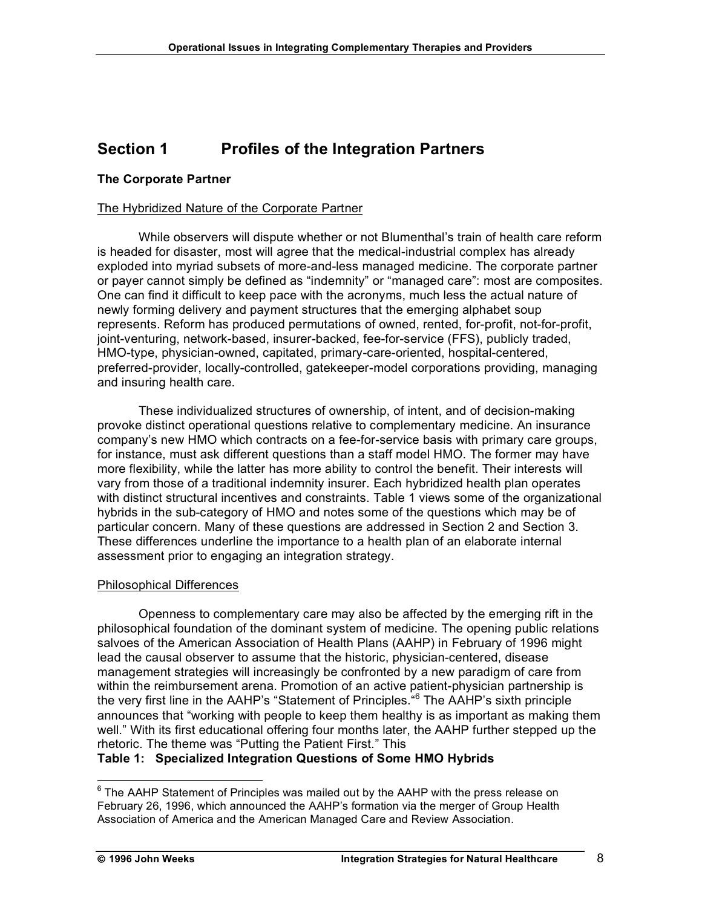# Section 1 Profiles of the Integration Partners

### The Corporate Partner

The Hybridized Nature of the Corporate Partner

While observers will dispute whether or not Blumenthal's train of health care reform is headed for disaster, most will agree that the medical-industrial complex has already exploded into myriad subsets of more-and-less managed medicine. The corporate partner or payer cannot simply be defined as "indemnity" or "managed care": most are composites. One can find it difficult to keep pace with the acronyms, much less the actual nature of newly forming delivery and payment structures that the emerging alphabet soup represents. Reform has produced permutations of owned, rented, for-profit, not-for-profit, joint-venturing, network-based, insurer-backed, fee-for-service (FFS), publicly traded, HMO-type, physician-owned, capitated, primary-care-oriented, hospital-centered, preferred-provider, locally-controlled, gatekeeper-model corporations providing, managing and insuring health care.

These individualized structures of ownership, of intent, and of decision-making provoke distinct operational questions relative to complementary medicine. An insurance company's new HMO which contracts on a fee-for-service basis with primary care groups, for instance, must ask different questions than a staff model HMO. The former may have more flexibility, while the latter has more ability to control the benefit. Their interests will vary from those of a traditional indemnity insurer. Each hybridized health plan operates with distinct structural incentives and constraints. Table 1 views some of the organizational hybrids in the sub-category of HMO and notes some of the questions which may be of particular concern. Many of these questions are addressed in Section 2 and Section 3. These differences underline the importance to a health plan of an elaborate internal assessment prior to engaging an integration strategy.

Philosophical Differences

Openness to complementary care may also be affected by the emerging rift in the philosophical foundation of the dominant system of medicine. The opening public relations salvoes of the American Association of Health Plans (AAHP) in February of 1996 might lead the causal observer to assume that the historic, physician-centered, disease management strategies will increasingly be confronted by a new paradigm of care from within the reimbursement arena. Promotion of an active patient-physician partnership is the very first line in the AAHP's "Statement of Principles."[6] The AAHP's sixth principle announces that "working with people to keep them healthy is as important as making them well." With its first educational offering four months later, the AAHP further stepped up the rhetoric. The theme was "Putting the Patient First." This

**Table 1: Specialized Integration Questions of Some HMO Hybrids**

[6] The AAHP Statement of Principles was mailed out by the AAHP with the press release on February 26, 1996, which announced the AAHP's formation via the merger of Group Health Association of America and the American Managed Care and Review Association.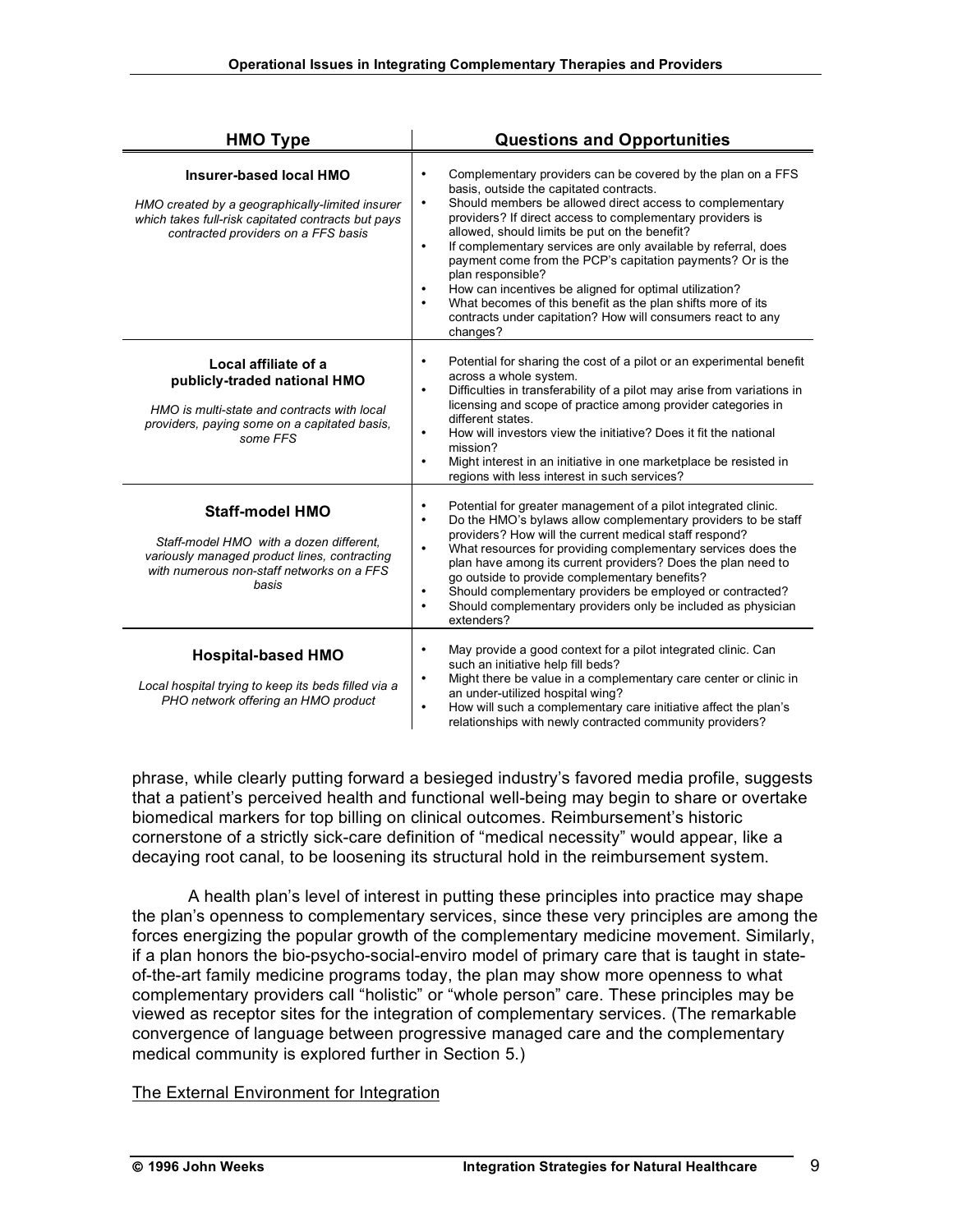| HMO Type | Questions and Opportunities |
|---|---|
| **Insurer-based local HMO**<br>*HMO created by a geographically-limited insurer which takes full-risk capitated contracts but pays contracted providers on a FFS basis* | • Complementary providers can be covered by the plan on a FFS basis, outside the capitated contracts.<br>• Should members be allowed direct access to complementary providers? If direct access to complementary providers is allowed, should limits be put on the benefit?<br>• If complementary services are only available by referral, does payment come from the PCP's capitation payments? Or is the plan responsible?<br>• How can incentives be aligned for optimal utilization?<br>• What becomes of this benefit as the plan shifts more of its contracts under capitation? How will consumers react to any changes? |
| **Local affiliate of a publicly-traded national HMO**<br>*HMO is multi-state and contracts with local providers, paying some on a capitated basis, some FFS* | • Potential for sharing the cost of a pilot or an experimental benefit across a whole system.<br>• Difficulties in transferability of a pilot may arise from variations in licensing and scope of practice among provider categories in different states.<br>• How will investors view the initiative? Does it fit the national mission?<br>• Might interest in an initiative in one marketplace be resisted in regions with less interest in such services? |
| **Staff-model HMO**<br>*Staff-model HMO with a dozen different, variously managed product lines, contracting with numerous non-staff networks on a FFS basis* | • Potential for greater management of a pilot integrated clinic.<br>• Do the HMO's bylaws allow complementary providers to be staff providers? How will the current medical staff respond?<br>• What resources for providing complementary services does the plan have among its current providers? Does the plan need to go outside to provide complementary benefits?<br>• Should complementary providers be employed or contracted?<br>• Should complementary providers only be included as physician extenders? |
| **Hospital-based HMO**<br>*Local hospital trying to keep its beds filled via a PHO network offering an HMO product* | • May provide a good context for a pilot integrated clinic. Can such an initiative help fill beds?<br>• Might there be value in a complementary care center or clinic in an under-utilized hospital wing?<br>• How will such a complementary care initiative affect the plan's relationships with newly contracted community providers? |

phrase, while clearly putting forward a besieged industry's favored media profile, suggests that a patient's perceived health and functional well-being may begin to share or overtake biomedical markers for top billing on clinical outcomes. Reimbursement's historic cornerstone of a strictly sick-care definition of "medical necessity" would appear, like a decaying root canal, to be loosening its structural hold in the reimbursement system.

A health plan's level of interest in putting these principles into practice may shape the plan's openness to complementary services, since these very principles are among the forces energizing the popular growth of the complementary medicine movement. Similarly, if a plan honors the bio-psycho-social-enviro model of primary care that is taught in state-of-the-art family medicine programs today, the plan may show more openness to what complementary providers call "holistic" or "whole person" care. These principles may be viewed as receptor sites for the integration of complementary services. (The remarkable convergence of language between progressive managed care and the complementary medical community is explored further in Section 5.)

<u>The External Environment for Integration</u>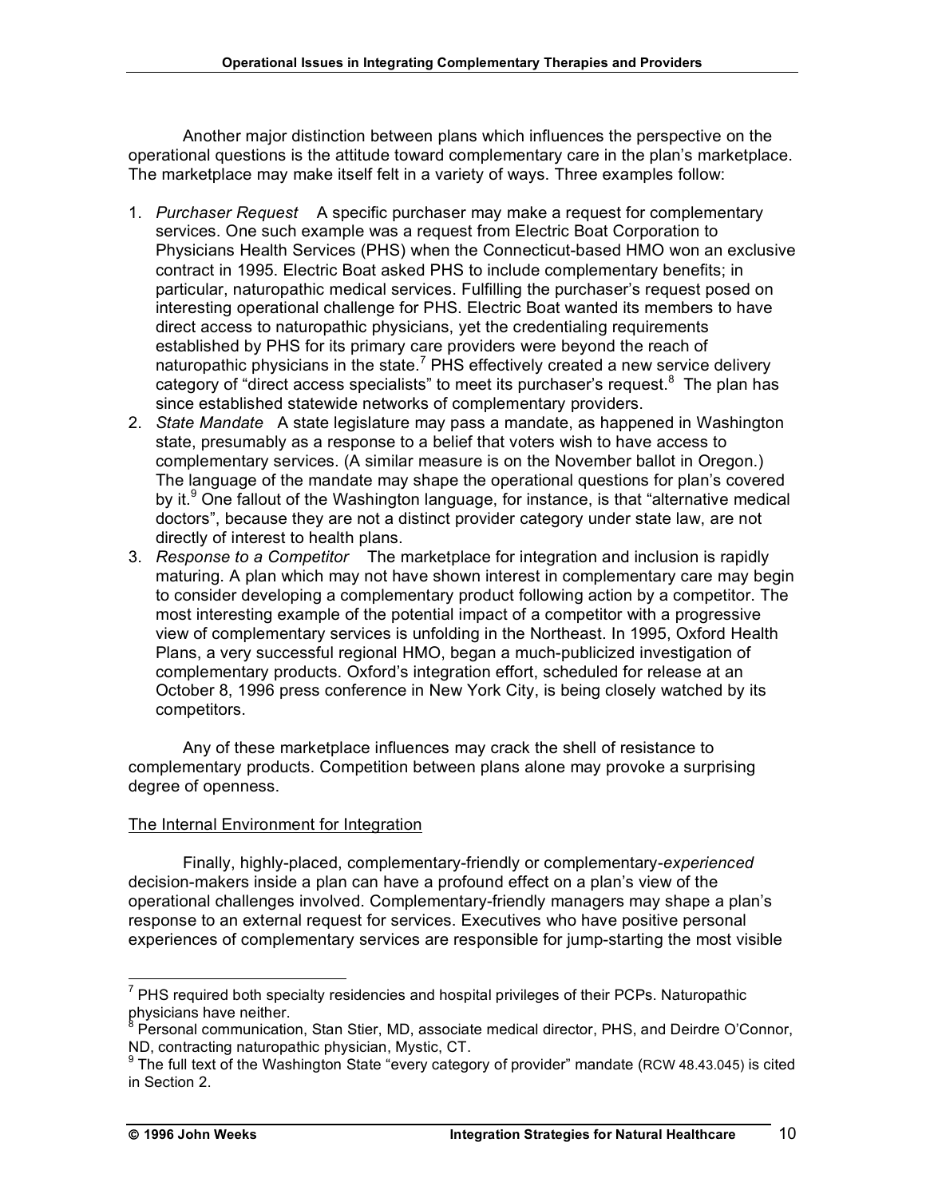Another major distinction between plans which influences the perspective on the operational questions is the attitude toward complementary care in the plan's marketplace. The marketplace may make itself felt in a variety of ways. Three examples follow:

1. *Purchaser Request* A specific purchaser may make a request for complementary services. One such example was a request from Electric Boat Corporation to Physicians Health Services (PHS) when the Connecticut-based HMO won an exclusive contract in 1995. Electric Boat asked PHS to include complementary benefits; in particular, naturopathic medical services. Fulfilling the purchaser's request posed on interesting operational challenge for PHS. Electric Boat wanted its members to have direct access to naturopathic physicians, yet the credentialing requirements established by PHS for its primary care providers were beyond the reach of naturopathic physicians in the state.[7] PHS effectively created a new service delivery category of "direct access specialists" to meet its purchaser's request.[8] The plan has since established statewide networks of complementary providers.
2. *State Mandate* A state legislature may pass a mandate, as happened in Washington state, presumably as a response to a belief that voters wish to have access to complementary services. (A similar measure is on the November ballot in Oregon.) The language of the mandate may shape the operational questions for plan's covered by it.[9] One fallout of the Washington language, for instance, is that "alternative medical doctors", because they are not a distinct provider category under state law, are not directly of interest to health plans.
3. *Response to a Competitor* The marketplace for integration and inclusion is rapidly maturing. A plan which may not have shown interest in complementary care may begin to consider developing a complementary product following action by a competitor. The most interesting example of the potential impact of a competitor with a progressive view of complementary services is unfolding in the Northeast. In 1995, Oxford Health Plans, a very successful regional HMO, began a much-publicized investigation of complementary products. Oxford's integration effort, scheduled for release at an October 8, 1996 press conference in New York City, is being closely watched by its competitors.

Any of these marketplace influences may crack the shell of resistance to complementary products. Competition between plans alone may provoke a surprising degree of openness.

<u>The Internal Environment for Integration</u>

Finally, highly-placed, complementary-friendly or complementary-*experienced* decision-makers inside a plan can have a profound effect on a plan's view of the operational challenges involved. Complementary-friendly managers may shape a plan's response to an external request for services. Executives who have positive personal experiences of complementary services are responsible for jump-starting the most visible

---

[7] PHS required both specialty residencies and hospital privileges of their PCPs. Naturopathic physicians have neither.

[8] Personal communication, Stan Stier, MD, associate medical director, PHS, and Deirdre O'Connor, ND, contracting naturopathic physician, Mystic, CT.

[9] The full text of the Washington State "every category of provider" mandate (RCW 48.43.045) is cited in Section 2.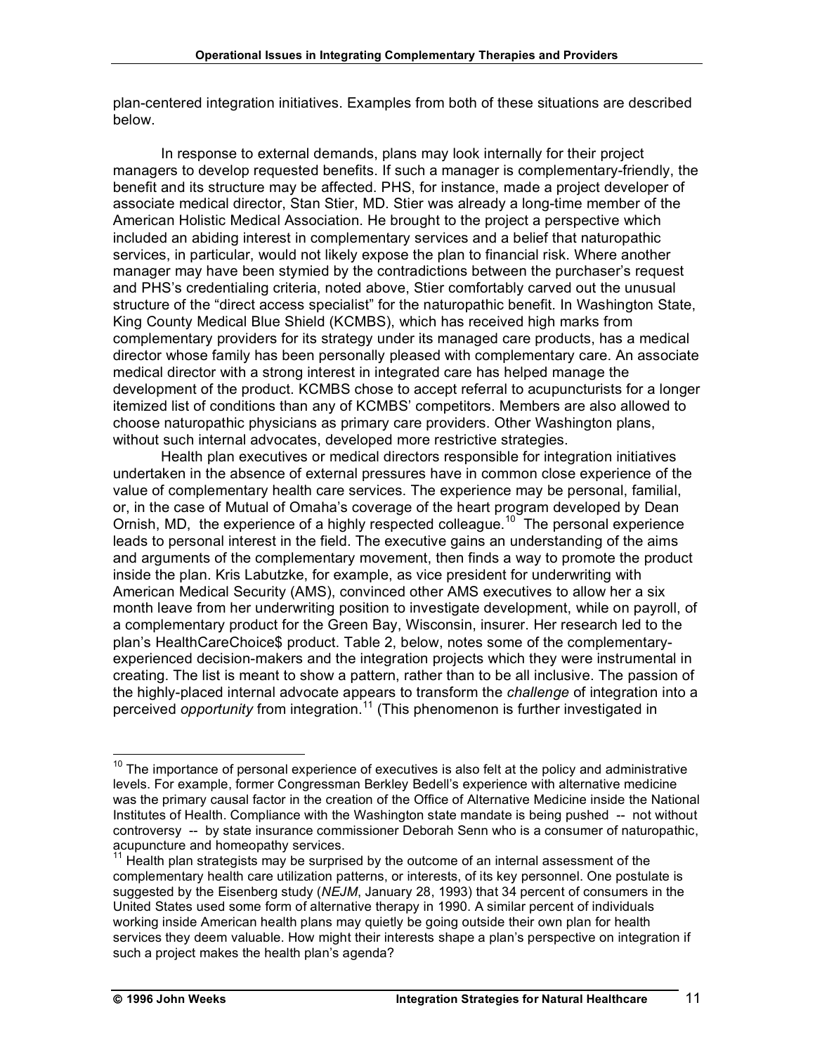plan-centered integration initiatives. Examples from both of these situations are described below.

In response to external demands, plans may look internally for their project managers to develop requested benefits. If such a manager is complementary-friendly, the benefit and its structure may be affected. PHS, for instance, made a project developer of associate medical director, Stan Stier, MD. Stier was already a long-time member of the American Holistic Medical Association. He brought to the project a perspective which included an abiding interest in complementary services and a belief that naturopathic services, in particular, would not likely expose the plan to financial risk. Where another manager may have been stymied by the contradictions between the purchaser's request and PHS's credentialing criteria, noted above, Stier comfortably carved out the unusual structure of the "direct access specialist" for the naturopathic benefit. In Washington State, King County Medical Blue Shield (KCMBS), which has received high marks from complementary providers for its strategy under its managed care products, has a medical director whose family has been personally pleased with complementary care. An associate medical director with a strong interest in integrated care has helped manage the development of the product. KCMBS chose to accept referral to acupuncturists for a longer itemized list of conditions than any of KCMBS' competitors. Members are also allowed to choose naturopathic physicians as primary care providers. Other Washington plans, without such internal advocates, developed more restrictive strategies.

Health plan executives or medical directors responsible for integration initiatives undertaken in the absence of external pressures have in common close experience of the value of complementary health care services. The experience may be personal, familial, or, in the case of Mutual of Omaha's coverage of the heart program developed by Dean Ornish, MD, the experience of a highly respected colleague.[10] The personal experience leads to personal interest in the field. The executive gains an understanding of the aims and arguments of the complementary movement, then finds a way to promote the product inside the plan. Kris Labutzke, for example, as vice president for underwriting with American Medical Security (AMS), convinced other AMS executives to allow her a six month leave from her underwriting position to investigate development, while on payroll, of a complementary product for the Green Bay, Wisconsin, insurer. Her research led to the plan's HealthCareChoice$ product. Table 2, below, notes some of the complementary-experienced decision-makers and the integration projects which they were instrumental in creating. The list is meant to show a pattern, rather than to be all inclusive. The passion of the highly-placed internal advocate appears to transform the *challenge* of integration into a perceived *opportunity* from integration.[11] (This phenomenon is further investigated in

---

[10] The importance of personal experience of executives is also felt at the policy and administrative levels. For example, former Congressman Berkley Bedell's experience with alternative medicine was the primary causal factor in the creation of the Office of Alternative Medicine inside the National Institutes of Health. Compliance with the Washington state mandate is being pushed -- not without controversy -- by state insurance commissioner Deborah Senn who is a consumer of naturopathic, acupuncture and homeopathy services.

[11] Health plan strategists may be surprised by the outcome of an internal assessment of the complementary health care utilization patterns, or interests, of its key personnel. One postulate is suggested by the Eisenberg study (*NEJM*, January 28, 1993) that 34 percent of consumers in the United States used some form of alternative therapy in 1990. A similar percent of individuals working inside American health plans may quietly be going outside their own plan for health services they deem valuable. How might their interests shape a plan's perspective on integration if such a project makes the health plan's agenda?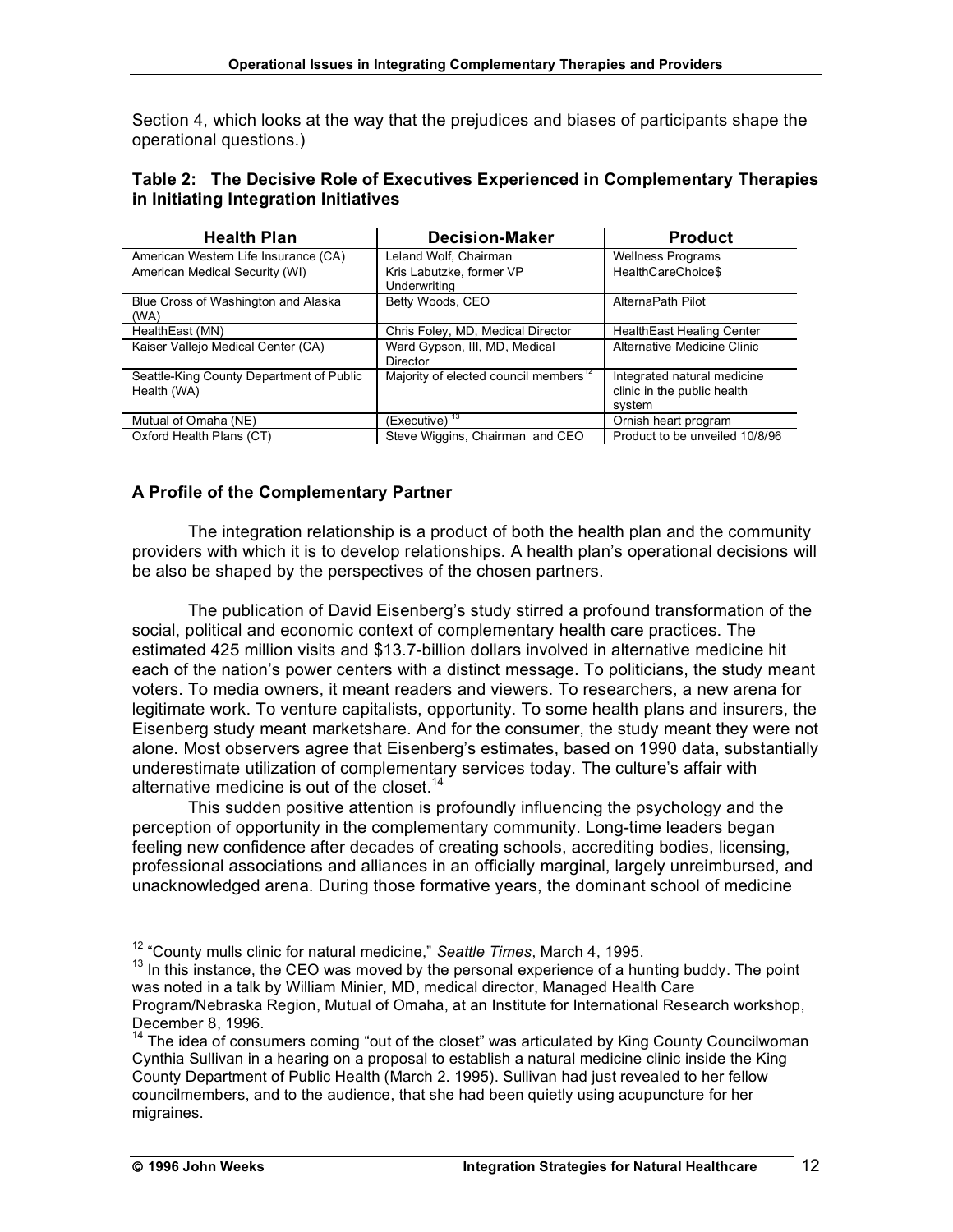Section 4, which looks at the way that the prejudices and biases of participants shape the operational questions.)

**Table 2: The Decisive Role of Executives Experienced in Complementary Therapies in Initiating Integration Initiatives**

| Health Plan | Decision-Maker | Product |
|---|---|---|
| American Western Life Insurance (CA) | Leland Wolf, Chairman | Wellness Programs |
| American Medical Security (WI) | Kris Labutzke, former VP Underwriting | HealthCareChoice$ |
| Blue Cross of Washington and Alaska (WA) | Betty Woods, CEO | AlternaPath Pilot |
| HealthEast (MN) | Chris Foley, MD, Medical Director | HealthEast Healing Center |
| Kaiser Vallejo Medical Center (CA) | Ward Gypson, III, MD, Medical Director | Alternative Medicine Clinic |
| Seattle-King County Department of Public Health (WA) | Majority of elected council members[12] | Integrated natural medicine clinic in the public health system |
| Mutual of Omaha (NE) | (Executive) [13] | Ornish heart program |
| Oxford Health Plans (CT) | Steve Wiggins, Chairman and CEO | Product to be unveiled 10/8/96 |

### A Profile of the Complementary Partner

The integration relationship is a product of both the health plan and the community providers with which it is to develop relationships. A health plan's operational decisions will be also be shaped by the perspectives of the chosen partners.

The publication of David Eisenberg's study stirred a profound transformation of the social, political and economic context of complementary health care practices. The estimated 425 million visits and $13.7-billion dollars involved in alternative medicine hit each of the nation's power centers with a distinct message. To politicians, the study meant voters. To media owners, it meant readers and viewers. To researchers, a new arena for legitimate work. To venture capitalists, opportunity. To some health plans and insurers, the Eisenberg study meant marketshare. And for the consumer, the study meant they were not alone. Most observers agree that Eisenberg's estimates, based on 1990 data, substantially underestimate utilization of complementary services today. The culture's affair with alternative medicine is out of the closet.[14]

This sudden positive attention is profoundly influencing the psychology and the perception of opportunity in the complementary community. Long-time leaders began feeling new confidence after decades of creating schools, accrediting bodies, licensing, professional associations and alliances in an officially marginal, largely unreimbursed, and unacknowledged arena. During those formative years, the dominant school of medicine

---

[12] "County mulls clinic for natural medicine," *Seattle Times*, March 4, 1995.

[13] In this instance, the CEO was moved by the personal experience of a hunting buddy. The point was noted in a talk by William Minier, MD, medical director, Managed Health Care Program/Nebraska Region, Mutual of Omaha, at an Institute for International Research workshop, December 8, 1996.

[14] The idea of consumers coming "out of the closet" was articulated by King County Councilwoman Cynthia Sullivan in a hearing on a proposal to establish a natural medicine clinic inside the King County Department of Public Health (March 2. 1995). Sullivan had just revealed to her fellow councilmembers, and to the audience, that she had been quietly using acupuncture for her migraines.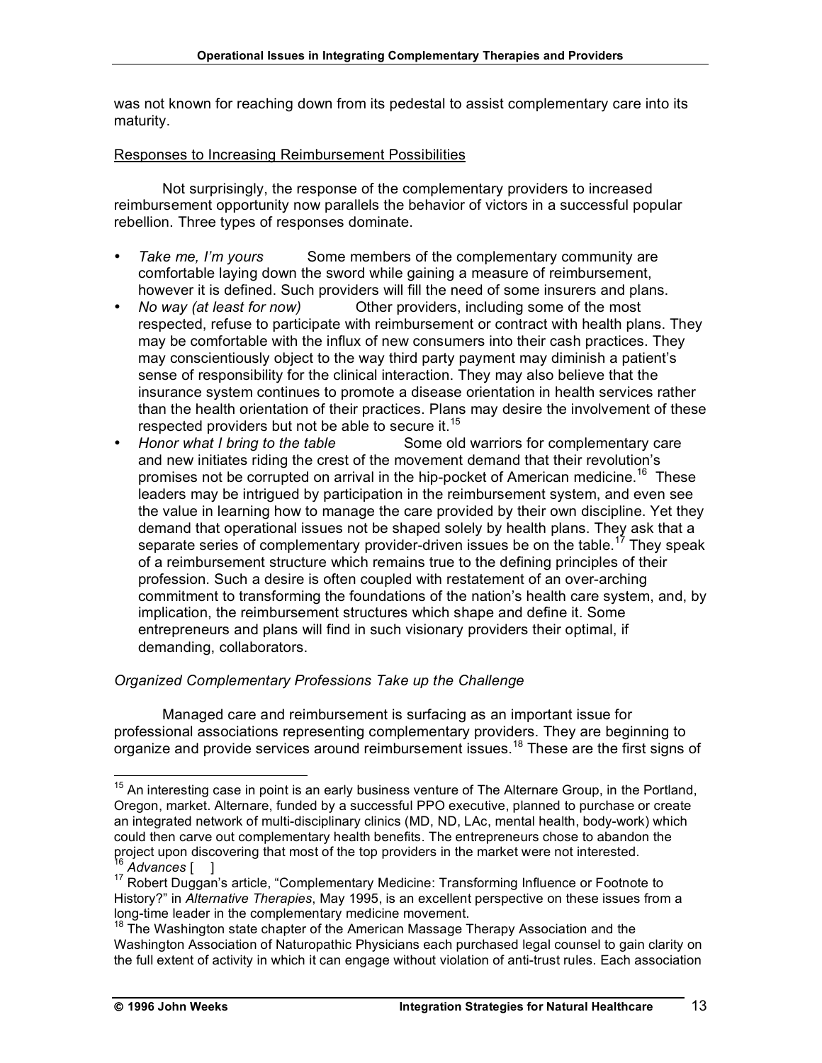was not known for reaching down from its pedestal to assist complementary care into its maturity.

Responses to Increasing Reimbursement Possibilities

Not surprisingly, the response of the complementary providers to increased reimbursement opportunity now parallels the behavior of victors in a successful popular rebellion. Three types of responses dominate.

- *Take me, I'm yours* Some members of the complementary community are comfortable laying down the sword while gaining a measure of reimbursement, however it is defined. Such providers will fill the need of some insurers and plans.
- *No way (at least for now)* Other providers, including some of the most respected, refuse to participate with reimbursement or contract with health plans. They may be comfortable with the influx of new consumers into their cash practices. They may conscientiously object to the way third party payment may diminish a patient's sense of responsibility for the clinical interaction. They may also believe that the insurance system continues to promote a disease orientation in health services rather than the health orientation of their practices. Plans may desire the involvement of these respected providers but not be able to secure it.[15]
- *Honor what I bring to the table* Some old warriors for complementary care and new initiates riding the crest of the movement demand that their revolution's promises not be corrupted on arrival in the hip-pocket of American medicine.[16] These leaders may be intrigued by participation in the reimbursement system, and even see the value in learning how to manage the care provided by their own discipline. Yet they demand that operational issues not be shaped solely by health plans. They ask that a separate series of complementary provider-driven issues be on the table.[17] They speak of a reimbursement structure which remains true to the defining principles of their profession. Such a desire is often coupled with restatement of an over-arching commitment to transforming the foundations of the nation's health care system, and, by implication, the reimbursement structures which shape and define it. Some entrepreneurs and plans will find in such visionary providers their optimal, if demanding, collaborators.

*Organized Complementary Professions Take up the Challenge*

Managed care and reimbursement is surfacing as an important issue for professional associations representing complementary providers. They are beginning to organize and provide services around reimbursement issues.[18] These are the first signs of

---

[15] An interesting case in point is an early business venture of The Alternare Group, in the Portland, Oregon, market. Alternare, funded by a successful PPO executive, planned to purchase or create an integrated network of multi-disciplinary clinics (MD, ND, LAc, mental health, body-work) which could then carve out complementary health benefits. The entrepreneurs chose to abandon the project upon discovering that most of the top providers in the market were not interested.

[16] *Advances* [ ]

[17] Robert Duggan's article, "Complementary Medicine: Transforming Influence or Footnote to History?" in *Alternative Therapies*, May 1995, is an excellent perspective on these issues from a long-time leader in the complementary medicine movement.

[18] The Washington state chapter of the American Massage Therapy Association and the Washington Association of Naturopathic Physicians each purchased legal counsel to gain clarity on the full extent of activity in which it can engage without violation of anti-trust rules. Each association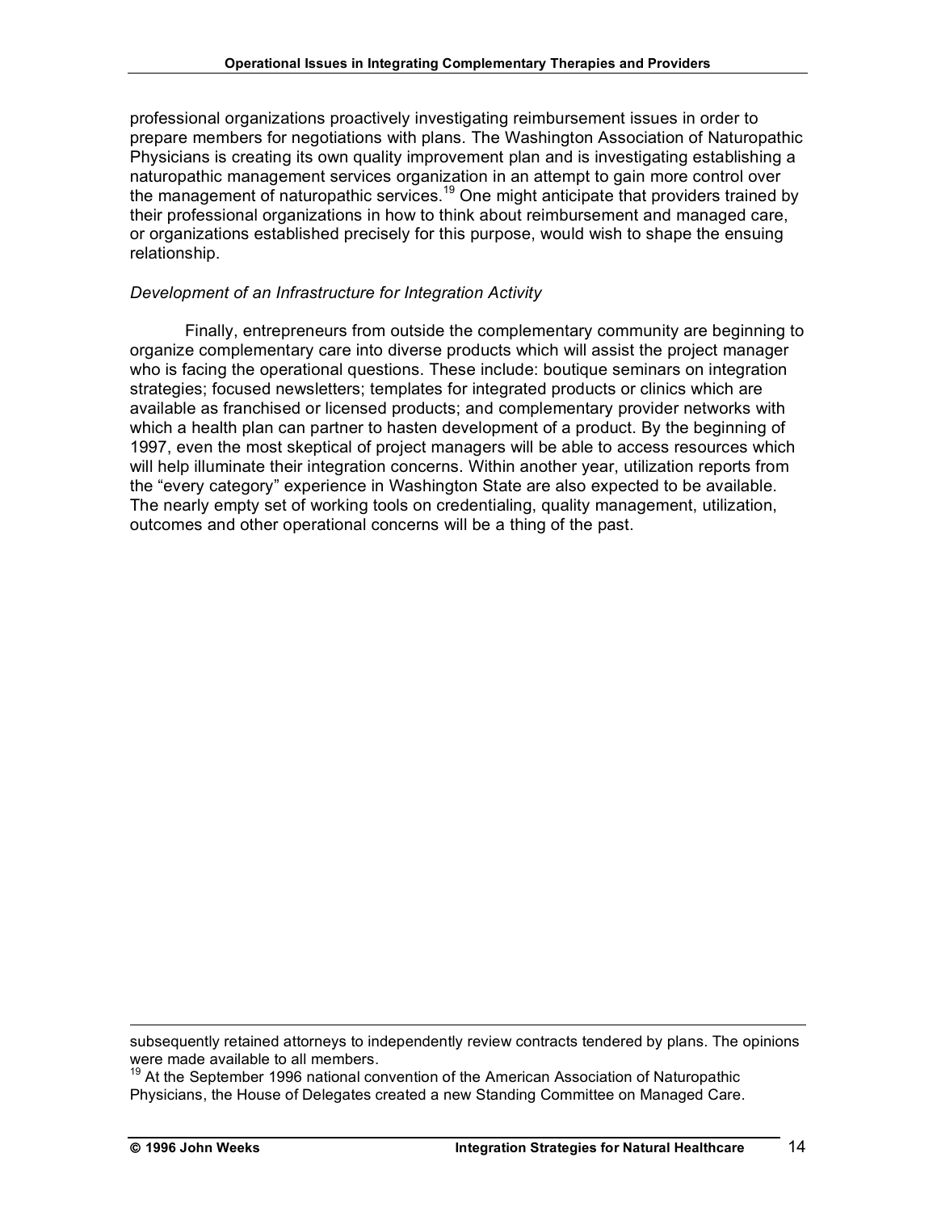professional organizations proactively investigating reimbursement issues in order to prepare members for negotiations with plans. The Washington Association of Naturopathic Physicians is creating its own quality improvement plan and is investigating establishing a naturopathic management services organization in an attempt to gain more control over the management of naturopathic services.[19] One might anticipate that providers trained by their professional organizations in how to think about reimbursement and managed care, or organizations established precisely for this purpose, would wish to shape the ensuing relationship.

*Development of an Infrastructure for Integration Activity*

Finally, entrepreneurs from outside the complementary community are beginning to organize complementary care into diverse products which will assist the project manager who is facing the operational questions. These include: boutique seminars on integration strategies; focused newsletters; templates for integrated products or clinics which are available as franchised or licensed products; and complementary provider networks with which a health plan can partner to hasten development of a product. By the beginning of 1997, even the most skeptical of project managers will be able to access resources which will help illuminate their integration concerns. Within another year, utilization reports from the "every category" experience in Washington State are also expected to be available. The nearly empty set of working tools on credentialing, quality management, utilization, outcomes and other operational concerns will be a thing of the past.

---

subsequently retained attorneys to independently review contracts tendered by plans. The opinions were made available to all members.

[19] At the September 1996 national convention of the American Association of Naturopathic Physicians, the House of Delegates created a new Standing Committee on Managed Care.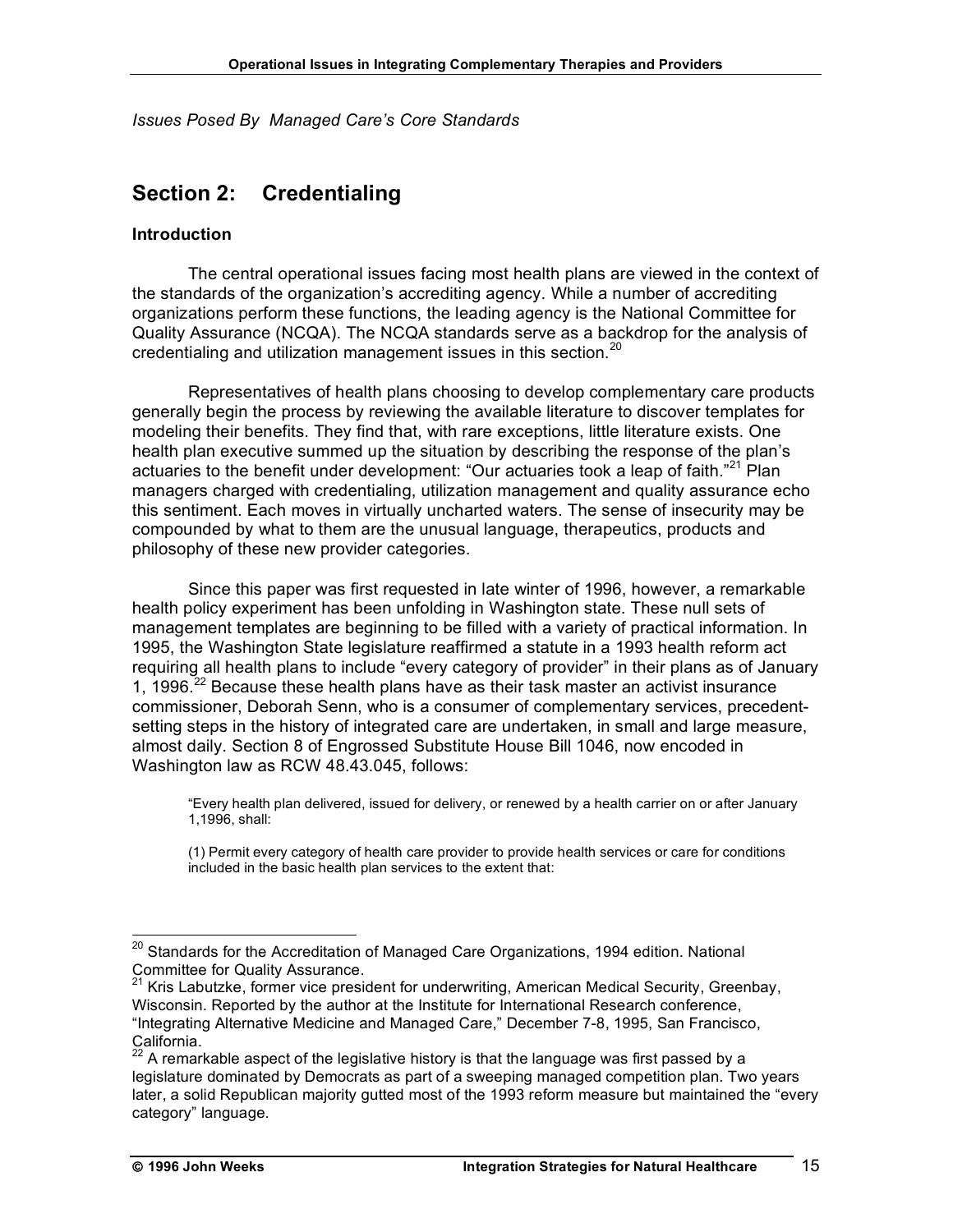*Issues Posed By Managed Care's Core Standards*

## Section 2: Credentialing

### Introduction

The central operational issues facing most health plans are viewed in the context of the standards of the organization's accrediting agency. While a number of accrediting organizations perform these functions, the leading agency is the National Committee for Quality Assurance (NCQA). The NCQA standards serve as a backdrop for the analysis of credentialing and utilization management issues in this section.[20]

Representatives of health plans choosing to develop complementary care products generally begin the process by reviewing the available literature to discover templates for modeling their benefits. They find that, with rare exceptions, little literature exists. One health plan executive summed up the situation by describing the response of the plan's actuaries to the benefit under development: "Our actuaries took a leap of faith."[21] Plan managers charged with credentialing, utilization management and quality assurance echo this sentiment. Each moves in virtually uncharted waters. The sense of insecurity may be compounded by what to them are the unusual language, therapeutics, products and philosophy of these new provider categories.

Since this paper was first requested in late winter of 1996, however, a remarkable health policy experiment has been unfolding in Washington state. These null sets of management templates are beginning to be filled with a variety of practical information. In 1995, the Washington State legislature reaffirmed a statute in a 1993 health reform act requiring all health plans to include "every category of provider" in their plans as of January 1, 1996.[22] Because these health plans have as their task master an activist insurance commissioner, Deborah Senn, who is a consumer of complementary services, precedent-setting steps in the history of integrated care are undertaken, in small and large measure, almost daily. Section 8 of Engrossed Substitute House Bill 1046, now encoded in Washington law as RCW 48.43.045, follows:

> "Every health plan delivered, issued for delivery, or renewed by a health carrier on or after January 1,1996, shall:
>
> (1) Permit every category of health care provider to provide health services or care for conditions included in the basic health plan services to the extent that:

---

[20] Standards for the Accreditation of Managed Care Organizations, 1994 edition. National Committee for Quality Assurance.

[21] Kris Labutzke, former vice president for underwriting, American Medical Security, Greenbay, Wisconsin. Reported by the author at the Institute for International Research conference, "Integrating Alternative Medicine and Managed Care," December 7-8, 1995, San Francisco, California.

[22] A remarkable aspect of the legislative history is that the language was first passed by a legislature dominated by Democrats as part of a sweeping managed competition plan. Two years later, a solid Republican majority gutted most of the 1993 reform measure but maintained the "every category" language.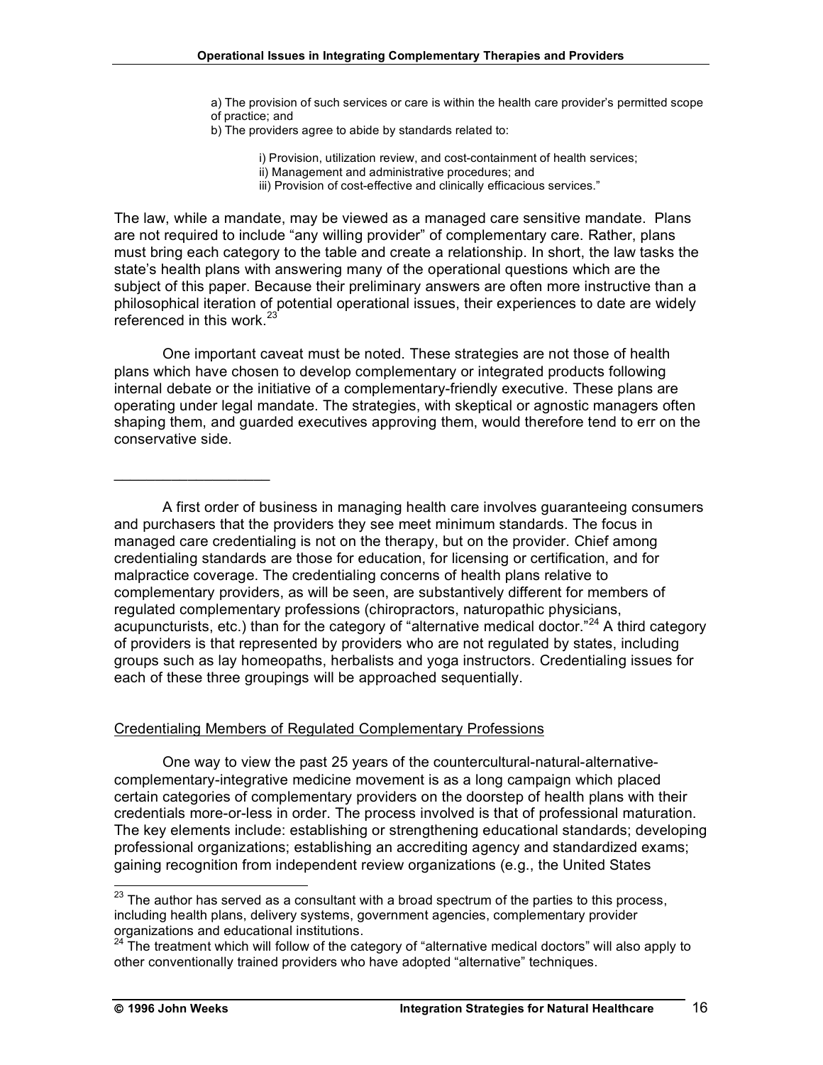a) The provision of such services or care is within the health care provider's permitted scope of practice; and

b) The providers agree to abide by standards related to:

i) Provision, utilization review, and cost-containment of health services;

ii) Management and administrative procedures; and

iii) Provision of cost-effective and clinically efficacious services."

The law, while a mandate, may be viewed as a managed care sensitive mandate. Plans are not required to include "any willing provider" of complementary care. Rather, plans must bring each category to the table and create a relationship. In short, the law tasks the state's health plans with answering many of the operational questions which are the subject of this paper. Because their preliminary answers are often more instructive than a philosophical iteration of potential operational issues, their experiences to date are widely referenced in this work.[23]

One important caveat must be noted. These strategies are not those of health plans which have chosen to develop complementary or integrated products following internal debate or the initiative of a complementary-friendly executive. These plans are operating under legal mandate. The strategies, with skeptical or agnostic managers often shaping them, and guarded executives approving them, would therefore tend to err on the conservative side.

---

A first order of business in managing health care involves guaranteeing consumers and purchasers that the providers they see meet minimum standards. The focus in managed care credentialing is not on the therapy, but on the provider. Chief among credentialing standards are those for education, for licensing or certification, and for malpractice coverage. The credentialing concerns of health plans relative to complementary providers, as will be seen, are substantively different for members of regulated complementary professions (chiropractors, naturopathic physicians, acupuncturists, etc.) than for the category of "alternative medical doctor."[24] A third category of providers is that represented by providers who are not regulated by states, including groups such as lay homeopaths, herbalists and yoga instructors. Credentialing issues for each of these three groupings will be approached sequentially.

## Credentialing Members of Regulated Complementary Professions

One way to view the past 25 years of the countercultural-natural-alternative-complementary-integrative medicine movement is as a long campaign which placed certain categories of complementary providers on the doorstep of health plans with their credentials more-or-less in order. The process involved is that of professional maturation. The key elements include: establishing or strengthening educational standards; developing professional organizations; establishing an accrediting agency and standardized exams; gaining recognition from independent review organizations (e.g., the United States

[23] The author has served as a consultant with a broad spectrum of the parties to this process, including health plans, delivery systems, government agencies, complementary provider organizations and educational institutions.

[24] The treatment which will follow of the category of "alternative medical doctors" will also apply to other conventionally trained providers who have adopted "alternative" techniques.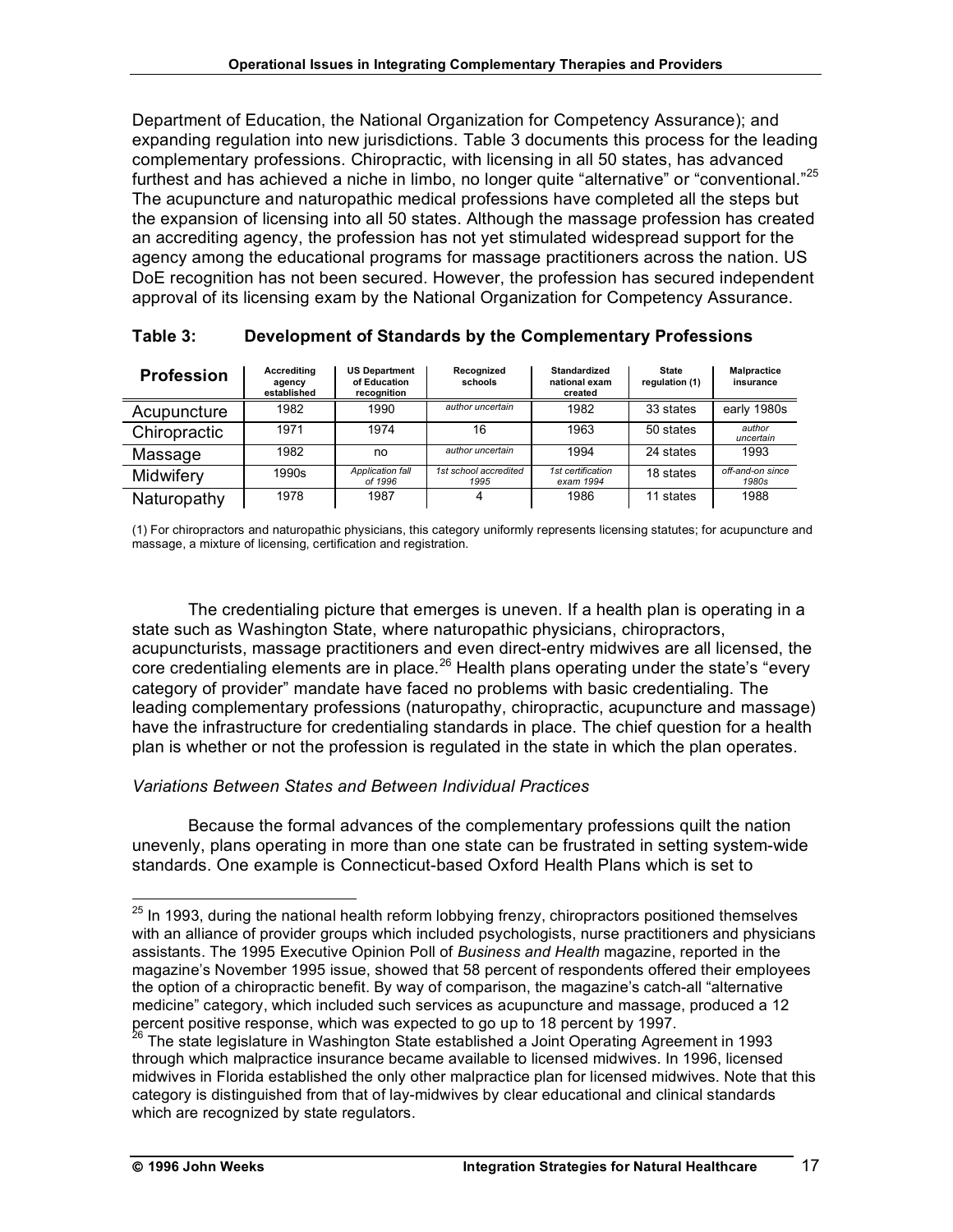Department of Education, the National Organization for Competency Assurance); and expanding regulation into new jurisdictions. Table 3 documents this process for the leading complementary professions. Chiropractic, with licensing in all 50 states, has advanced furthest and has achieved a niche in limbo, no longer quite "alternative" or "conventional."[25] The acupuncture and naturopathic medical professions have completed all the steps but the expansion of licensing into all 50 states. Although the massage profession has created an accrediting agency, the profession has not yet stimulated widespread support for the agency among the educational programs for massage practitioners across the nation. US DoE recognition has not been secured. However, the profession has secured independent approval of its licensing exam by the National Organization for Competency Assurance.

**Table 3: Development of Standards by the Complementary Professions**

| Profession | Accrediting agency established | US Department of Education recognition | Recognized schools | Standardized national exam created | State regulation (1) | Malpractice insurance |
|---|---|---|---|---|---|---|
| Acupuncture | 1982 | 1990 | *author uncertain* | 1982 | 33 states | early 1980s |
| Chiropractic | 1971 | 1974 | 16 | 1963 | 50 states | *author uncertain* |
| Massage | 1982 | no | *author uncertain* | 1994 | 24 states | 1993 |
| Midwifery | 1990s | *Application fall of 1996* | *1st school accredited 1995* | *1st certification exam 1994* | 18 states | *off-and-on since 1980s* |
| Naturopathy | 1978 | 1987 | 4 | 1986 | 11 states | 1988 |

(1) For chiropractors and naturopathic physicians, this category uniformly represents licensing statutes; for acupuncture and massage, a mixture of licensing, certification and registration.

The credentialing picture that emerges is uneven. If a health plan is operating in a state such as Washington State, where naturopathic physicians, chiropractors, acupuncturists, massage practitioners and even direct-entry midwives are all licensed, the core credentialing elements are in place.[26] Health plans operating under the state's "every category of provider" mandate have faced no problems with basic credentialing. The leading complementary professions (naturopathy, chiropractic, acupuncture and massage) have the infrastructure for credentialing standards in place. The chief question for a health plan is whether or not the profession is regulated in the state in which the plan operates.

*Variations Between States and Between Individual Practices*

Because the formal advances of the complementary professions quilt the nation unevenly, plans operating in more than one state can be frustrated in setting system-wide standards. One example is Connecticut-based Oxford Health Plans which is set to

[25] In 1993, during the national health reform lobbying frenzy, chiropractors positioned themselves with an alliance of provider groups which included psychologists, nurse practitioners and physicians assistants. The 1995 Executive Opinion Poll of *Business and Health* magazine, reported in the magazine's November 1995 issue, showed that 58 percent of respondents offered their employees the option of a chiropractic benefit. By way of comparison, the magazine's catch-all "alternative medicine" category, which included such services as acupuncture and massage, produced a 12 percent positive response, which was expected to go up to 18 percent by 1997.

[26] The state legislature in Washington State established a Joint Operating Agreement in 1993 through which malpractice insurance became available to licensed midwives. In 1996, licensed midwives in Florida established the only other malpractice plan for licensed midwives. Note that this category is distinguished from that of lay-midwives by clear educational and clinical standards which are recognized by state regulators.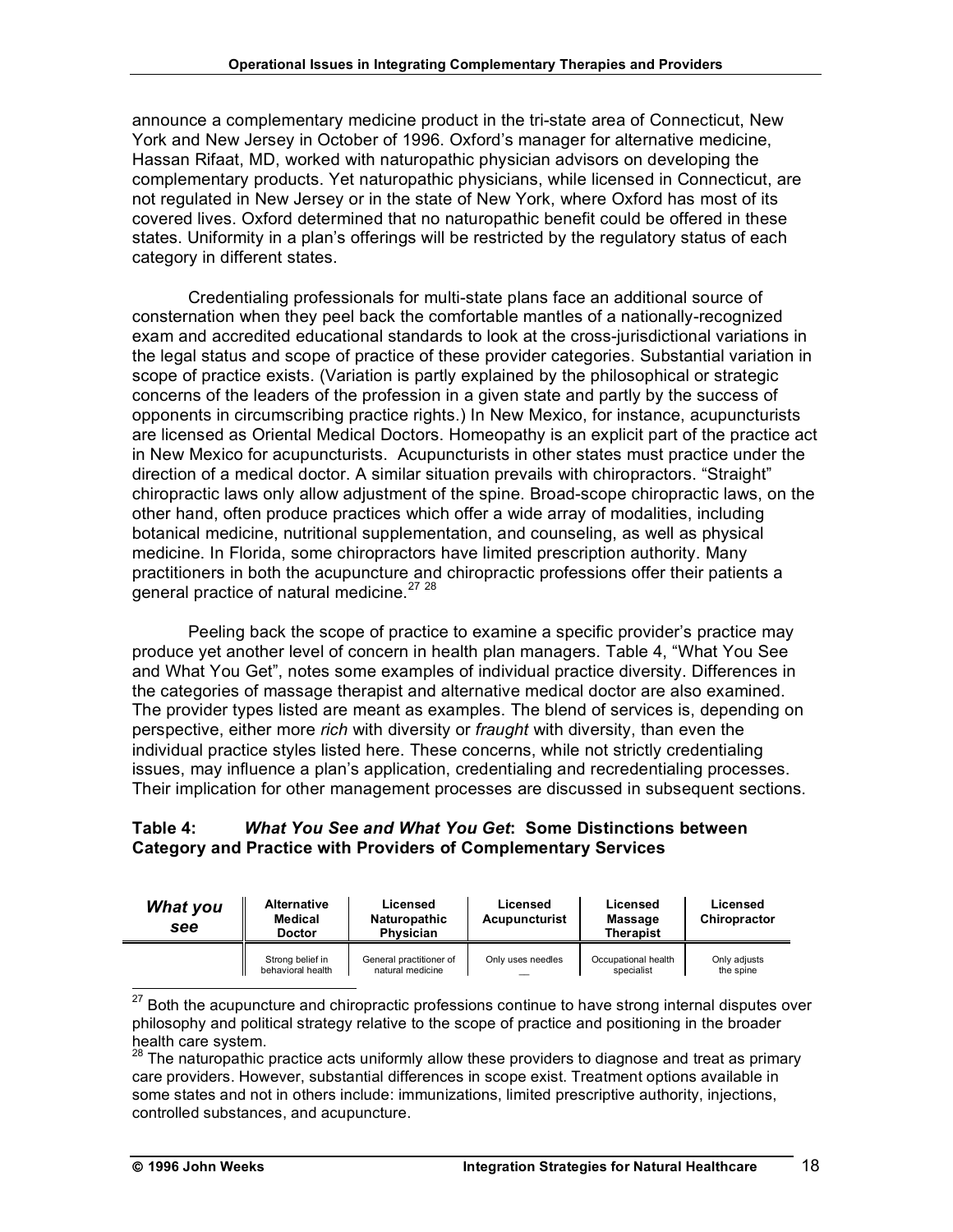announce a complementary medicine product in the tri-state area of Connecticut, New York and New Jersey in October of 1996. Oxford's manager for alternative medicine, Hassan Rifaat, MD, worked with naturopathic physician advisors on developing the complementary products. Yet naturopathic physicians, while licensed in Connecticut, are not regulated in New Jersey or in the state of New York, where Oxford has most of its covered lives. Oxford determined that no naturopathic benefit could be offered in these states. Uniformity in a plan's offerings will be restricted by the regulatory status of each category in different states.

Credentialing professionals for multi-state plans face an additional source of consternation when they peel back the comfortable mantles of a nationally-recognized exam and accredited educational standards to look at the cross-jurisdictional variations in the legal status and scope of practice of these provider categories. Substantial variation in scope of practice exists. (Variation is partly explained by the philosophical or strategic concerns of the leaders of the profession in a given state and partly by the success of opponents in circumscribing practice rights.) In New Mexico, for instance, acupuncturists are licensed as Oriental Medical Doctors. Homeopathy is an explicit part of the practice act in New Mexico for acupuncturists. Acupuncturists in other states must practice under the direction of a medical doctor. A similar situation prevails with chiropractors. "Straight" chiropractic laws only allow adjustment of the spine. Broad-scope chiropractic laws, on the other hand, often produce practices which offer a wide array of modalities, including botanical medicine, nutritional supplementation, and counseling, as well as physical medicine. In Florida, some chiropractors have limited prescription authority. Many practitioners in both the acupuncture and chiropractic professions offer their patients a general practice of natural medicine.[27] [28]

Peeling back the scope of practice to examine a specific provider's practice may produce yet another level of concern in health plan managers. Table 4, "What You See and What You Get", notes some examples of individual practice diversity. Differences in the categories of massage therapist and alternative medical doctor are also examined. The provider types listed are meant as examples. The blend of services is, depending on perspective, either more *rich* with diversity or *fraught* with diversity, than even the individual practice styles listed here. These concerns, while not strictly credentialing issues, may influence a plan's application, credentialing and recredentialing processes. Their implication for other management processes are discussed in subsequent sections.

**Table 4: *What You See and What You Get*: Some Distinctions between Category and Practice with Providers of Complementary Services**

| ***What you see*** | **Alternative Medical Doctor** | **Licensed Naturopathic Physician** | **Licensed Acupuncturist** | **Licensed Massage Therapist** | **Licensed Chiropractor** |
|---|---|---|---|---|---|
| | Strong belief in behavioral health | General practitioner of natural medicine | Only uses needles | Occupational health specialist | Only adjusts the spine |

[27] Both the acupuncture and chiropractic professions continue to have strong internal disputes over philosophy and political strategy relative to the scope of practice and positioning in the broader health care system.

[28] The naturopathic practice acts uniformly allow these providers to diagnose and treat as primary care providers. However, substantial differences in scope exist. Treatment options available in some states and not in others include: immunizations, limited prescriptive authority, injections, controlled substances, and acupuncture.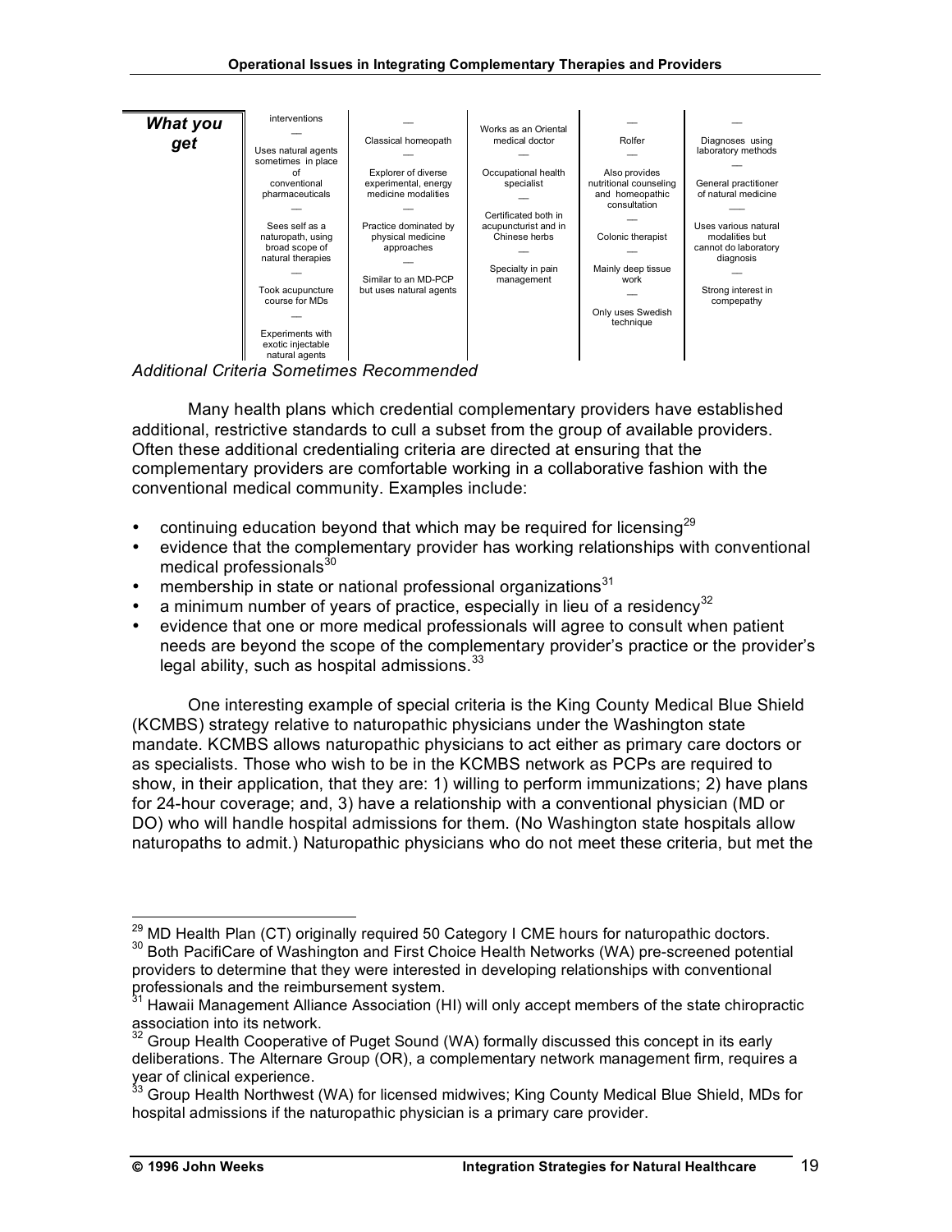| | | | | | |
|---|---|---|---|---|---|
| ***What you get*** | interventions — Uses natural agents sometimes in place of conventional pharmaceuticals — Sees self as a naturopath, using broad scope of natural therapies — Took acupuncture course for MDs — Experiments with exotic injectable natural agents | — Classical homeopath — Explorer of diverse experimental, energy medicine modalities — Practice dominated by physical medicine approaches — Similar to an MD-PCP but uses natural agents | Works as an Oriental medical doctor — Occupational health specialist — Certificated both in acupuncturist and in Chinese herbs — Specialty in pain management | — Rolfer — Also provides nutritional counseling and homeopathic consultation — Colonic therapist — Mainly deep tissue work — Only uses Swedish technique | — Diagnoses using laboratory methods — General practitioner of natural medicine — Uses various natural modalities but cannot do laboratory diagnosis — Strong interest in compepathy |

*Additional Criteria Sometimes Recommended*

Many health plans which credential complementary providers have established additional, restrictive standards to cull a subset from the group of available providers. Often these additional credentialing criteria are directed at ensuring that the complementary providers are comfortable working in a collaborative fashion with the conventional medical community. Examples include:

- continuing education beyond that which may be required for licensing[29]
- evidence that the complementary provider has working relationships with conventional medical professionals[30]
- membership in state or national professional organizations[31]
- a minimum number of years of practice, especially in lieu of a residency[32]
- evidence that one or more medical professionals will agree to consult when patient needs are beyond the scope of the complementary provider's practice or the provider's legal ability, such as hospital admissions.[33]

One interesting example of special criteria is the King County Medical Blue Shield (KCMBS) strategy relative to naturopathic physicians under the Washington state mandate. KCMBS allows naturopathic physicians to act either as primary care doctors or as specialists. Those who wish to be in the KCMBS network as PCPs are required to show, in their application, that they are: 1) willing to perform immunizations; 2) have plans for 24-hour coverage; and, 3) have a relationship with a conventional physician (MD or DO) who will handle hospital admissions for them. (No Washington state hospitals allow naturopaths to admit.) Naturopathic physicians who do not meet these criteria, but met the

---

[29] MD Health Plan (CT) originally required 50 Category I CME hours for naturopathic doctors.

[30] Both PacifiCare of Washington and First Choice Health Networks (WA) pre-screened potential providers to determine that they were interested in developing relationships with conventional professionals and the reimbursement system.

[31] Hawaii Management Alliance Association (HI) will only accept members of the state chiropractic association into its network.

[32] Group Health Cooperative of Puget Sound (WA) formally discussed this concept in its early deliberations. The Alternare Group (OR), a complementary network management firm, requires a year of clinical experience.

[33] Group Health Northwest (WA) for licensed midwives; King County Medical Blue Shield, MDs for hospital admissions if the naturopathic physician is a primary care provider.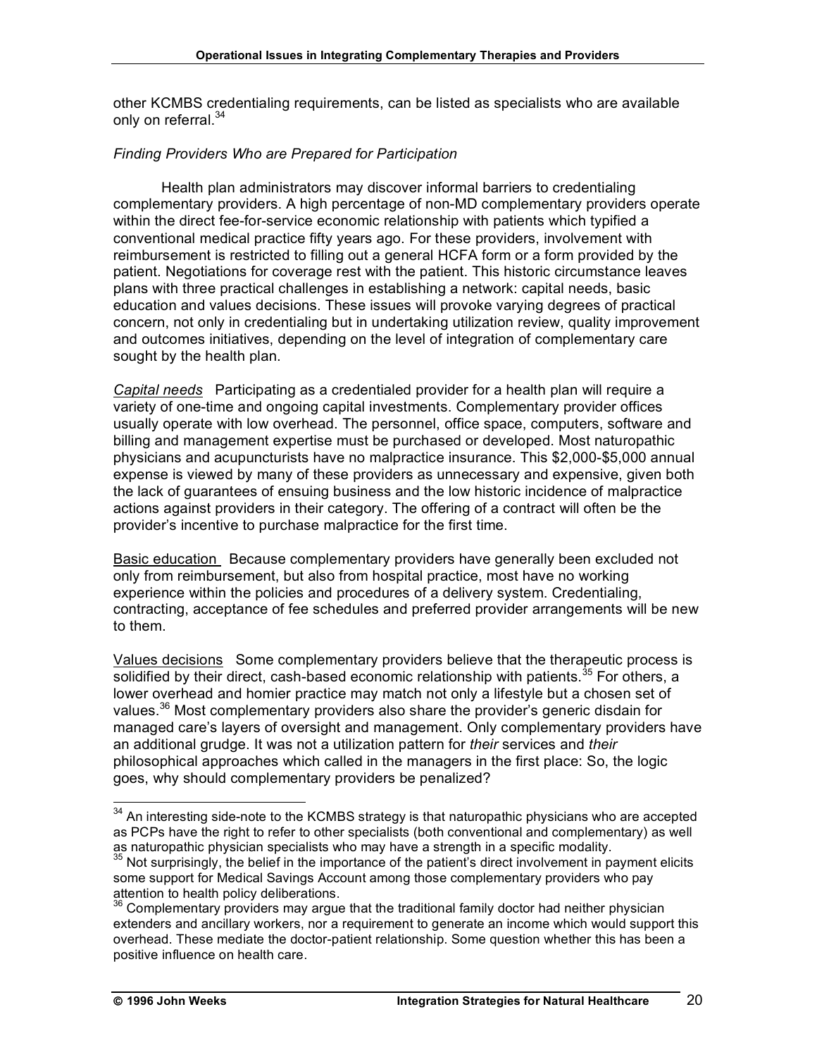other KCMBS credentialing requirements, can be listed as specialists who are available only on referral.[34]

*Finding Providers Who are Prepared for Participation*

Health plan administrators may discover informal barriers to credentialing complementary providers. A high percentage of non-MD complementary providers operate within the direct fee-for-service economic relationship with patients which typified a conventional medical practice fifty years ago. For these providers, involvement with reimbursement is restricted to filling out a general HCFA form or a form provided by the patient. Negotiations for coverage rest with the patient. This historic circumstance leaves plans with three practical challenges in establishing a network: capital needs, basic education and values decisions. These issues will provoke varying degrees of practical concern, not only in credentialing but in undertaking utilization review, quality improvement and outcomes initiatives, depending on the level of integration of complementary care sought by the health plan.

*Capital needs* Participating as a credentialed provider for a health plan will require a variety of one-time and ongoing capital investments. Complementary provider offices usually operate with low overhead. The personnel, office space, computers, software and billing and management expertise must be purchased or developed. Most naturopathic physicians and acupuncturists have no malpractice insurance. This $2,000-$5,000 annual expense is viewed by many of these providers as unnecessary and expensive, given both the lack of guarantees of ensuing business and the low historic incidence of malpractice actions against providers in their category. The offering of a contract will often be the provider's incentive to purchase malpractice for the first time.

Basic education Because complementary providers have generally been excluded not only from reimbursement, but also from hospital practice, most have no working experience within the policies and procedures of a delivery system. Credentialing, contracting, acceptance of fee schedules and preferred provider arrangements will be new to them.

Values decisions Some complementary providers believe that the therapeutic process is solidified by their direct, cash-based economic relationship with patients.[35] For others, a lower overhead and homier practice may match not only a lifestyle but a chosen set of values.[36] Most complementary providers also share the provider's generic disdain for managed care's layers of oversight and management. Only complementary providers have an additional grudge. It was not a utilization pattern for *their* services and *their* philosophical approaches which called in the managers in the first place: So, the logic goes, why should complementary providers be penalized?

---

[34] An interesting side-note to the KCMBS strategy is that naturopathic physicians who are accepted as PCPs have the right to refer to other specialists (both conventional and complementary) as well as naturopathic physician specialists who may have a strength in a specific modality.

[35] Not surprisingly, the belief in the importance of the patient's direct involvement in payment elicits some support for Medical Savings Account among those complementary providers who pay attention to health policy deliberations.

[36] Complementary providers may argue that the traditional family doctor had neither physician extenders and ancillary workers, nor a requirement to generate an income which would support this overhead. These mediate the doctor-patient relationship. Some question whether this has been a positive influence on health care.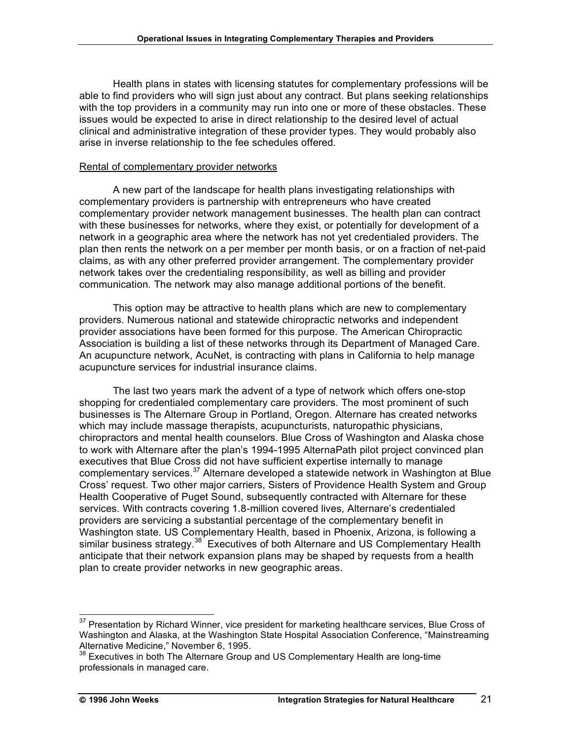Health plans in states with licensing statutes for complementary professions will be able to find providers who will sign just about any contract. But plans seeking relationships with the top providers in a community may run into one or more of these obstacles. These issues would be expected to arise in direct relationship to the desired level of actual clinical and administrative integration of these provider types. They would probably also arise in inverse relationship to the fee schedules offered.

<u>Rental of complementary provider networks</u>

A new part of the landscape for health plans investigating relationships with complementary providers is partnership with entrepreneurs who have created complementary provider network management businesses. The health plan can contract with these businesses for networks, where they exist, or potentially for development of a network in a geographic area where the network has not yet credentialed providers. The plan then rents the network on a per member per month basis, or on a fraction of net-paid claims, as with any other preferred provider arrangement. The complementary provider network takes over the credentialing responsibility, as well as billing and provider communication. The network may also manage additional portions of the benefit.

This option may be attractive to health plans which are new to complementary providers. Numerous national and statewide chiropractic networks and independent provider associations have been formed for this purpose. The American Chiropractic Association is building a list of these networks through its Department of Managed Care. An acupuncture network, AcuNet, is contracting with plans in California to help manage acupuncture services for industrial insurance claims.

The last two years mark the advent of a type of network which offers one-stop shopping for credentialed complementary care providers. The most prominent of such businesses is The Alternare Group in Portland, Oregon. Alternare has created networks which may include massage therapists, acupuncturists, naturopathic physicians, chiropractors and mental health counselors. Blue Cross of Washington and Alaska chose to work with Alternare after the plan's 1994-1995 AlternaPath pilot project convinced plan executives that Blue Cross did not have sufficient expertise internally to manage complementary services.[37] Alternare developed a statewide network in Washington at Blue Cross' request. Two other major carriers, Sisters of Providence Health System and Group Health Cooperative of Puget Sound, subsequently contracted with Alternare for these services. With contracts covering 1.8-million covered lives, Alternare's credentialed providers are servicing a substantial percentage of the complementary benefit in Washington state. US Complementary Health, based in Phoenix, Arizona, is following a similar business strategy.[38] Executives of both Alternare and US Complementary Health anticipate that their network expansion plans may be shaped by requests from a health plan to create provider networks in new geographic areas.

---

[37] Presentation by Richard Winner, vice president for marketing healthcare services, Blue Cross of Washington and Alaska, at the Washington State Hospital Association Conference, "Mainstreaming Alternative Medicine," November 6, 1995.

[38] Executives in both The Alternare Group and US Complementary Health are long-time professionals in managed care.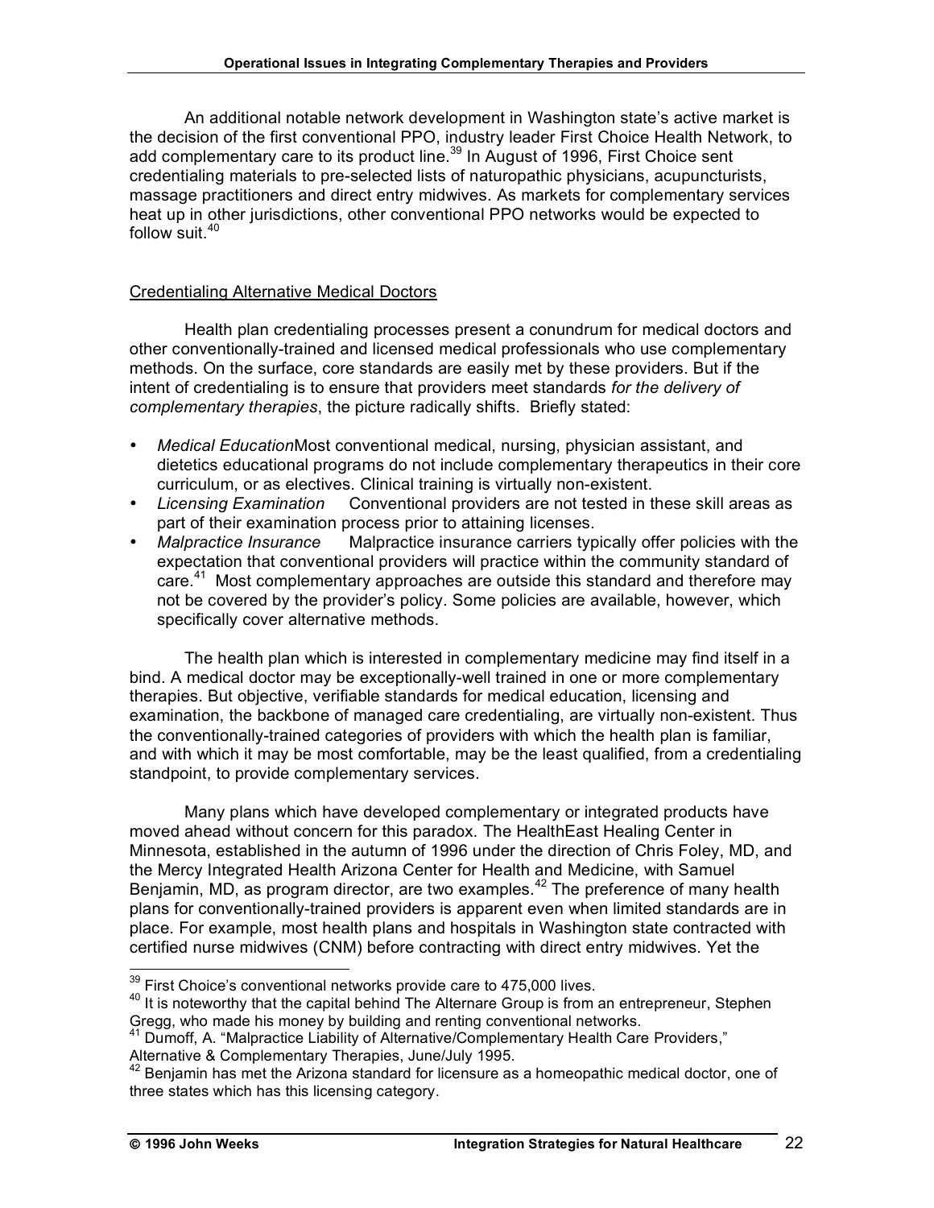An additional notable network development in Washington state's active market is the decision of the first conventional PPO, industry leader First Choice Health Network, to add complementary care to its product line.[39] In August of 1996, First Choice sent credentialing materials to pre-selected lists of naturopathic physicians, acupuncturists, massage practitioners and direct entry midwives. As markets for complementary services heat up in other jurisdictions, other conventional PPO networks would be expected to follow suit.[40]

Credentialing Alternative Medical Doctors

Health plan credentialing processes present a conundrum for medical doctors and other conventionally-trained and licensed medical professionals who use complementary methods. On the surface, core standards are easily met by these providers. But if the intent of credentialing is to ensure that providers meet standards *for the delivery of complementary therapies*, the picture radically shifts. Briefly stated:

- *Medical Education*Most conventional medical, nursing, physician assistant, and dietetics educational programs do not include complementary therapeutics in their core curriculum, or as electives. Clinical training is virtually non-existent.
- *Licensing Examination* Conventional providers are not tested in these skill areas as part of their examination process prior to attaining licenses.
- *Malpractice Insurance* Malpractice insurance carriers typically offer policies with the expectation that conventional providers will practice within the community standard of care.[41] Most complementary approaches are outside this standard and therefore may not be covered by the provider's policy. Some policies are available, however, which specifically cover alternative methods.

The health plan which is interested in complementary medicine may find itself in a bind. A medical doctor may be exceptionally-well trained in one or more complementary therapies. But objective, verifiable standards for medical education, licensing and examination, the backbone of managed care credentialing, are virtually non-existent. Thus the conventionally-trained categories of providers with which the health plan is familiar, and with which it may be most comfortable, may be the least qualified, from a credentialing standpoint, to provide complementary services.

Many plans which have developed complementary or integrated products have moved ahead without concern for this paradox. The HealthEast Healing Center in Minnesota, established in the autumn of 1996 under the direction of Chris Foley, MD, and the Mercy Integrated Health Arizona Center for Health and Medicine, with Samuel Benjamin, MD, as program director, are two examples.[42] The preference of many health plans for conventionally-trained providers is apparent even when limited standards are in place. For example, most health plans and hospitals in Washington state contracted with certified nurse midwives (CNM) before contracting with direct entry midwives. Yet the

---

[39] First Choice's conventional networks provide care to 475,000 lives.

[40] It is noteworthy that the capital behind The Alternare Group is from an entrepreneur, Stephen Gregg, who made his money by building and renting conventional networks.

[41] Dumoff, A. "Malpractice Liability of Alternative/Complementary Health Care Providers," Alternative & Complementary Therapies, June/July 1995.

[42] Benjamin has met the Arizona standard for licensure as a homeopathic medical doctor, one of three states which has this licensing category.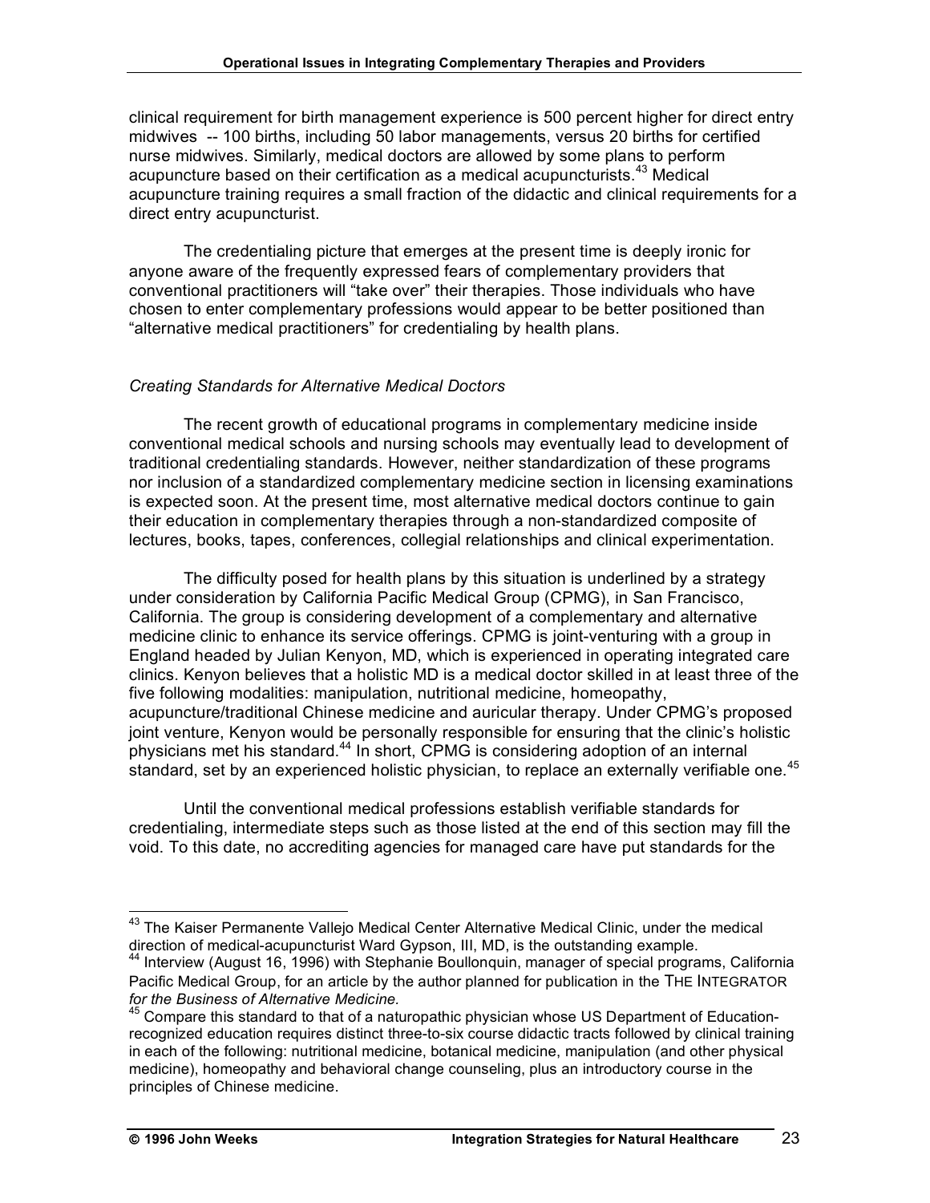clinical requirement for birth management experience is 500 percent higher for direct entry midwives -- 100 births, including 50 labor managements, versus 20 births for certified nurse midwives. Similarly, medical doctors are allowed by some plans to perform acupuncture based on their certification as a medical acupuncturists.[43] Medical acupuncture training requires a small fraction of the didactic and clinical requirements for a direct entry acupuncturist.

The credentialing picture that emerges at the present time is deeply ironic for anyone aware of the frequently expressed fears of complementary providers that conventional practitioners will "take over" their therapies. Those individuals who have chosen to enter complementary professions would appear to be better positioned than "alternative medical practitioners" for credentialing by health plans.

*Creating Standards for Alternative Medical Doctors*

The recent growth of educational programs in complementary medicine inside conventional medical schools and nursing schools may eventually lead to development of traditional credentialing standards. However, neither standardization of these programs nor inclusion of a standardized complementary medicine section in licensing examinations is expected soon. At the present time, most alternative medical doctors continue to gain their education in complementary therapies through a non-standardized composite of lectures, books, tapes, conferences, collegial relationships and clinical experimentation.

The difficulty posed for health plans by this situation is underlined by a strategy under consideration by California Pacific Medical Group (CPMG), in San Francisco, California. The group is considering development of a complementary and alternative medicine clinic to enhance its service offerings. CPMG is joint-venturing with a group in England headed by Julian Kenyon, MD, which is experienced in operating integrated care clinics. Kenyon believes that a holistic MD is a medical doctor skilled in at least three of the five following modalities: manipulation, nutritional medicine, homeopathy, acupuncture/traditional Chinese medicine and auricular therapy. Under CPMG's proposed joint venture, Kenyon would be personally responsible for ensuring that the clinic's holistic physicians met his standard.[44] In short, CPMG is considering adoption of an internal standard, set by an experienced holistic physician, to replace an externally verifiable one.[45]

Until the conventional medical professions establish verifiable standards for credentialing, intermediate steps such as those listed at the end of this section may fill the void. To this date, no accrediting agencies for managed care have put standards for the

[43] The Kaiser Permanente Vallejo Medical Center Alternative Medical Clinic, under the medical direction of medical-acupuncturist Ward Gypson, III, MD, is the outstanding example.

[44] Interview (August 16, 1996) with Stephanie Boullonquin, manager of special programs, California Pacific Medical Group, for an article by the author planned for publication in the THE INTEGRATOR *for the Business of Alternative Medicine.*

[45] Compare this standard to that of a naturopathic physician whose US Department of Education-recognized education requires distinct three-to-six course didactic tracts followed by clinical training in each of the following: nutritional medicine, botanical medicine, manipulation (and other physical medicine), homeopathy and behavioral change counseling, plus an introductory course in the principles of Chinese medicine.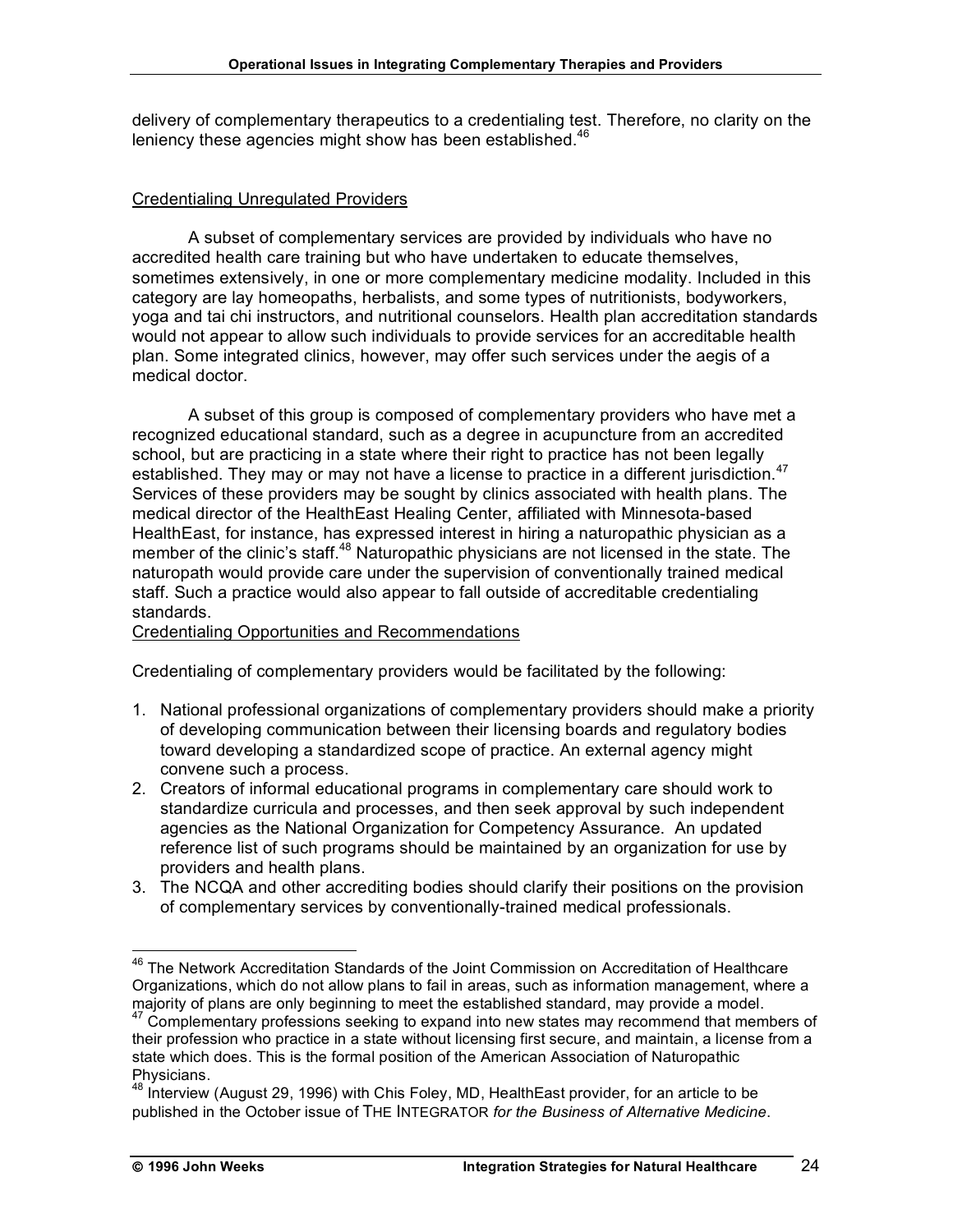delivery of complementary therapeutics to a credentialing test. Therefore, no clarity on the leniency these agencies might show has been established.[46]

Credentialing Unregulated Providers

A subset of complementary services are provided by individuals who have no accredited health care training but who have undertaken to educate themselves, sometimes extensively, in one or more complementary medicine modality. Included in this category are lay homeopaths, herbalists, and some types of nutritionists, bodyworkers, yoga and tai chi instructors, and nutritional counselors. Health plan accreditation standards would not appear to allow such individuals to provide services for an accreditable health plan. Some integrated clinics, however, may offer such services under the aegis of a medical doctor.

A subset of this group is composed of complementary providers who have met a recognized educational standard, such as a degree in acupuncture from an accredited school, but are practicing in a state where their right to practice has not been legally established. They may or may not have a license to practice in a different jurisdiction.[47] Services of these providers may be sought by clinics associated with health plans. The medical director of the HealthEast Healing Center, affiliated with Minnesota-based HealthEast, for instance, has expressed interest in hiring a naturopathic physician as a member of the clinic's staff.[48] Naturopathic physicians are not licensed in the state. The naturopath would provide care under the supervision of conventionally trained medical staff. Such a practice would also appear to fall outside of accreditable credentialing standards.

Credentialing Opportunities and Recommendations

Credentialing of complementary providers would be facilitated by the following:

1. National professional organizations of complementary providers should make a priority of developing communication between their licensing boards and regulatory bodies toward developing a standardized scope of practice. An external agency might convene such a process.
2. Creators of informal educational programs in complementary care should work to standardize curricula and processes, and then seek approval by such independent agencies as the National Organization for Competency Assurance. An updated reference list of such programs should be maintained by an organization for use by providers and health plans.
3. The NCQA and other accrediting bodies should clarify their positions on the provision of complementary services by conventionally-trained medical professionals.

---

[46] The Network Accreditation Standards of the Joint Commission on Accreditation of Healthcare Organizations, which do not allow plans to fail in areas, such as information management, where a majority of plans are only beginning to meet the established standard, may provide a model.

[47] Complementary professions seeking to expand into new states may recommend that members of their profession who practice in a state without licensing first secure, and maintain, a license from a state which does. This is the formal position of the American Association of Naturopathic Physicians.

[48] Interview (August 29, 1996) with Chis Foley, MD, HealthEast provider, for an article to be published in the October issue of THE INTEGRATOR *for the Business of Alternative Medicine*.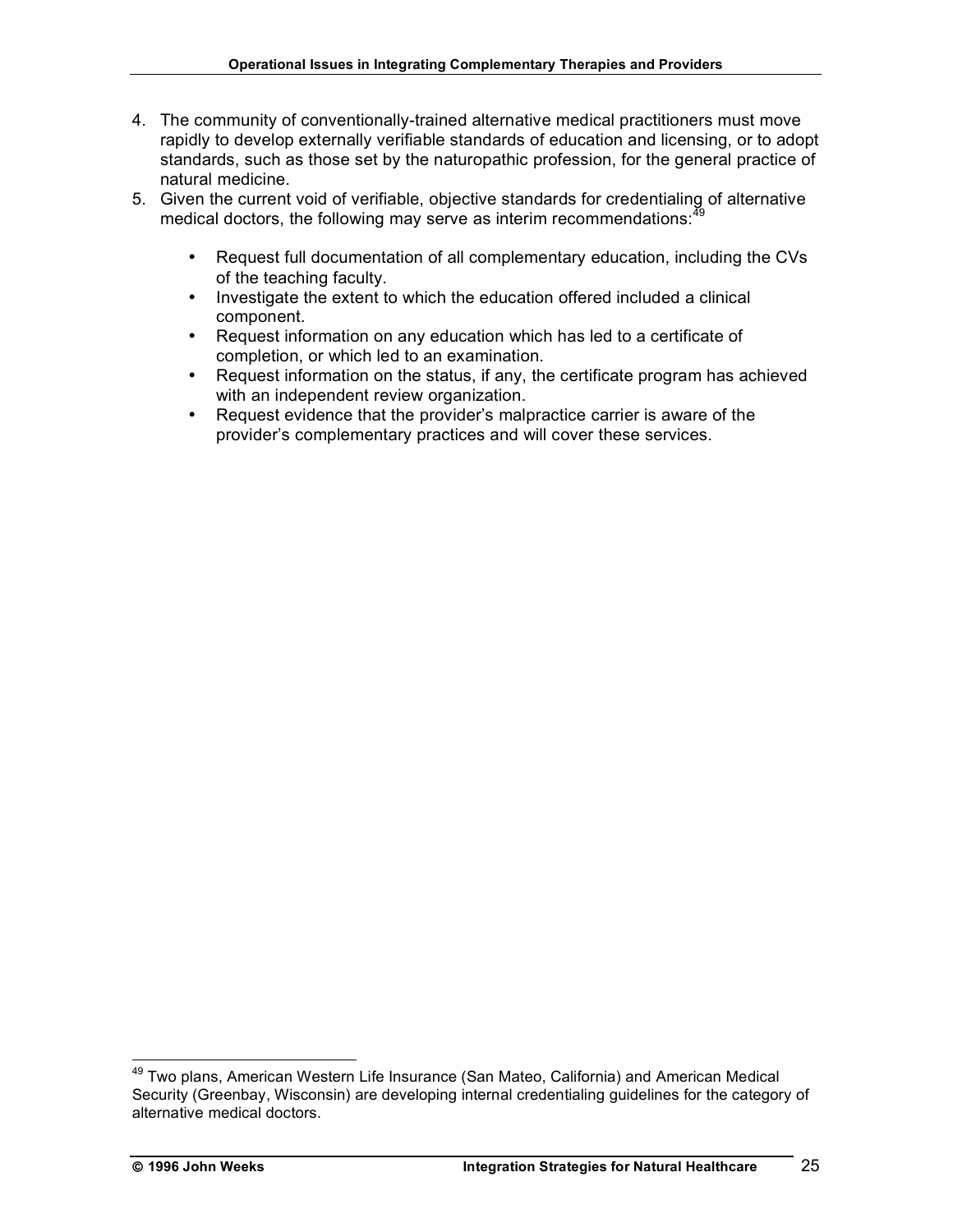4. The community of conventionally-trained alternative medical practitioners must move rapidly to develop externally verifiable standards of education and licensing, or to adopt standards, such as those set by the naturopathic profession, for the general practice of natural medicine.
5. Given the current void of verifiable, objective standards for credentialing of alternative medical doctors, the following may serve as interim recommendations:[49]

   - Request full documentation of all complementary education, including the CVs of the teaching faculty.
   - Investigate the extent to which the education offered included a clinical component.
   - Request information on any education which has led to a certificate of completion, or which led to an examination.
   - Request information on the status, if any, the certificate program has achieved with an independent review organization.
   - Request evidence that the provider's malpractice carrier is aware of the provider's complementary practices and will cover these services.

---

[49] Two plans, American Western Life Insurance (San Mateo, California) and American Medical Security (Greenbay, Wisconsin) are developing internal credentialing guidelines for the category of alternative medical doctors.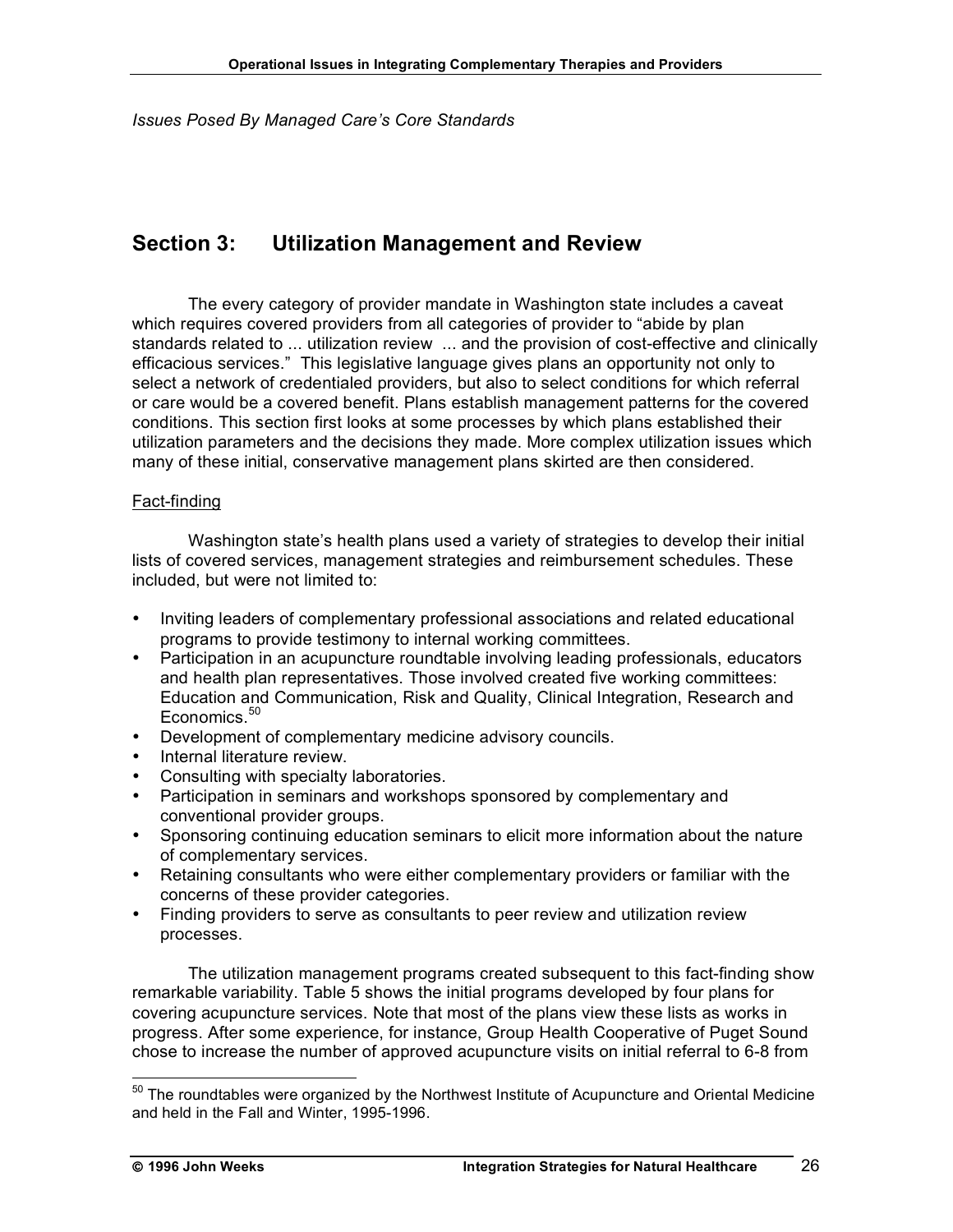*Issues Posed By Managed Care's Core Standards*

## Section 3: Utilization Management and Review

The every category of provider mandate in Washington state includes a caveat which requires covered providers from all categories of provider to "abide by plan standards related to ... utilization review ... and the provision of cost-effective and clinically efficacious services." This legislative language gives plans an opportunity not only to select a network of credentialed providers, but also to select conditions for which referral or care would be a covered benefit. Plans establish management patterns for the covered conditions. This section first looks at some processes by which plans established their utilization parameters and the decisions they made. More complex utilization issues which many of these initial, conservative management plans skirted are then considered.

Fact-finding

Washington state's health plans used a variety of strategies to develop their initial lists of covered services, management strategies and reimbursement schedules. These included, but were not limited to:

- Inviting leaders of complementary professional associations and related educational programs to provide testimony to internal working committees.
- Participation in an acupuncture roundtable involving leading professionals, educators and health plan representatives. Those involved created five working committees: Education and Communication, Risk and Quality, Clinical Integration, Research and Economics.[50]
- Development of complementary medicine advisory councils.
- Internal literature review.
- Consulting with specialty laboratories.
- Participation in seminars and workshops sponsored by complementary and conventional provider groups.
- Sponsoring continuing education seminars to elicit more information about the nature of complementary services.
- Retaining consultants who were either complementary providers or familiar with the concerns of these provider categories.
- Finding providers to serve as consultants to peer review and utilization review processes.

The utilization management programs created subsequent to this fact-finding show remarkable variability. Table 5 shows the initial programs developed by four plans for covering acupuncture services. Note that most of the plans view these lists as works in progress. After some experience, for instance, Group Health Cooperative of Puget Sound chose to increase the number of approved acupuncture visits on initial referral to 6-8 from

[50] The roundtables were organized by the Northwest Institute of Acupuncture and Oriental Medicine and held in the Fall and Winter, 1995-1996.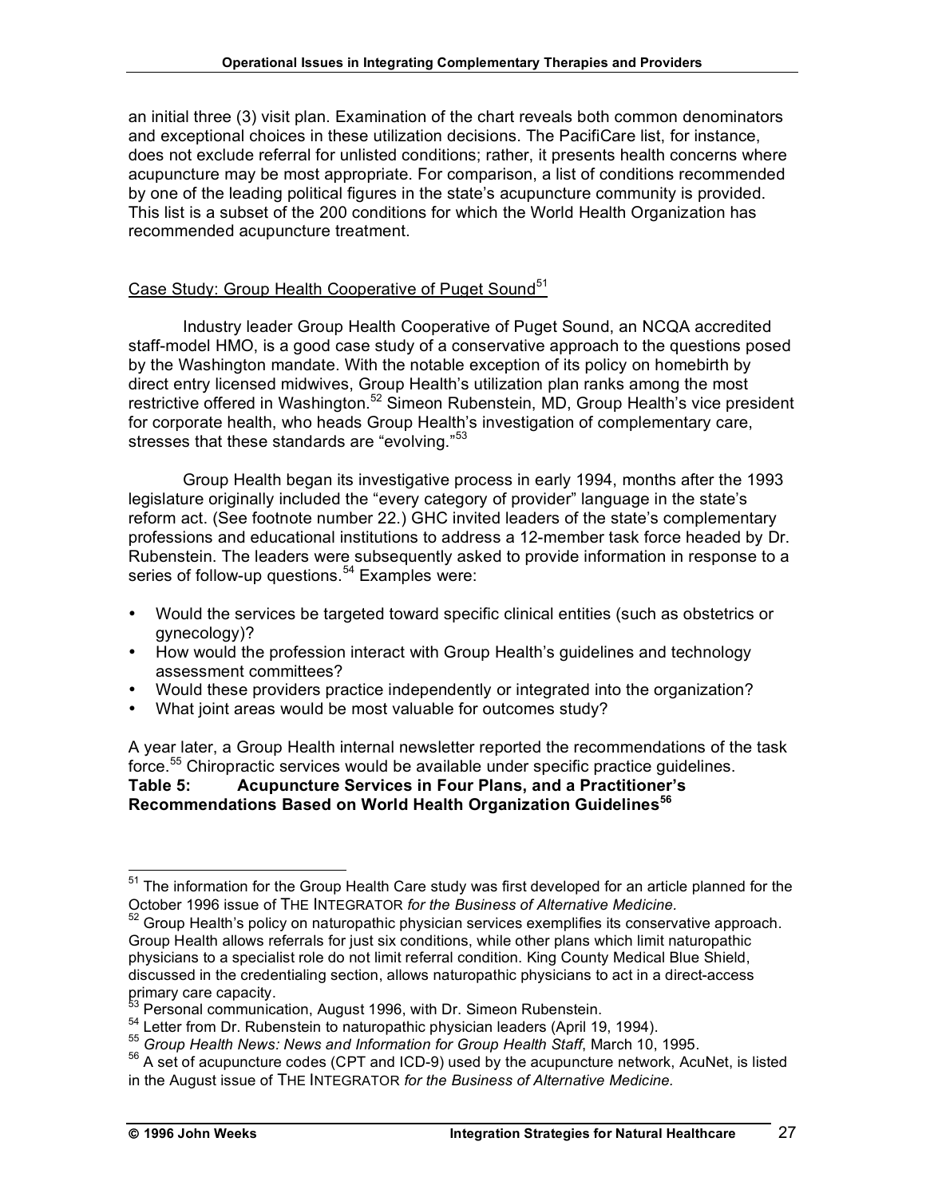an initial three (3) visit plan. Examination of the chart reveals both common denominators and exceptional choices in these utilization decisions. The PacifiCare list, for instance, does not exclude referral for unlisted conditions; rather, it presents health concerns where acupuncture may be most appropriate. For comparison, a list of conditions recommended by one of the leading political figures in the state's acupuncture community is provided. This list is a subset of the 200 conditions for which the World Health Organization has recommended acupuncture treatment.

## Case Study: Group Health Cooperative of Puget Sound[51]

Industry leader Group Health Cooperative of Puget Sound, an NCQA accredited staff-model HMO, is a good case study of a conservative approach to the questions posed by the Washington mandate. With the notable exception of its policy on homebirth by direct entry licensed midwives, Group Health's utilization plan ranks among the most restrictive offered in Washington.[52] Simeon Rubenstein, MD, Group Health's vice president for corporate health, who heads Group Health's investigation of complementary care, stresses that these standards are "evolving."[53]

Group Health began its investigative process in early 1994, months after the 1993 legislature originally included the "every category of provider" language in the state's reform act. (See footnote number 22.) GHC invited leaders of the state's complementary professions and educational institutions to address a 12-member task force headed by Dr. Rubenstein. The leaders were subsequently asked to provide information in response to a series of follow-up questions.[54] Examples were:

- Would the services be targeted toward specific clinical entities (such as obstetrics or gynecology)?
- How would the profession interact with Group Health's guidelines and technology assessment committees?
- Would these providers practice independently or integrated into the organization?
- What joint areas would be most valuable for outcomes study?

A year later, a Group Health internal newsletter reported the recommendations of the task force.[55] Chiropractic services would be available under specific practice guidelines.

**Table 5: Acupuncture Services in Four Plans, and a Practitioner's Recommendations Based on World Health Organization Guidelines[56]**

---

[51] The information for the Group Health Care study was first developed for an article planned for the October 1996 issue of THE INTEGRATOR *for the Business of Alternative Medicine.*

[52] Group Health's policy on naturopathic physician services exemplifies its conservative approach. Group Health allows referrals for just six conditions, while other plans which limit naturopathic physicians to a specialist role do not limit referral condition. King County Medical Blue Shield, discussed in the credentialing section, allows naturopathic physicians to act in a direct-access primary care capacity.

[53] Personal communication, August 1996, with Dr. Simeon Rubenstein.

[54] Letter from Dr. Rubenstein to naturopathic physician leaders (April 19, 1994).

[55] *Group Health News: News and Information for Group Health Staff*, March 10, 1995.

[56] A set of acupuncture codes (CPT and ICD-9) used by the acupuncture network, AcuNet, is listed in the August issue of THE INTEGRATOR *for the Business of Alternative Medicine.*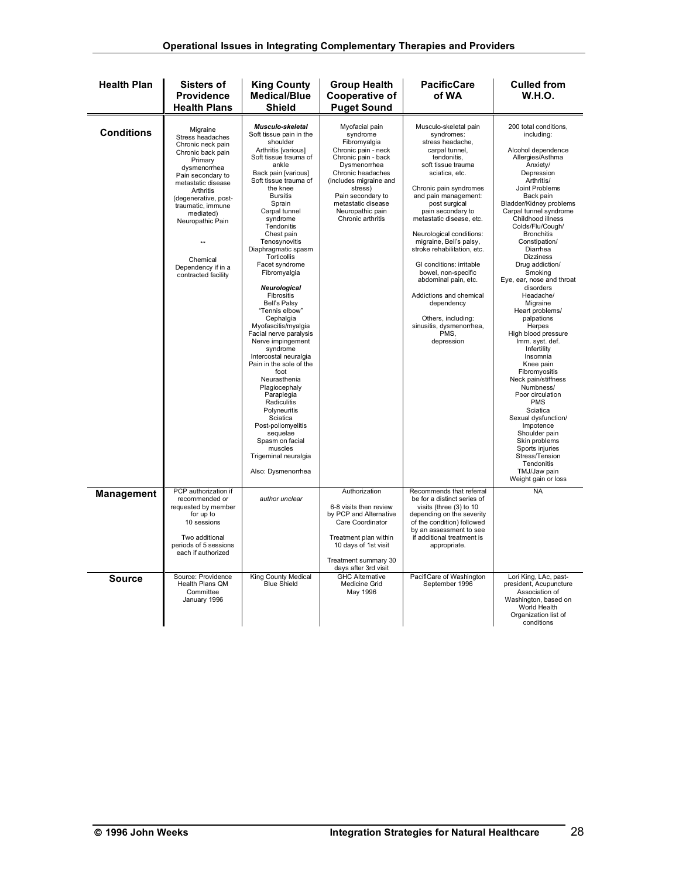| Health Plan | Sisters of Providence Health Plans | King County Medical/Blue Shield | Group Health Cooperative of Puget Sound | PacificCare of WA | Culled from W.H.O. |
|---|---|---|---|---|---|
| **Conditions** | Migraine<br>Stress headaches<br>Chronic neck pain<br>Chronic back pain<br>Primary dysmenorrhea<br>Pain secondary to metastatic disease<br>Arthritis (degenerative, post-traumatic, immune mediated)<br>Neuropathic Pain<br><br>**<br><br>Chemical Dependency if in a contracted facility | ***Musculo-skeletal***<br>Soft tissue pain in the shoulder<br>Arthritis [various]<br>Soft tissue trauma of ankle<br>Back pain [various]<br>Soft tissue trauma of the knee<br>Bursitis<br>Sprain<br>Carpal tunnel syndrome<br>Tendonitis<br>Chest pain<br>Tenosynovitis<br>Diaphragmatic spasm<br>Torticollis<br>Facet syndrome<br>Fibromyalgia<br><br>***Neurological***<br>Fibrositis<br>Bell's Palsy<br>"Tennis elbow"<br>Cephalgia<br>Myofascitis/myalgia<br>Facial nerve paralysis<br>Nerve impingement syndrome<br>Intercostal neuralgia<br>Pain in the sole of the foot<br>Neurasthenia<br>Plagiocephaly<br>Paraplegia<br>Radiculitis<br>Polyneuritis<br>Sciatica<br>Post-poliomyelitis sequelae<br>Spasm on facial muscles<br>Trigeminal neuralgia<br><br>Also: Dysmenorrhea | Myofacial pain syndrome<br>Fibromyalgia<br>Chronic pain - neck<br>Chronic pain - back<br>Dysmenorrhea<br>Chronic headaches (includes migraine and stress)<br>Pain secondary to metastatic disease<br>Neuropathic pain<br>Chronic arthritis | Musculo-skeletal pain syndromes:<br>stress headache, carpal tunnel, tendonitis, soft tissue trauma sciatica, etc.<br><br>Chronic pain syndromes and pain management: post surgical pain secondary to metastatic disease, etc.<br><br>Neurological conditions: migraine, Bell's palsy, stroke rehabilitation, etc.<br><br>GI conditions: irritable bowel, non-specific abdominal pain, etc.<br><br>Addictions and chemical dependency<br><br>Others, including: sinusitis, dysmenorrhea, PMS, depression | 200 total conditions, including:<br><br>Alcohol dependence<br>Allergies/Asthma<br>Anxiety/<br>Depression<br>Arthritis/<br>Joint Problems<br>Back pain<br>Bladder/Kidney problems<br>Carpal tunnel syndrome<br>Childhood illness<br>Colds/Flu/Cough/<br>Bronchitis<br>Constipation/<br>Diarrhea<br>Dizziness<br>Drug addiction/<br>Smoking<br>Eye, ear, nose and throat disorders<br>Headache/<br>Migraine<br>Heart problems/<br>palpations<br>Herpes<br>High blood pressure<br>Imm. syst. def.<br>Infertility<br>Insomnia<br>Knee pain<br>Fibromyositis<br>Neck pain/stiffness<br>Numbness/<br>Poor circulation<br>PMS<br>Sciatica<br>Sexual dysfunction/<br>Impotence<br>Shoulder pain<br>Skin problems<br>Sports injuries<br>Stress/Tension<br>Tendonitis<br>TMJ/Jaw pain<br>Weight gain or loss |
| **Management** | PCP authorization if recommended or requested by member for up to 10 sessions<br><br>Two additional periods of 5 sessions each if authorized | *author unclear* | Authorization<br><br>6-8 visits then review by PCP and Alternative Care Coordinator<br><br>Treatment plan within 10 days of 1st visit<br><br>Treatment summary 30 days after 3rd visit | Recommends that referral be for a distinct series of visits (three (3) to 10 depending on the severity of the condition) followed by an assessment to see if additional treatment is appropriate. | NA |
| **Source** | Source: Providence Health Plans QM Committee January 1996 | King County Medical Blue Shield | GHC Alternative Medicine Grid May 1996 | PacifiCare of Washington September 1996 | Lori King, LAc, past-president, Acupuncture Association of Washington, based on World Health Organization list of conditions |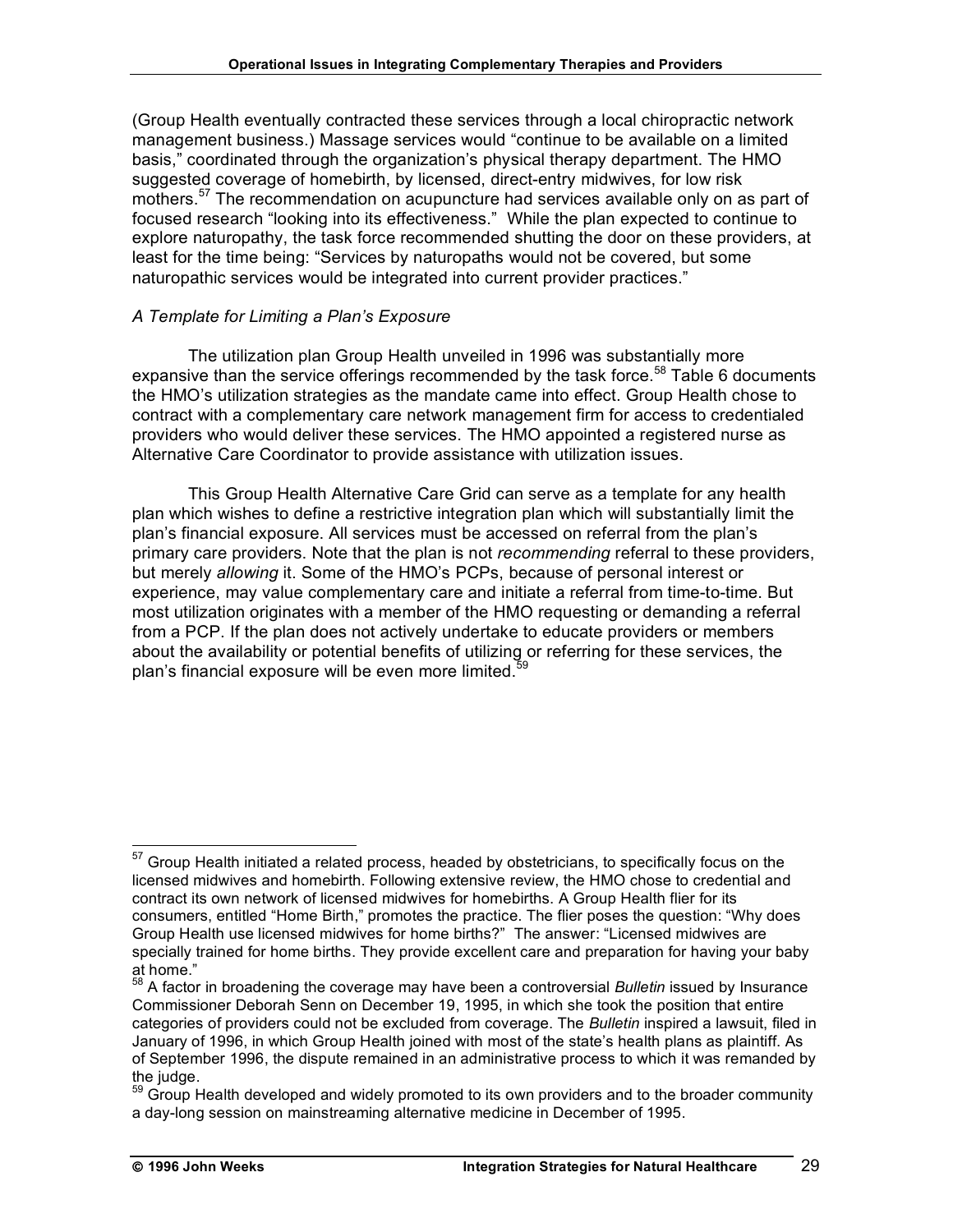(Group Health eventually contracted these services through a local chiropractic network management business.) Massage services would "continue to be available on a limited basis," coordinated through the organization's physical therapy department. The HMO suggested coverage of homebirth, by licensed, direct-entry midwives, for low risk mothers.[57] The recommendation on acupuncture had services available only on as part of focused research "looking into its effectiveness." While the plan expected to continue to explore naturopathy, the task force recommended shutting the door on these providers, at least for the time being: "Services by naturopaths would not be covered, but some naturopathic services would be integrated into current provider practices."

*A Template for Limiting a Plan's Exposure*

The utilization plan Group Health unveiled in 1996 was substantially more expansive than the service offerings recommended by the task force.[58] Table 6 documents the HMO's utilization strategies as the mandate came into effect. Group Health chose to contract with a complementary care network management firm for access to credentialed providers who would deliver these services. The HMO appointed a registered nurse as Alternative Care Coordinator to provide assistance with utilization issues.

This Group Health Alternative Care Grid can serve as a template for any health plan which wishes to define a restrictive integration plan which will substantially limit the plan's financial exposure. All services must be accessed on referral from the plan's primary care providers. Note that the plan is not *recommending* referral to these providers, but merely *allowing* it. Some of the HMO's PCPs, because of personal interest or experience, may value complementary care and initiate a referral from time-to-time. But most utilization originates with a member of the HMO requesting or demanding a referral from a PCP. If the plan does not actively undertake to educate providers or members about the availability or potential benefits of utilizing or referring for these services, the plan's financial exposure will be even more limited.[59]

---

[57] Group Health initiated a related process, headed by obstetricians, to specifically focus on the licensed midwives and homebirth. Following extensive review, the HMO chose to credential and contract its own network of licensed midwives for homebirths. A Group Health flier for its consumers, entitled "Home Birth," promotes the practice. The flier poses the question: "Why does Group Health use licensed midwives for home births?" The answer: "Licensed midwives are specially trained for home births. They provide excellent care and preparation for having your baby at home."

[58] A factor in broadening the coverage may have been a controversial *Bulletin* issued by Insurance Commissioner Deborah Senn on December 19, 1995, in which she took the position that entire categories of providers could not be excluded from coverage. The *Bulletin* inspired a lawsuit, filed in January of 1996, in which Group Health joined with most of the state's health plans as plaintiff. As of September 1996, the dispute remained in an administrative process to which it was remanded by the judge.

[59] Group Health developed and widely promoted to its own providers and to the broader community a day-long session on mainstreaming alternative medicine in December of 1995.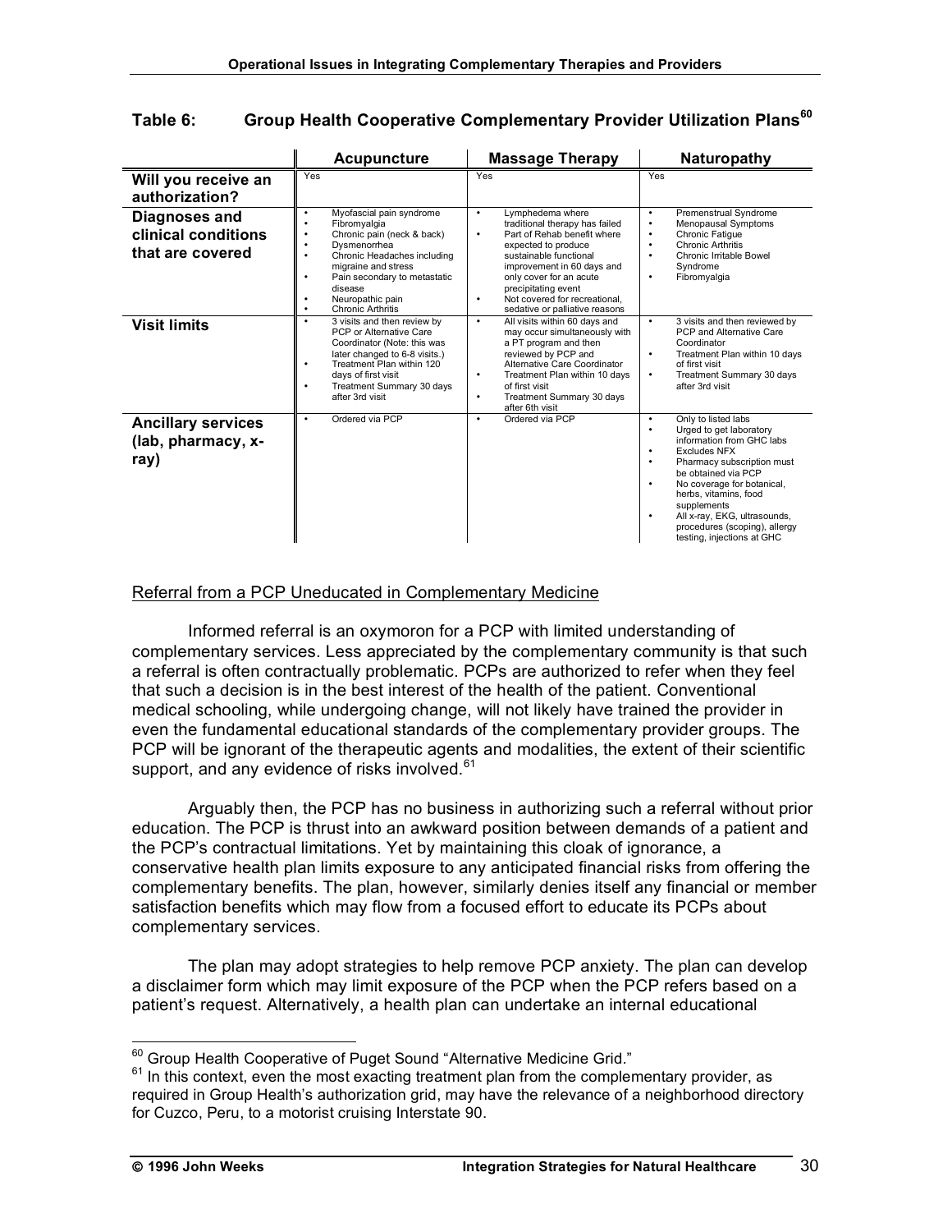## Table 6: Group Health Cooperative Complementary Provider Utilization Plans[60]

| | Acupuncture | Massage Therapy | Naturopathy |
|---|---|---|---|
| **Will you receive an authorization?** | Yes | Yes | Yes |
| **Diagnoses and clinical conditions that are covered** | • Myofascial pain syndrome<br>• Fibromyalgia<br>• Chronic pain (neck & back)<br>• Dysmenorrhea<br>• Chronic Headaches including migraine and stress<br>• Pain secondary to metastatic disease<br>• Neuropathic pain<br>• Chronic Arthritis | • Lymphedema where traditional therapy has failed<br>• Part of Rehab benefit where expected to produce sustainable functional improvement in 60 days and only cover for an acute precipitating event<br>• Not covered for recreational, sedative or palliative reasons | • Premenstrual Syndrome<br>• Menopausal Symptoms<br>• Chronic Fatigue<br>• Chronic Arthritis<br>• Chronic Irritable Bowel Syndrome<br>• Fibromyalgia |
| **Visit limits** | • 3 visits and then review by PCP or Alternative Care Coordinator (Note: this was later changed to 6-8 visits.)<br>• Treatment Plan within 120 days of first visit<br>• Treatment Summary 30 days after 3rd visit | • All visits within 60 days and may occur simultaneously with a PT program and then reviewed by PCP and Alternative Care Coordinator<br>• Treatment Plan within 10 days of first visit<br>• Treatment Summary 30 days after 6th visit | • 3 visits and then reviewed by PCP and Alternative Care Coordinator<br>• Treatment Plan within 10 days of first visit<br>• Treatment Summary 30 days after 3rd visit |
| **Ancillary services (lab, pharmacy, x-ray)** | • Ordered via PCP | • Ordered via PCP | • Only to listed labs<br>• Urged to get laboratory information from GHC labs<br>• Excludes NFX<br>• Pharmacy subscription must be obtained via PCP<br>• No coverage for botanical, herbs, vitamins, food supplements<br>• All x-ray, EKG, ultrasounds, procedures (scoping), allergy testing, injections at GHC |

<u>Referral from a PCP Uneducated in Complementary Medicine</u>

Informed referral is an oxymoron for a PCP with limited understanding of complementary services. Less appreciated by the complementary community is that such a referral is often contractually problematic. PCPs are authorized to refer when they feel that such a decision is in the best interest of the health of the patient. Conventional medical schooling, while undergoing change, will not likely have trained the provider in even the fundamental educational standards of the complementary provider groups. The PCP will be ignorant of the therapeutic agents and modalities, the extent of their scientific support, and any evidence of risks involved.[61]

Arguably then, the PCP has no business in authorizing such a referral without prior education. The PCP is thrust into an awkward position between demands of a patient and the PCP's contractual limitations. Yet by maintaining this cloak of ignorance, a conservative health plan limits exposure to any anticipated financial risks from offering the complementary benefits. The plan, however, similarly denies itself any financial or member satisfaction benefits which may flow from a focused effort to educate its PCPs about complementary services.

The plan may adopt strategies to help remove PCP anxiety. The plan can develop a disclaimer form which may limit exposure of the PCP when the PCP refers based on a patient's request. Alternatively, a health plan can undertake an internal educational

---

[60] Group Health Cooperative of Puget Sound "Alternative Medicine Grid."

[61] In this context, even the most exacting treatment plan from the complementary provider, as required in Group Health's authorization grid, may have the relevance of a neighborhood directory for Cuzco, Peru, to a motorist cruising Interstate 90.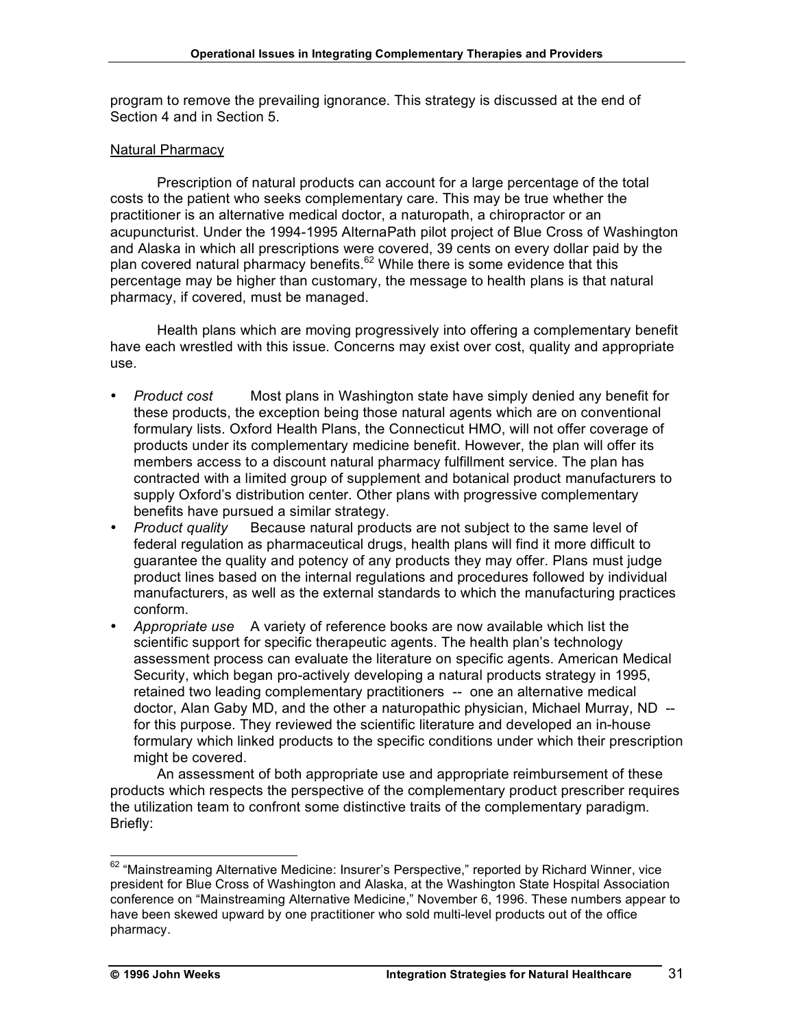program to remove the prevailing ignorance. This strategy is discussed at the end of Section 4 and in Section 5.

Natural Pharmacy

Prescription of natural products can account for a large percentage of the total costs to the patient who seeks complementary care. This may be true whether the practitioner is an alternative medical doctor, a naturopath, a chiropractor or an acupuncturist. Under the 1994-1995 AlternaPath pilot project of Blue Cross of Washington and Alaska in which all prescriptions were covered, 39 cents on every dollar paid by the plan covered natural pharmacy benefits.[62] While there is some evidence that this percentage may be higher than customary, the message to health plans is that natural pharmacy, if covered, must be managed.

Health plans which are moving progressively into offering a complementary benefit have each wrestled with this issue. Concerns may exist over cost, quality and appropriate use.

- *Product cost* Most plans in Washington state have simply denied any benefit for these products, the exception being those natural agents which are on conventional formulary lists. Oxford Health Plans, the Connecticut HMO, will not offer coverage of products under its complementary medicine benefit. However, the plan will offer its members access to a discount natural pharmacy fulfillment service. The plan has contracted with a limited group of supplement and botanical product manufacturers to supply Oxford's distribution center. Other plans with progressive complementary benefits have pursued a similar strategy.
- *Product quality* Because natural products are not subject to the same level of federal regulation as pharmaceutical drugs, health plans will find it more difficult to guarantee the quality and potency of any products they may offer. Plans must judge product lines based on the internal regulations and procedures followed by individual manufacturers, as well as the external standards to which the manufacturing practices conform.
- *Appropriate use* A variety of reference books are now available which list the scientific support for specific therapeutic agents. The health plan's technology assessment process can evaluate the literature on specific agents. American Medical Security, which began pro-actively developing a natural products strategy in 1995, retained two leading complementary practitioners -- one an alternative medical doctor, Alan Gaby MD, and the other a naturopathic physician, Michael Murray, ND -- for this purpose. They reviewed the scientific literature and developed an in-house formulary which linked products to the specific conditions under which their prescription might be covered.

An assessment of both appropriate use and appropriate reimbursement of these products which respects the perspective of the complementary product prescriber requires the utilization team to confront some distinctive traits of the complementary paradigm. Briefly:

[62] "Mainstreaming Alternative Medicine: Insurer's Perspective," reported by Richard Winner, vice president for Blue Cross of Washington and Alaska, at the Washington State Hospital Association conference on "Mainstreaming Alternative Medicine," November 6, 1996. These numbers appear to have been skewed upward by one practitioner who sold multi-level products out of the office pharmacy.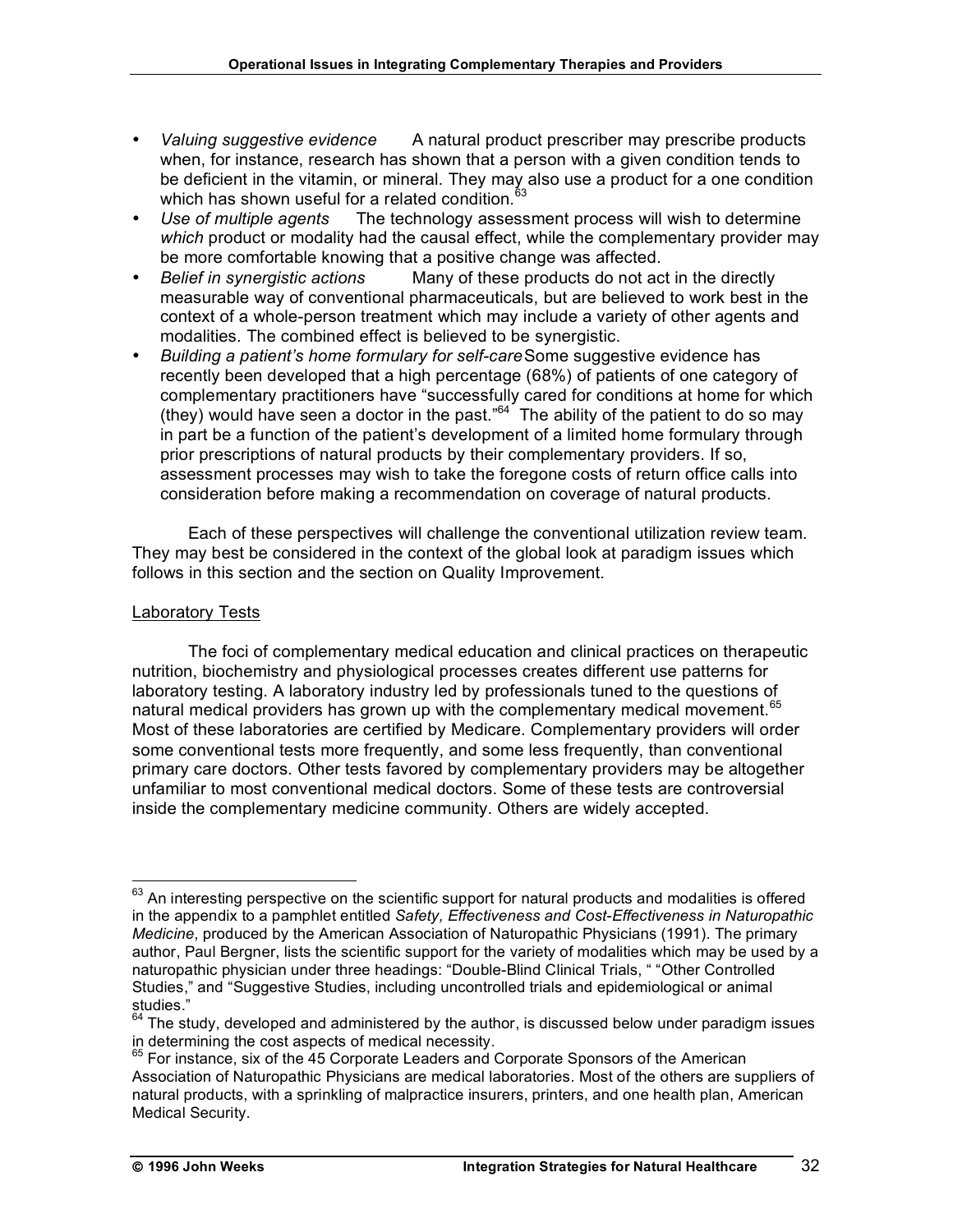- *Valuing suggestive evidence* A natural product prescriber may prescribe products when, for instance, research has shown that a person with a given condition tends to be deficient in the vitamin, or mineral. They may also use a product for a one condition which has shown useful for a related condition.[63]
- *Use of multiple agents* The technology assessment process will wish to determine *which* product or modality had the causal effect, while the complementary provider may be more comfortable knowing that a positive change was affected.
- *Belief in synergistic actions* Many of these products do not act in the directly measurable way of conventional pharmaceuticals, but are believed to work best in the context of a whole-person treatment which may include a variety of other agents and modalities. The combined effect is believed to be synergistic.
- *Building a patient's home formulary for self-care* Some suggestive evidence has recently been developed that a high percentage (68%) of patients of one category of complementary practitioners have "successfully cared for conditions at home for which (they) would have seen a doctor in the past."[64] The ability of the patient to do so may in part be a function of the patient's development of a limited home formulary through prior prescriptions of natural products by their complementary providers. If so, assessment processes may wish to take the foregone costs of return office calls into consideration before making a recommendation on coverage of natural products.

Each of these perspectives will challenge the conventional utilization review team. They may best be considered in the context of the global look at paradigm issues which follows in this section and the section on Quality Improvement.

Laboratory Tests

The foci of complementary medical education and clinical practices on therapeutic nutrition, biochemistry and physiological processes creates different use patterns for laboratory testing. A laboratory industry led by professionals tuned to the questions of natural medical providers has grown up with the complementary medical movement.[65] Most of these laboratories are certified by Medicare. Complementary providers will order some conventional tests more frequently, and some less frequently, than conventional primary care doctors. Other tests favored by complementary providers may be altogether unfamiliar to most conventional medical doctors. Some of these tests are controversial inside the complementary medicine community. Others are widely accepted.

---

[63] An interesting perspective on the scientific support for natural products and modalities is offered in the appendix to a pamphlet entitled *Safety, Effectiveness and Cost-Effectiveness in Naturopathic Medicine*, produced by the American Association of Naturopathic Physicians (1991). The primary author, Paul Bergner, lists the scientific support for the variety of modalities which may be used by a naturopathic physician under three headings: "Double-Blind Clinical Trials, " "Other Controlled Studies," and "Suggestive Studies, including uncontrolled trials and epidemiological or animal studies."

[64] The study, developed and administered by the author, is discussed below under paradigm issues in determining the cost aspects of medical necessity.

[65] For instance, six of the 45 Corporate Leaders and Corporate Sponsors of the American Association of Naturopathic Physicians are medical laboratories. Most of the others are suppliers of natural products, with a sprinkling of malpractice insurers, printers, and one health plan, American Medical Security.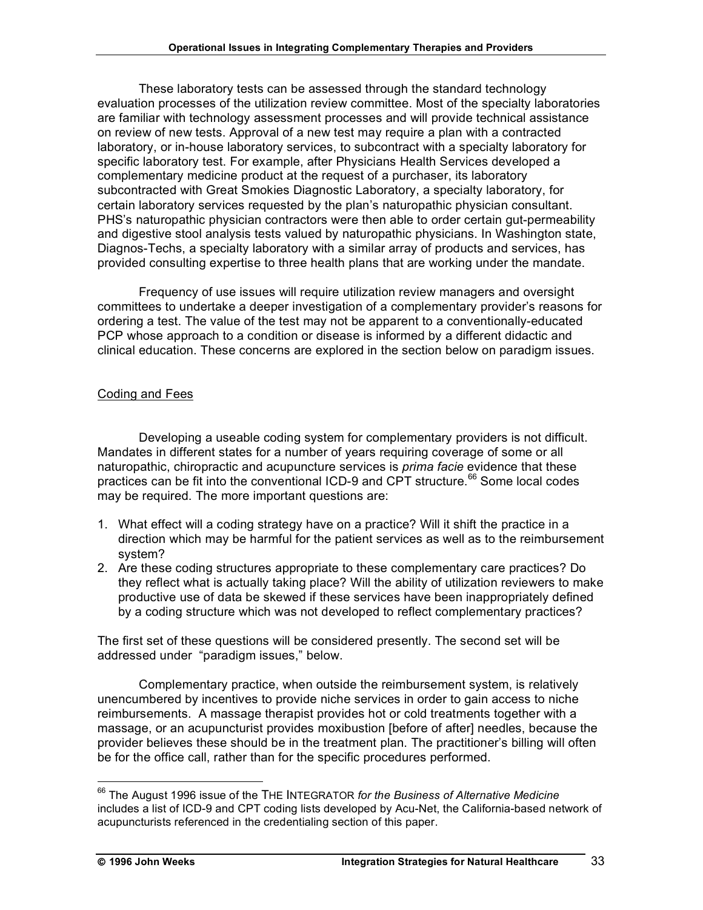These laboratory tests can be assessed through the standard technology evaluation processes of the utilization review committee. Most of the specialty laboratories are familiar with technology assessment processes and will provide technical assistance on review of new tests. Approval of a new test may require a plan with a contracted laboratory, or in-house laboratory services, to subcontract with a specialty laboratory for specific laboratory test. For example, after Physicians Health Services developed a complementary medicine product at the request of a purchaser, its laboratory subcontracted with Great Smokies Diagnostic Laboratory, a specialty laboratory, for certain laboratory services requested by the plan's naturopathic physician consultant. PHS's naturopathic physician contractors were then able to order certain gut-permeability and digestive stool analysis tests valued by naturopathic physicians. In Washington state, Diagnos-Techs, a specialty laboratory with a similar array of products and services, has provided consulting expertise to three health plans that are working under the mandate.

Frequency of use issues will require utilization review managers and oversight committees to undertake a deeper investigation of a complementary provider's reasons for ordering a test. The value of the test may not be apparent to a conventionally-educated PCP whose approach to a condition or disease is informed by a different didactic and clinical education. These concerns are explored in the section below on paradigm issues.

<u>Coding and Fees</u>

Developing a useable coding system for complementary providers is not difficult. Mandates in different states for a number of years requiring coverage of some or all naturopathic, chiropractic and acupuncture services is *prima facie* evidence that these practices can be fit into the conventional ICD-9 and CPT structure.[66] Some local codes may be required. The more important questions are:

1. What effect will a coding strategy have on a practice? Will it shift the practice in a direction which may be harmful for the patient services as well as to the reimbursement system?
2. Are these coding structures appropriate to these complementary care practices? Do they reflect what is actually taking place? Will the ability of utilization reviewers to make productive use of data be skewed if these services have been inappropriately defined by a coding structure which was not developed to reflect complementary practices?

The first set of these questions will be considered presently. The second set will be addressed under "paradigm issues," below.

Complementary practice, when outside the reimbursement system, is relatively unencumbered by incentives to provide niche services in order to gain access to niche reimbursements. A massage therapist provides hot or cold treatments together with a massage, or an acupuncturist provides moxibustion [before of after] needles, because the provider believes these should be in the treatment plan. The practitioner's billing will often be for the office call, rather than for the specific procedures performed.

---

[66] The August 1996 issue of the THE INTEGRATOR *for the Business of Alternative Medicine* includes a list of ICD-9 and CPT coding lists developed by Acu-Net, the California-based network of acupuncturists referenced in the credentialing section of this paper.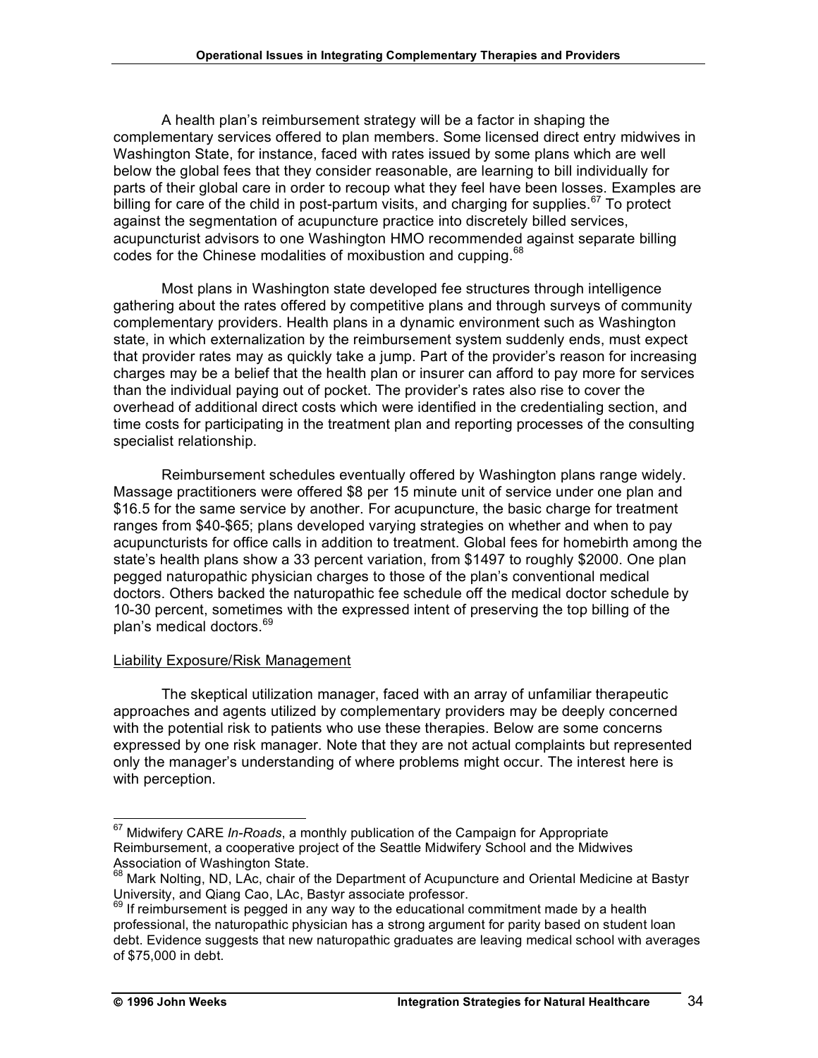A health plan's reimbursement strategy will be a factor in shaping the complementary services offered to plan members. Some licensed direct entry midwives in Washington State, for instance, faced with rates issued by some plans which are well below the global fees that they consider reasonable, are learning to bill individually for parts of their global care in order to recoup what they feel have been losses. Examples are billing for care of the child in post-partum visits, and charging for supplies.[67] To protect against the segmentation of acupuncture practice into discretely billed services, acupuncturist advisors to one Washington HMO recommended against separate billing codes for the Chinese modalities of moxibustion and cupping.[68]

Most plans in Washington state developed fee structures through intelligence gathering about the rates offered by competitive plans and through surveys of community complementary providers. Health plans in a dynamic environment such as Washington state, in which externalization by the reimbursement system suddenly ends, must expect that provider rates may as quickly take a jump. Part of the provider's reason for increasing charges may be a belief that the health plan or insurer can afford to pay more for services than the individual paying out of pocket. The provider's rates also rise to cover the overhead of additional direct costs which were identified in the credentialing section, and time costs for participating in the treatment plan and reporting processes of the consulting specialist relationship.

Reimbursement schedules eventually offered by Washington plans range widely. Massage practitioners were offered $8 per 15 minute unit of service under one plan and $16.5 for the same service by another. For acupuncture, the basic charge for treatment ranges from $40-$65; plans developed varying strategies on whether and when to pay acupuncturists for office calls in addition to treatment. Global fees for homebirth among the state's health plans show a 33 percent variation, from $1497 to roughly $2000. One plan pegged naturopathic physician charges to those of the plan's conventional medical doctors. Others backed the naturopathic fee schedule off the medical doctor schedule by 10-30 percent, sometimes with the expressed intent of preserving the top billing of the plan's medical doctors.[69]

<u>Liability Exposure/Risk Management</u>

The skeptical utilization manager, faced with an array of unfamiliar therapeutic approaches and agents utilized by complementary providers may be deeply concerned with the potential risk to patients who use these therapies. Below are some concerns expressed by one risk manager. Note that they are not actual complaints but represented only the manager's understanding of where problems might occur. The interest here is with perception.

---

[67] Midwifery CARE *In-Roads*, a monthly publication of the Campaign for Appropriate Reimbursement, a cooperative project of the Seattle Midwifery School and the Midwives Association of Washington State.

[68] Mark Nolting, ND, LAc, chair of the Department of Acupuncture and Oriental Medicine at Bastyr University, and Qiang Cao, LAc, Bastyr associate professor.

[69] If reimbursement is pegged in any way to the educational commitment made by a health professional, the naturopathic physician has a strong argument for parity based on student loan debt. Evidence suggests that new naturopathic graduates are leaving medical school with averages of $75,000 in debt.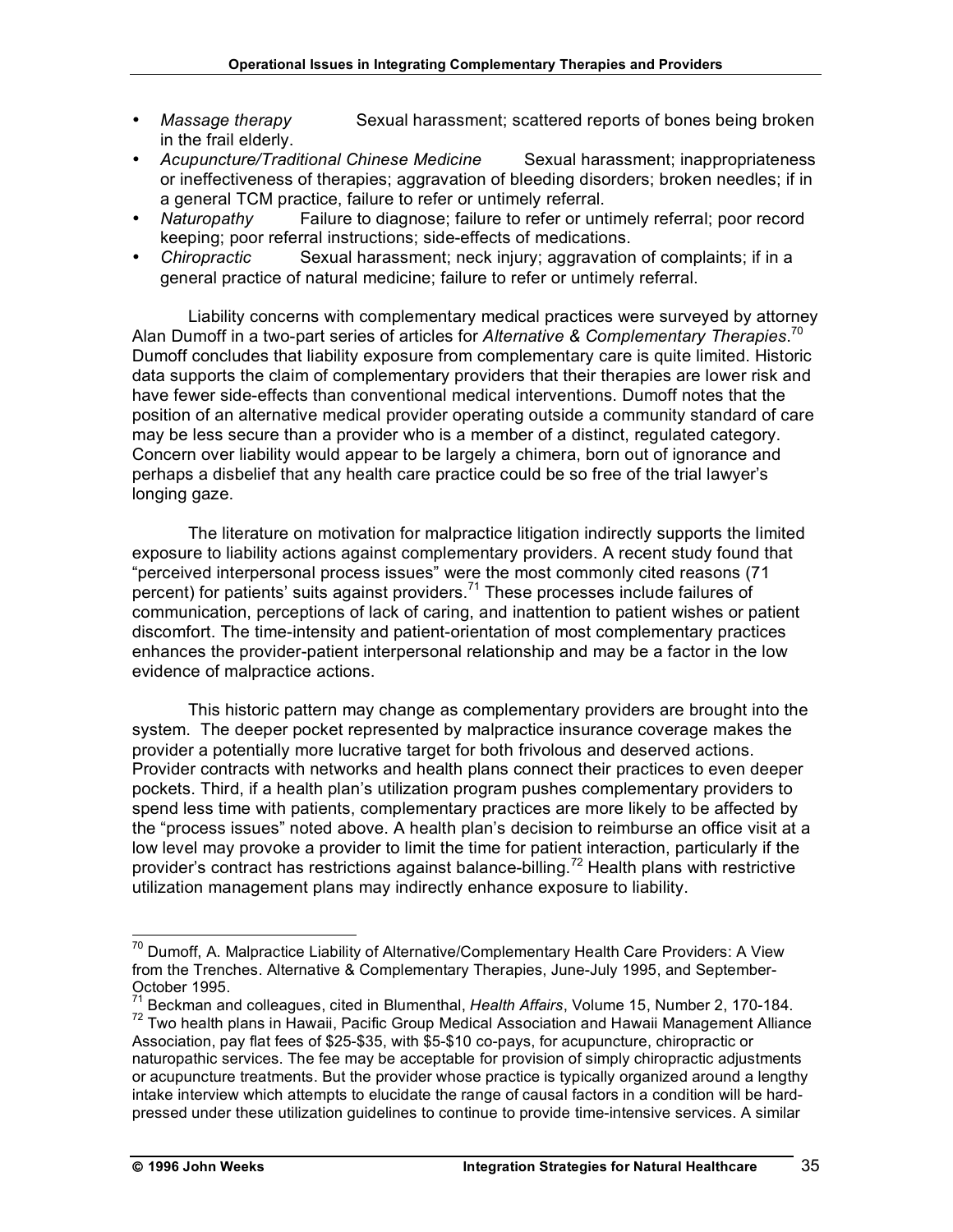- *Massage therapy* Sexual harassment; scattered reports of bones being broken in the frail elderly.
- *Acupuncture/Traditional Chinese Medicine* Sexual harassment; inappropriateness or ineffectiveness of therapies; aggravation of bleeding disorders; broken needles; if in a general TCM practice, failure to refer or untimely referral.
- *Naturopathy* Failure to diagnose; failure to refer or untimely referral; poor record keeping; poor referral instructions; side-effects of medications.
- *Chiropractic* Sexual harassment; neck injury; aggravation of complaints; if in a general practice of natural medicine; failure to refer or untimely referral.

Liability concerns with complementary medical practices were surveyed by attorney Alan Dumoff in a two-part series of articles for *Alternative & Complementary Therapies*.[70] Dumoff concludes that liability exposure from complementary care is quite limited. Historic data supports the claim of complementary providers that their therapies are lower risk and have fewer side-effects than conventional medical interventions. Dumoff notes that the position of an alternative medical provider operating outside a community standard of care may be less secure than a provider who is a member of a distinct, regulated category. Concern over liability would appear to be largely a chimera, born out of ignorance and perhaps a disbelief that any health care practice could be so free of the trial lawyer's longing gaze.

The literature on motivation for malpractice litigation indirectly supports the limited exposure to liability actions against complementary providers. A recent study found that "perceived interpersonal process issues" were the most commonly cited reasons (71 percent) for patients' suits against providers.[71] These processes include failures of communication, perceptions of lack of caring, and inattention to patient wishes or patient discomfort. The time-intensity and patient-orientation of most complementary practices enhances the provider-patient interpersonal relationship and may be a factor in the low evidence of malpractice actions.

This historic pattern may change as complementary providers are brought into the system. The deeper pocket represented by malpractice insurance coverage makes the provider a potentially more lucrative target for both frivolous and deserved actions. Provider contracts with networks and health plans connect their practices to even deeper pockets. Third, if a health plan's utilization program pushes complementary providers to spend less time with patients, complementary practices are more likely to be affected by the "process issues" noted above. A health plan's decision to reimburse an office visit at a low level may provoke a provider to limit the time for patient interaction, particularly if the provider's contract has restrictions against balance-billing.[72] Health plans with restrictive utilization management plans may indirectly enhance exposure to liability.

---

[70] Dumoff, A. Malpractice Liability of Alternative/Complementary Health Care Providers: A View from the Trenches. Alternative & Complementary Therapies, June-July 1995, and September-October 1995.

[71] Beckman and colleagues, cited in Blumenthal, *Health Affairs*, Volume 15, Number 2, 170-184.

[72] Two health plans in Hawaii, Pacific Group Medical Association and Hawaii Management Alliance Association, pay flat fees of $25-$35, with $5-$10 co-pays, for acupuncture, chiropractic or naturopathic services. The fee may be acceptable for provision of simply chiropractic adjustments or acupuncture treatments. But the provider whose practice is typically organized around a lengthy intake interview which attempts to elucidate the range of causal factors in a condition will be hard-pressed under these utilization guidelines to continue to provide time-intensive services. A similar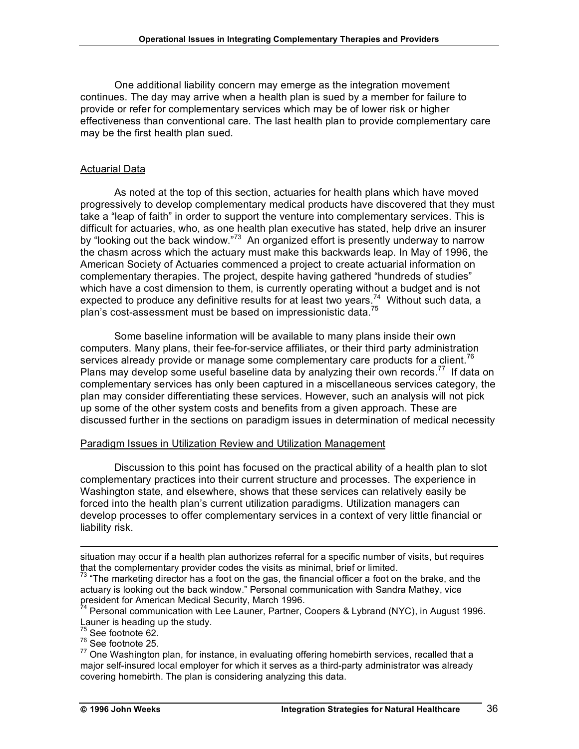One additional liability concern may emerge as the integration movement continues. The day may arrive when a health plan is sued by a member for failure to provide or refer for complementary services which may be of lower risk or higher effectiveness than conventional care. The last health plan to provide complementary care may be the first health plan sued.

## Actuarial Data

As noted at the top of this section, actuaries for health plans which have moved progressively to develop complementary medical products have discovered that they must take a "leap of faith" in order to support the venture into complementary services. This is difficult for actuaries, who, as one health plan executive has stated, help drive an insurer by "looking out the back window."[73] An organized effort is presently underway to narrow the chasm across which the actuary must make this backwards leap. In May of 1996, the American Society of Actuaries commenced a project to create actuarial information on complementary therapies. The project, despite having gathered "hundreds of studies" which have a cost dimension to them, is currently operating without a budget and is not expected to produce any definitive results for at least two years.[74] Without such data, a plan's cost-assessment must be based on impressionistic data.[75]

Some baseline information will be available to many plans inside their own computers. Many plans, their fee-for-service affiliates, or their third party administration services already provide or manage some complementary care products for a client.[76] Plans may develop some useful baseline data by analyzing their own records.[77] If data on complementary services has only been captured in a miscellaneous services category, the plan may consider differentiating these services. However, such an analysis will not pick up some of the other system costs and benefits from a given approach. These are discussed further in the sections on paradigm issues in determination of medical necessity

## Paradigm Issues in Utilization Review and Utilization Management

Discussion to this point has focused on the practical ability of a health plan to slot complementary practices into their current structure and processes. The experience in Washington state, and elsewhere, shows that these services can relatively easily be forced into the health plan's current utilization paradigms. Utilization managers can develop processes to offer complementary services in a context of very little financial or liability risk.

---

situation may occur if a health plan authorizes referral for a specific number of visits, but requires that the complementary provider codes the visits as minimal, brief or limited.

[73] "The marketing director has a foot on the gas, the financial officer a foot on the brake, and the actuary is looking out the back window." Personal communication with Sandra Mathey, vice president for American Medical Security, March 1996.

[74] Personal communication with Lee Launer, Partner, Coopers & Lybrand (NYC), in August 1996. Launer is heading up the study.

[75] See footnote 62.

[76] See footnote 25.

[77] One Washington plan, for instance, in evaluating offering homebirth services, recalled that a major self-insured local employer for which it serves as a third-party administrator was already covering homebirth. The plan is considering analyzing this data.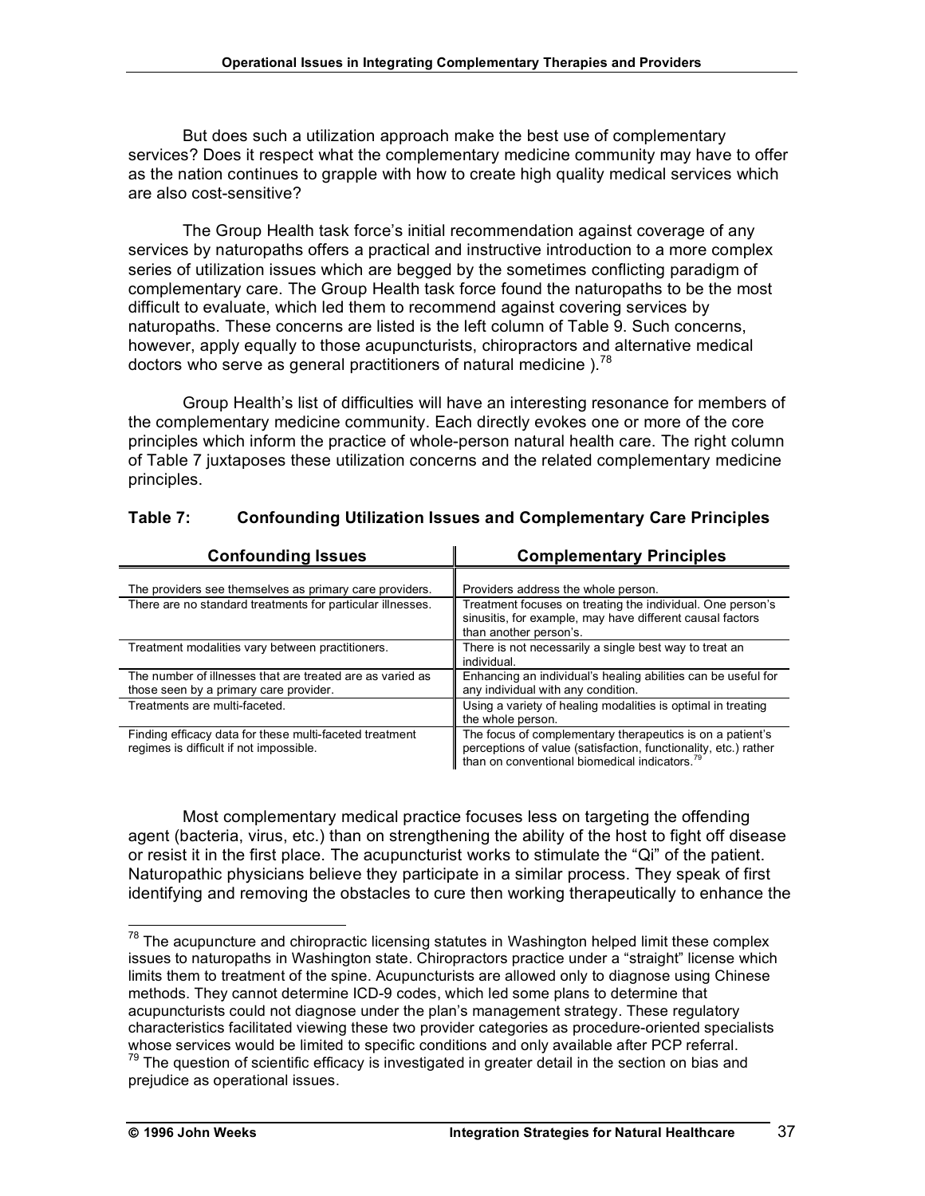But does such a utilization approach make the best use of complementary services? Does it respect what the complementary medicine community may have to offer as the nation continues to grapple with how to create high quality medical services which are also cost-sensitive?

The Group Health task force's initial recommendation against coverage of any services by naturopaths offers a practical and instructive introduction to a more complex series of utilization issues which are begged by the sometimes conflicting paradigm of complementary care. The Group Health task force found the naturopaths to be the most difficult to evaluate, which led them to recommend against covering services by naturopaths. These concerns are listed is the left column of Table 9. Such concerns, however, apply equally to those acupuncturists, chiropractors and alternative medical doctors who serve as general practitioners of natural medicine ).[78]

Group Health's list of difficulties will have an interesting resonance for members of the complementary medicine community. Each directly evokes one or more of the core principles which inform the practice of whole-person natural health care. The right column of Table 7 juxtaposes these utilization concerns and the related complementary medicine principles.

**Table 7: Confounding Utilization Issues and Complementary Care Principles**

| Confounding Issues | Complementary Principles |
|---|---|
| The providers see themselves as primary care providers. | Providers address the whole person. |
| There are no standard treatments for particular illnesses. | Treatment focuses on treating the individual. One person's sinusitis, for example, may have different causal factors than another person's. |
| Treatment modalities vary between practitioners. | There is not necessarily a single best way to treat an individual. |
| The number of illnesses that are treated are as varied as those seen by a primary care provider. | Enhancing an individual's healing abilities can be useful for any individual with any condition. |
| Treatments are multi-faceted. | Using a variety of healing modalities is optimal in treating the whole person. |
| Finding efficacy data for these multi-faceted treatment regimes is difficult if not impossible. | The focus of complementary therapeutics is on a patient's perceptions of value (satisfaction, functionality, etc.) rather than on conventional biomedical indicators.[79] |

Most complementary medical practice focuses less on targeting the offending agent (bacteria, virus, etc.) than on strengthening the ability of the host to fight off disease or resist it in the first place. The acupuncturist works to stimulate the "Qi" of the patient. Naturopathic physicians believe they participate in a similar process. They speak of first identifying and removing the obstacles to cure then working therapeutically to enhance the

---

[78] The acupuncture and chiropractic licensing statutes in Washington helped limit these complex issues to naturopaths in Washington state. Chiropractors practice under a "straight" license which limits them to treatment of the spine. Acupuncturists are allowed only to diagnose using Chinese methods. They cannot determine ICD-9 codes, which led some plans to determine that acupuncturists could not diagnose under the plan's management strategy. These regulatory characteristics facilitated viewing these two provider categories as procedure-oriented specialists whose services would be limited to specific conditions and only available after PCP referral.

[79] The question of scientific efficacy is investigated in greater detail in the section on bias and prejudice as operational issues.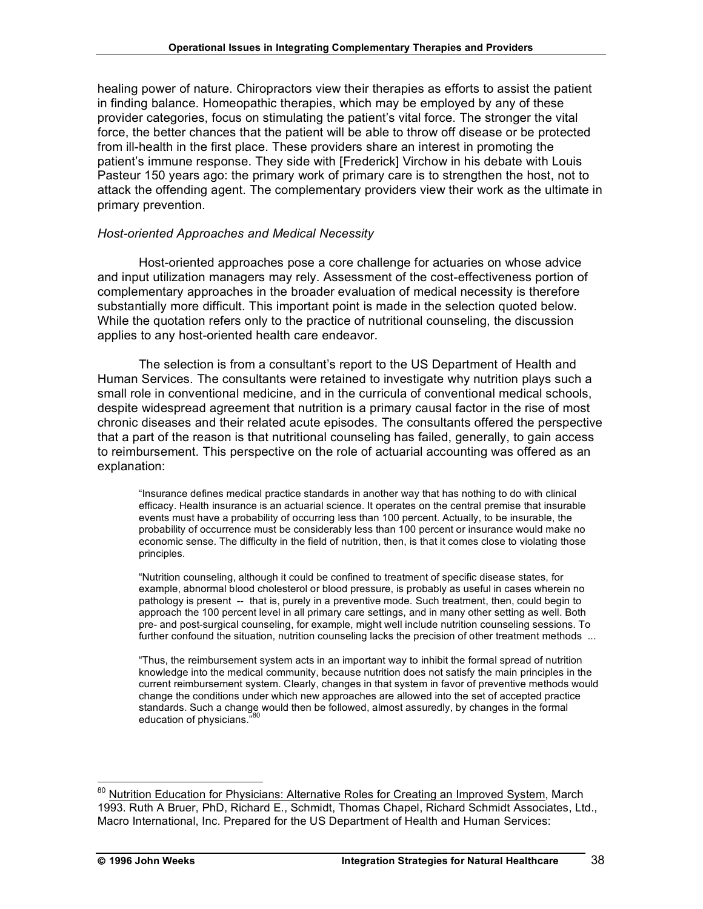healing power of nature. Chiropractors view their therapies as efforts to assist the patient in finding balance. Homeopathic therapies, which may be employed by any of these provider categories, focus on stimulating the patient's vital force. The stronger the vital force, the better chances that the patient will be able to throw off disease or be protected from ill-health in the first place. These providers share an interest in promoting the patient's immune response. They side with [Frederick] Virchow in his debate with Louis Pasteur 150 years ago: the primary work of primary care is to strengthen the host, not to attack the offending agent. The complementary providers view their work as the ultimate in primary prevention.

*Host-oriented Approaches and Medical Necessity*

Host-oriented approaches pose a core challenge for actuaries on whose advice and input utilization managers may rely. Assessment of the cost-effectiveness portion of complementary approaches in the broader evaluation of medical necessity is therefore substantially more difficult. This important point is made in the selection quoted below. While the quotation refers only to the practice of nutritional counseling, the discussion applies to any host-oriented health care endeavor.

The selection is from a consultant's report to the US Department of Health and Human Services. The consultants were retained to investigate why nutrition plays such a small role in conventional medicine, and in the curricula of conventional medical schools, despite widespread agreement that nutrition is a primary causal factor in the rise of most chronic diseases and their related acute episodes. The consultants offered the perspective that a part of the reason is that nutritional counseling has failed, generally, to gain access to reimbursement. This perspective on the role of actuarial accounting was offered as an explanation:

> "Insurance defines medical practice standards in another way that has nothing to do with clinical efficacy. Health insurance is an actuarial science. It operates on the central premise that insurable events must have a probability of occurring less than 100 percent. Actually, to be insurable, the probability of occurrence must be considerably less than 100 percent or insurance would make no economic sense. The difficulty in the field of nutrition, then, is that it comes close to violating those principles.
>
> "Nutrition counseling, although it could be confined to treatment of specific disease states, for example, abnormal blood cholesterol or blood pressure, is probably as useful in cases wherein no pathology is present -- that is, purely in a preventive mode. Such treatment, then, could begin to approach the 100 percent level in all primary care settings, and in many other setting as well. Both pre- and post-surgical counseling, for example, might well include nutrition counseling sessions. To further confound the situation, nutrition counseling lacks the precision of other treatment methods ...
>
> "Thus, the reimbursement system acts in an important way to inhibit the formal spread of nutrition knowledge into the medical community, because nutrition does not satisfy the main principles in the current reimbursement system. Clearly, changes in that system in favor of preventive methods would change the conditions under which new approaches are allowed into the set of accepted practice standards. Such a change would then be followed, almost assuredly, by changes in the formal education of physicians."[80]

---

[80] Nutrition Education for Physicians: Alternative Roles for Creating an Improved System, March 1993. Ruth A Bruer, PhD, Richard E., Schmidt, Thomas Chapel, Richard Schmidt Associates, Ltd., Macro International, Inc. Prepared for the US Department of Health and Human Services: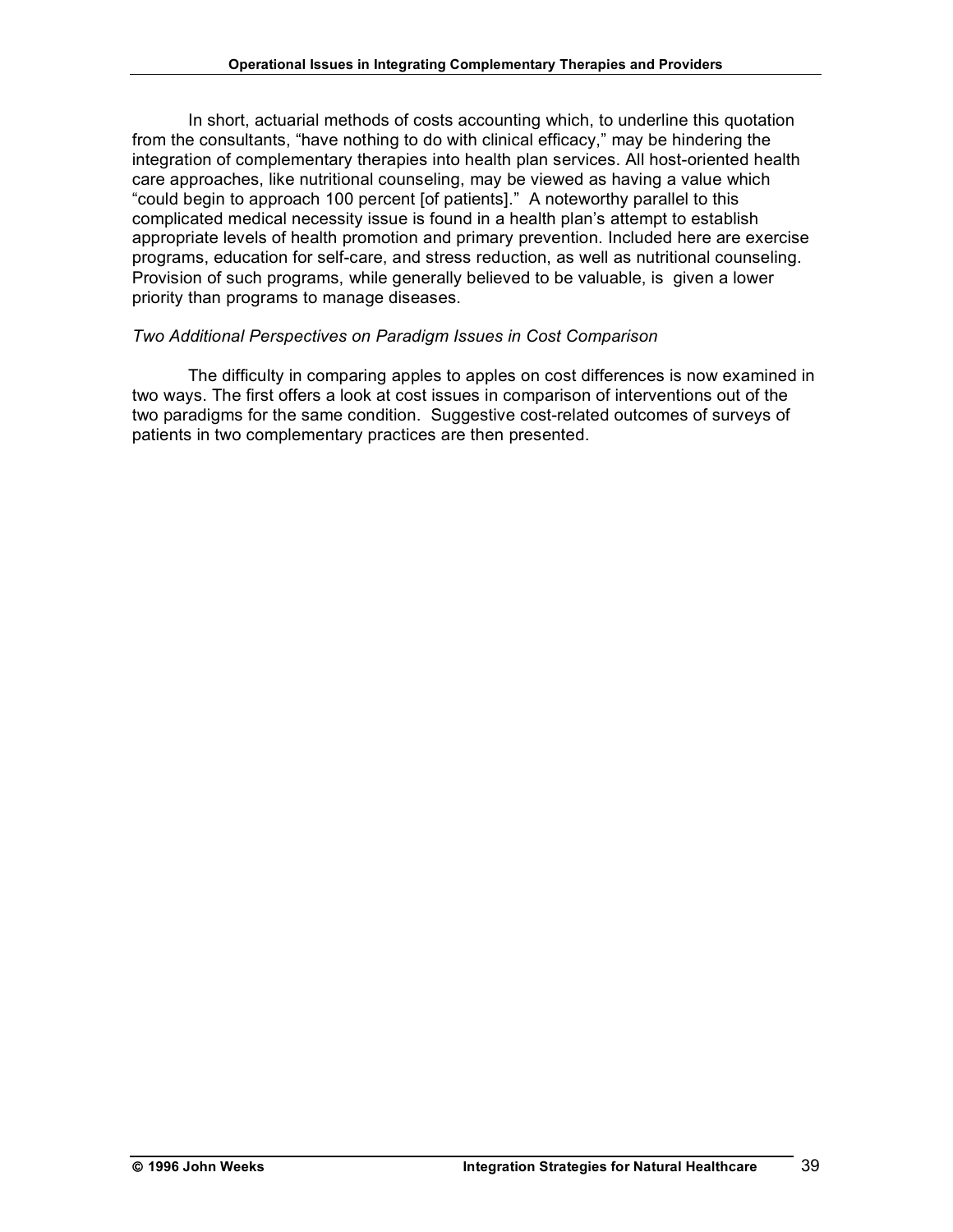In short, actuarial methods of costs accounting which, to underline this quotation from the consultants, "have nothing to do with clinical efficacy," may be hindering the integration of complementary therapies into health plan services. All host-oriented health care approaches, like nutritional counseling, may be viewed as having a value which "could begin to approach 100 percent [of patients]." A noteworthy parallel to this complicated medical necessity issue is found in a health plan's attempt to establish appropriate levels of health promotion and primary prevention. Included here are exercise programs, education for self-care, and stress reduction, as well as nutritional counseling. Provision of such programs, while generally believed to be valuable, is given a lower priority than programs to manage diseases.

*Two Additional Perspectives on Paradigm Issues in Cost Comparison*

The difficulty in comparing apples to apples on cost differences is now examined in two ways. The first offers a look at cost issues in comparison of interventions out of the two paradigms for the same condition. Suggestive cost-related outcomes of surveys of patients in two complementary practices are then presented.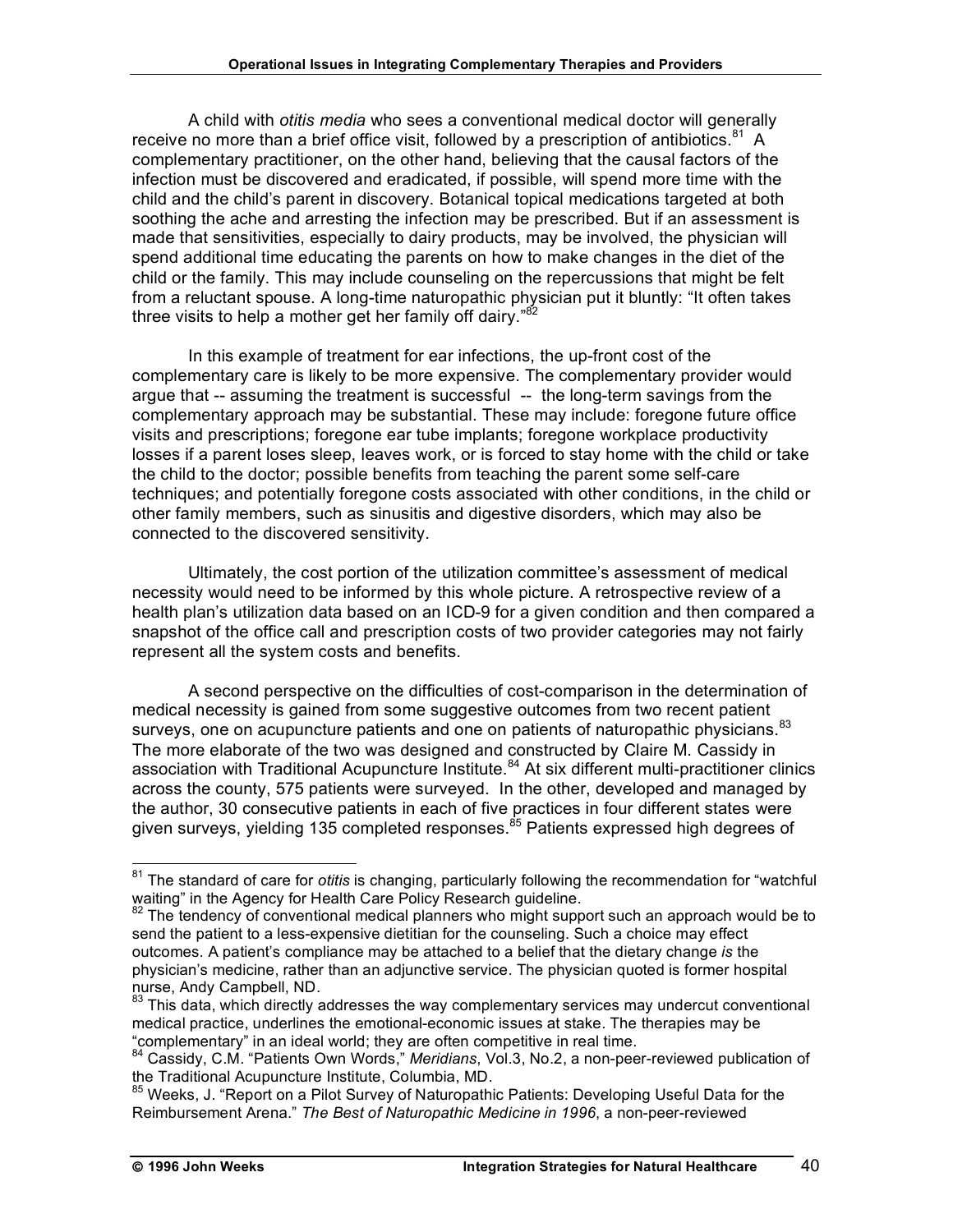A child with *otitis media* who sees a conventional medical doctor will generally receive no more than a brief office visit, followed by a prescription of antibiotics.[81] A complementary practitioner, on the other hand, believing that the causal factors of the infection must be discovered and eradicated, if possible, will spend more time with the child and the child's parent in discovery. Botanical topical medications targeted at both soothing the ache and arresting the infection may be prescribed. But if an assessment is made that sensitivities, especially to dairy products, may be involved, the physician will spend additional time educating the parents on how to make changes in the diet of the child or the family. This may include counseling on the repercussions that might be felt from a reluctant spouse. A long-time naturopathic physician put it bluntly: "It often takes three visits to help a mother get her family off dairy."[82]

In this example of treatment for ear infections, the up-front cost of the complementary care is likely to be more expensive. The complementary provider would argue that -- assuming the treatment is successful -- the long-term savings from the complementary approach may be substantial. These may include: foregone future office visits and prescriptions; foregone ear tube implants; foregone workplace productivity losses if a parent loses sleep, leaves work, or is forced to stay home with the child or take the child to the doctor; possible benefits from teaching the parent some self-care techniques; and potentially foregone costs associated with other conditions, in the child or other family members, such as sinusitis and digestive disorders, which may also be connected to the discovered sensitivity.

Ultimately, the cost portion of the utilization committee's assessment of medical necessity would need to be informed by this whole picture. A retrospective review of a health plan's utilization data based on an ICD-9 for a given condition and then compared a snapshot of the office call and prescription costs of two provider categories may not fairly represent all the system costs and benefits.

A second perspective on the difficulties of cost-comparison in the determination of medical necessity is gained from some suggestive outcomes from two recent patient surveys, one on acupuncture patients and one on patients of naturopathic physicians.[83] The more elaborate of the two was designed and constructed by Claire M. Cassidy in association with Traditional Acupuncture Institute.[84] At six different multi-practitioner clinics across the county, 575 patients were surveyed. In the other, developed and managed by the author, 30 consecutive patients in each of five practices in four different states were given surveys, yielding 135 completed responses.[85] Patients expressed high degrees of

---

[81] The standard of care for *otitis* is changing, particularly following the recommendation for "watchful waiting" in the Agency for Health Care Policy Research guideline.

[82] The tendency of conventional medical planners who might support such an approach would be to send the patient to a less-expensive dietitian for the counseling. Such a choice may effect outcomes. A patient's compliance may be attached to a belief that the dietary change *is* the physician's medicine, rather than an adjunctive service. The physician quoted is former hospital nurse, Andy Campbell, ND.

[83] This data, which directly addresses the way complementary services may undercut conventional medical practice, underlines the emotional-economic issues at stake. The therapies may be "complementary" in an ideal world; they are often competitive in real time.

[84] Cassidy, C.M. "Patients Own Words," *Meridians*, Vol.3, No.2, a non-peer-reviewed publication of the Traditional Acupuncture Institute, Columbia, MD.

[85] Weeks, J. "Report on a Pilot Survey of Naturopathic Patients: Developing Useful Data for the Reimbursement Arena." *The Best of Naturopathic Medicine in 1996*, a non-peer-reviewed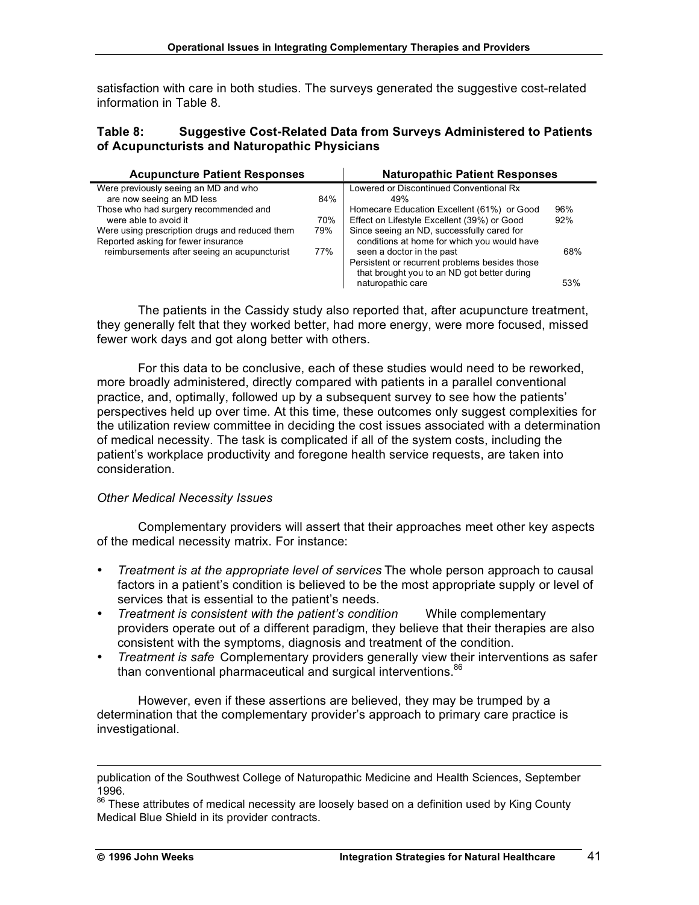satisfaction with care in both studies. The surveys generated the suggestive cost-related information in Table 8.

**Table 8: Suggestive Cost-Related Data from Surveys Administered to Patients of Acupuncturists and Naturopathic Physicians**

| Acupuncture Patient Responses | | Naturopathic Patient Responses | |
|---|---|---|---|
| Were previously seeing an MD and who are now seeing an MD less | 84% | Lowered or Discontinued Conventional Rx | 49% |
| Those who had surgery recommended and were able to avoid it | 70% | Homecare Education Excellent (61%) or Good | 96% |
| Were using prescription drugs and reduced them | 79% | Effect on Lifestyle Excellent (39%) or Good | 92% |
| Reported asking for fewer insurance reimbursements after seeing an acupuncturist | 77% | Since seeing an ND, successfully cared for conditions at home for which you would have seen a doctor in the past | 68% |
| | | Persistent or recurrent problems besides those that brought you to an ND got better during naturopathic care | 53% |

The patients in the Cassidy study also reported that, after acupuncture treatment, they generally felt that they worked better, had more energy, were more focused, missed fewer work days and got along better with others.

For this data to be conclusive, each of these studies would need to be reworked, more broadly administered, directly compared with patients in a parallel conventional practice, and, optimally, followed up by a subsequent survey to see how the patients' perspectives held up over time. At this time, these outcomes only suggest complexities for the utilization review committee in deciding the cost issues associated with a determination of medical necessity. The task is complicated if all of the system costs, including the patient's workplace productivity and foregone health service requests, are taken into consideration.

*Other Medical Necessity Issues*

Complementary providers will assert that their approaches meet other key aspects of the medical necessity matrix. For instance:

- *Treatment is at the appropriate level of services* The whole person approach to causal factors in a patient's condition is believed to be the most appropriate supply or level of services that is essential to the patient's needs.
- *Treatment is consistent with the patient's condition* While complementary providers operate out of a different paradigm, they believe that their therapies are also consistent with the symptoms, diagnosis and treatment of the condition.
- *Treatment is safe* Complementary providers generally view their interventions as safer than conventional pharmaceutical and surgical interventions.[86]

However, even if these assertions are believed, they may be trumped by a determination that the complementary provider's approach to primary care practice is investigational.

---

publication of the Southwest College of Naturopathic Medicine and Health Sciences, September 1996.

[86] These attributes of medical necessity are loosely based on a definition used by King County Medical Blue Shield in its provider contracts.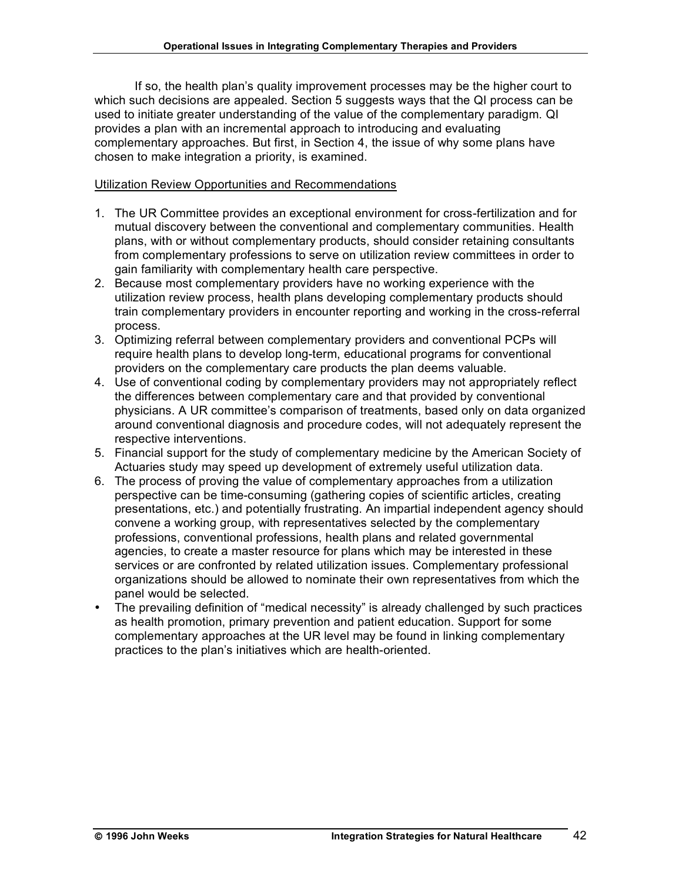If so, the health plan's quality improvement processes may be the higher court to which such decisions are appealed. Section 5 suggests ways that the QI process can be used to initiate greater understanding of the value of the complementary paradigm. QI provides a plan with an incremental approach to introducing and evaluating complementary approaches. But first, in Section 4, the issue of why some plans have chosen to make integration a priority, is examined.

<u>Utilization Review Opportunities and Recommendations</u>

1. The UR Committee provides an exceptional environment for cross-fertilization and for mutual discovery between the conventional and complementary communities. Health plans, with or without complementary products, should consider retaining consultants from complementary professions to serve on utilization review committees in order to gain familiarity with complementary health care perspective.
2. Because most complementary providers have no working experience with the utilization review process, health plans developing complementary products should train complementary providers in encounter reporting and working in the cross-referral process.
3. Optimizing referral between complementary providers and conventional PCPs will require health plans to develop long-term, educational programs for conventional providers on the complementary care products the plan deems valuable.
4. Use of conventional coding by complementary providers may not appropriately reflect the differences between complementary care and that provided by conventional physicians. A UR committee's comparison of treatments, based only on data organized around conventional diagnosis and procedure codes, will not adequately represent the respective interventions.
5. Financial support for the study of complementary medicine by the American Society of Actuaries study may speed up development of extremely useful utilization data.
6. The process of proving the value of complementary approaches from a utilization perspective can be time-consuming (gathering copies of scientific articles, creating presentations, etc.) and potentially frustrating. An impartial independent agency should convene a working group, with representatives selected by the complementary professions, conventional professions, health plans and related governmental agencies, to create a master resource for plans which may be interested in these services or are confronted by related utilization issues. Complementary professional organizations should be allowed to nominate their own representatives from which the panel would be selected.

- The prevailing definition of "medical necessity" is already challenged by such practices as health promotion, primary prevention and patient education. Support for some complementary approaches at the UR level may be found in linking complementary practices to the plan's initiatives which are health-oriented.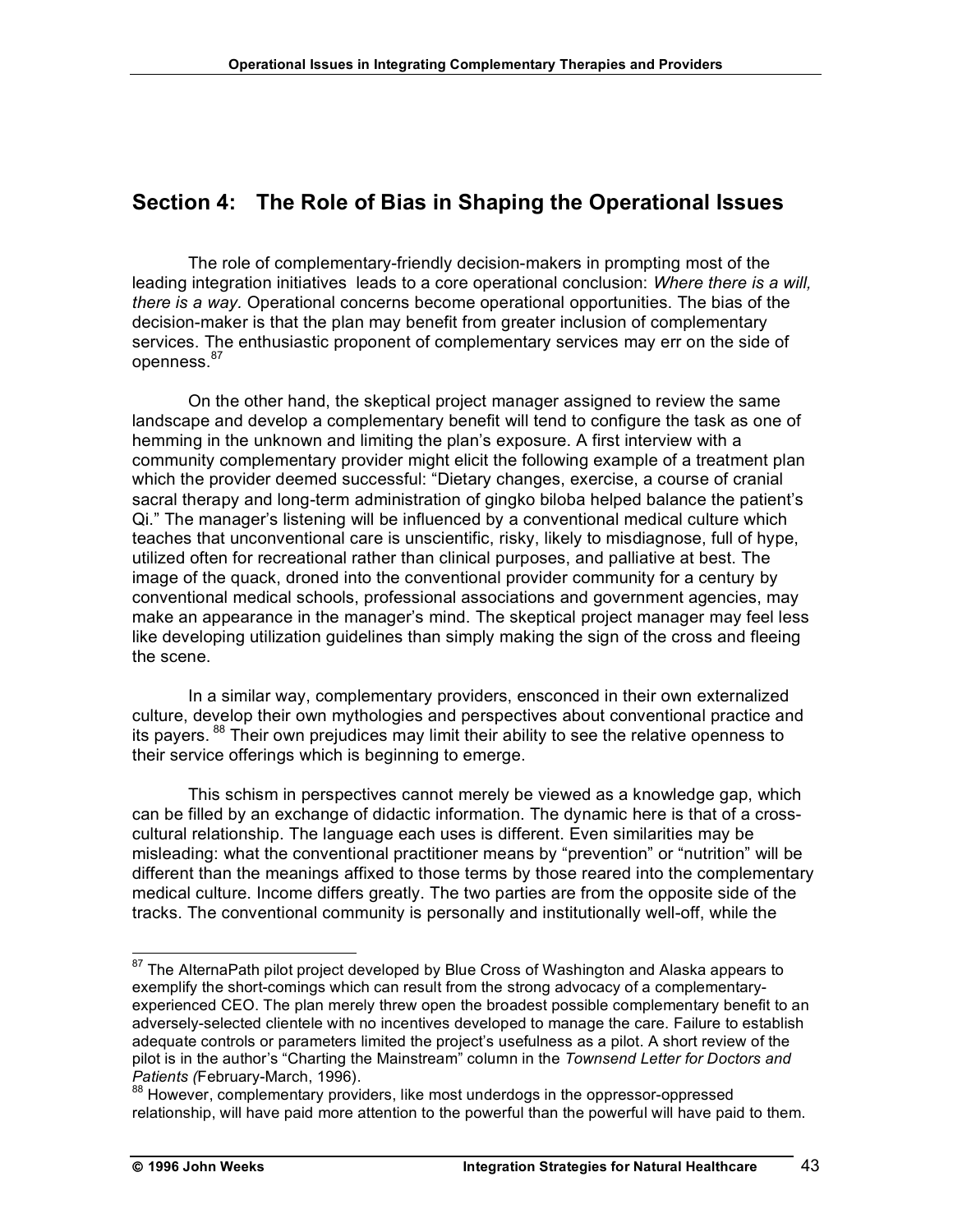## Section 4: The Role of Bias in Shaping the Operational Issues

The role of complementary-friendly decision-makers in prompting most of the leading integration initiatives leads to a core operational conclusion: *Where there is a will, there is a way.* Operational concerns become operational opportunities. The bias of the decision-maker is that the plan may benefit from greater inclusion of complementary services. The enthusiastic proponent of complementary services may err on the side of openness.[87]

On the other hand, the skeptical project manager assigned to review the same landscape and develop a complementary benefit will tend to configure the task as one of hemming in the unknown and limiting the plan's exposure. A first interview with a community complementary provider might elicit the following example of a treatment plan which the provider deemed successful: "Dietary changes, exercise, a course of cranial sacral therapy and long-term administration of gingko biloba helped balance the patient's Qi." The manager's listening will be influenced by a conventional medical culture which teaches that unconventional care is unscientific, risky, likely to misdiagnose, full of hype, utilized often for recreational rather than clinical purposes, and palliative at best. The image of the quack, droned into the conventional provider community for a century by conventional medical schools, professional associations and government agencies, may make an appearance in the manager's mind. The skeptical project manager may feel less like developing utilization guidelines than simply making the sign of the cross and fleeing the scene.

In a similar way, complementary providers, ensconced in their own externalized culture, develop their own mythologies and perspectives about conventional practice and its payers.[88] Their own prejudices may limit their ability to see the relative openness to their service offerings which is beginning to emerge.

This schism in perspectives cannot merely be viewed as a knowledge gap, which can be filled by an exchange of didactic information. The dynamic here is that of a cross-cultural relationship. The language each uses is different. Even similarities may be misleading: what the conventional practitioner means by "prevention" or "nutrition" will be different than the meanings affixed to those terms by those reared into the complementary medical culture. Income differs greatly. The two parties are from the opposite side of the tracks. The conventional community is personally and institutionally well-off, while the

---

[87] The AlternaPath pilot project developed by Blue Cross of Washington and Alaska appears to exemplify the short-comings which can result from the strong advocacy of a complementary-experienced CEO. The plan merely threw open the broadest possible complementary benefit to an adversely-selected clientele with no incentives developed to manage the care. Failure to establish adequate controls or parameters limited the project's usefulness as a pilot. A short review of the pilot is in the author's "Charting the Mainstream" column in the *Townsend Letter for Doctors and Patients (*February-March, 1996).

[88] However, complementary providers, like most underdogs in the oppressor-oppressed relationship, will have paid more attention to the powerful than the powerful will have paid to them.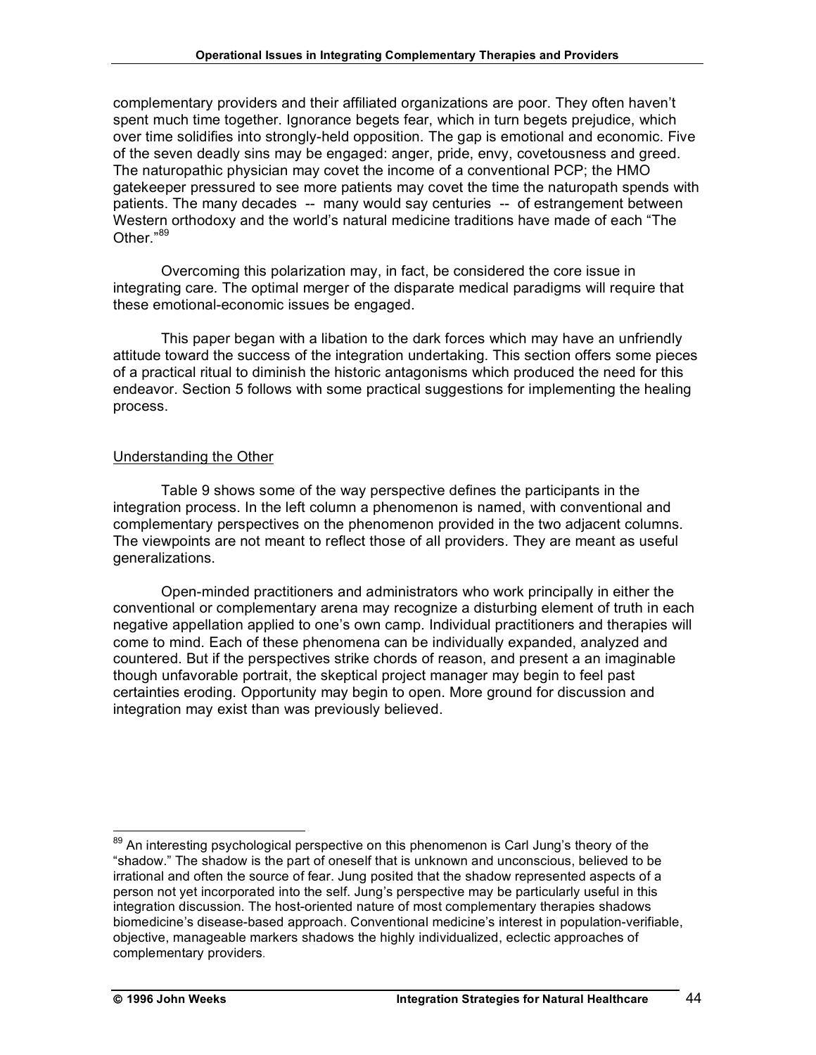complementary providers and their affiliated organizations are poor. They often haven't spent much time together. Ignorance begets fear, which in turn begets prejudice, which over time solidifies into strongly-held opposition. The gap is emotional and economic. Five of the seven deadly sins may be engaged: anger, pride, envy, covetousness and greed. The naturopathic physician may covet the income of a conventional PCP; the HMO gatekeeper pressured to see more patients may covet the time the naturopath spends with patients. The many decades -- many would say centuries -- of estrangement between Western orthodoxy and the world's natural medicine traditions have made of each "The Other."[89]

Overcoming this polarization may, in fact, be considered the core issue in integrating care. The optimal merger of the disparate medical paradigms will require that these emotional-economic issues be engaged.

This paper began with a libation to the dark forces which may have an unfriendly attitude toward the success of the integration undertaking. This section offers some pieces of a practical ritual to diminish the historic antagonisms which produced the need for this endeavor. Section 5 follows with some practical suggestions for implementing the healing process.

## Understanding the Other

Table 9 shows some of the way perspective defines the participants in the integration process. In the left column a phenomenon is named, with conventional and complementary perspectives on the phenomenon provided in the two adjacent columns. The viewpoints are not meant to reflect those of all providers. They are meant as useful generalizations.

Open-minded practitioners and administrators who work principally in either the conventional or complementary arena may recognize a disturbing element of truth in each negative appellation applied to one's own camp. Individual practitioners and therapies will come to mind. Each of these phenomena can be individually expanded, analyzed and countered. But if the perspectives strike chords of reason, and present a an imaginable though unfavorable portrait, the skeptical project manager may begin to feel past certainties eroding. Opportunity may begin to open. More ground for discussion and integration may exist than was previously believed.

---

[89] An interesting psychological perspective on this phenomenon is Carl Jung's theory of the "shadow." The shadow is the part of oneself that is unknown and unconscious, believed to be irrational and often the source of fear. Jung posited that the shadow represented aspects of a person not yet incorporated into the self. Jung's perspective may be particularly useful in this integration discussion. The host-oriented nature of most complementary therapies shadows biomedicine's disease-based approach. Conventional medicine's interest in population-verifiable, objective, manageable markers shadows the highly individualized, eclectic approaches of complementary providers.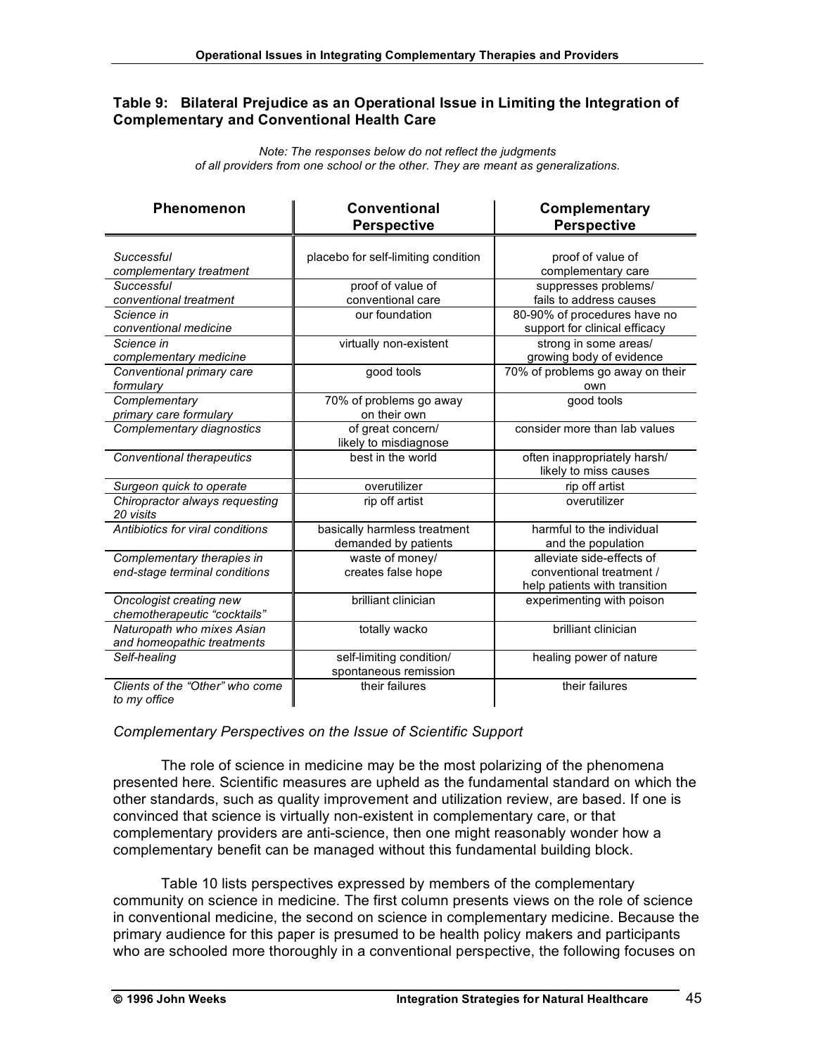**Table 9: Bilateral Prejudice as an Operational Issue in Limiting the Integration of Complementary and Conventional Health Care**

*Note: The responses below do not reflect the judgments of all providers from one school or the other. They are meant as generalizations.*

| Phenomenon | Conventional Perspective | Complementary Perspective |
|---|---|---|
| *Successful complementary treatment* | placebo for self-limiting condition | proof of value of complementary care |
| *Successful conventional treatment* | proof of value of conventional care | suppresses problems/ fails to address causes |
| *Science in conventional medicine* | our foundation | 80-90% of procedures have no support for clinical efficacy |
| *Science in complementary medicine* | virtually non-existent | strong in some areas/ growing body of evidence |
| *Conventional primary care formulary* | good tools | 70% of problems go away on their own |
| *Complementary primary care formulary* | 70% of problems go away on their own | good tools |
| *Complementary diagnostics* | of great concern/ likely to misdiagnose | consider more than lab values |
| *Conventional therapeutics* | best in the world | often inappropriately harsh/ likely to miss causes |
| *Surgeon quick to operate* | overutilizer | rip off artist |
| *Chiropractor always requesting 20 visits* | rip off artist | overutilizer |
| *Antibiotics for viral conditions* | basically harmless treatment demanded by patients | harmful to the individual and the population |
| *Complementary therapies in end-stage terminal conditions* | waste of money/ creates false hope | alleviate side-effects of conventional treatment / help patients with transition |
| *Oncologist creating new chemotherapeutic "cocktails"* | brilliant clinician | experimenting with poison |
| *Naturopath who mixes Asian and homeopathic treatments* | totally wacko | brilliant clinician |
| *Self-healing* | self-limiting condition/ spontaneous remission | healing power of nature |
| *Clients of the "Other" who come to my office* | their failures | their failures |

*Complementary Perspectives on the Issue of Scientific Support*

The role of science in medicine may be the most polarizing of the phenomena presented here. Scientific measures are upheld as the fundamental standard on which the other standards, such as quality improvement and utilization review, are based. If one is convinced that science is virtually non-existent in complementary care, or that complementary providers are anti-science, then one might reasonably wonder how a complementary benefit can be managed without this fundamental building block.

Table 10 lists perspectives expressed by members of the complementary community on science in medicine. The first column presents views on the role of science in conventional medicine, the second on science in complementary medicine. Because the primary audience for this paper is presumed to be health policy makers and participants who are schooled more thoroughly in a conventional perspective, the following focuses on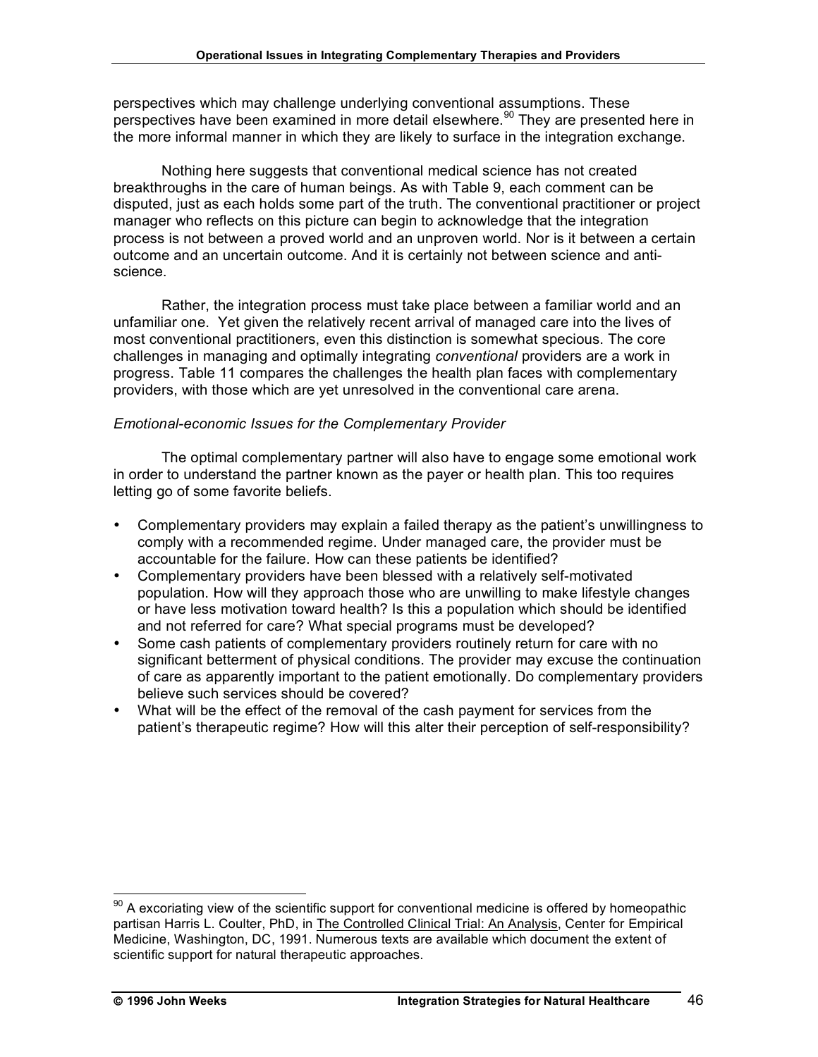perspectives which may challenge underlying conventional assumptions. These perspectives have been examined in more detail elsewhere.[90] They are presented here in the more informal manner in which they are likely to surface in the integration exchange.

Nothing here suggests that conventional medical science has not created breakthroughs in the care of human beings. As with Table 9, each comment can be disputed, just as each holds some part of the truth. The conventional practitioner or project manager who reflects on this picture can begin to acknowledge that the integration process is not between a proved world and an unproven world. Nor is it between a certain outcome and an uncertain outcome. And it is certainly not between science and anti-science.

Rather, the integration process must take place between a familiar world and an unfamiliar one. Yet given the relatively recent arrival of managed care into the lives of most conventional practitioners, even this distinction is somewhat specious. The core challenges in managing and optimally integrating *conventional* providers are a work in progress. Table 11 compares the challenges the health plan faces with complementary providers, with those which are yet unresolved in the conventional care arena.

*Emotional-economic Issues for the Complementary Provider*

The optimal complementary partner will also have to engage some emotional work in order to understand the partner known as the payer or health plan. This too requires letting go of some favorite beliefs.

- Complementary providers may explain a failed therapy as the patient's unwillingness to comply with a recommended regime. Under managed care, the provider must be accountable for the failure. How can these patients be identified?
- Complementary providers have been blessed with a relatively self-motivated population. How will they approach those who are unwilling to make lifestyle changes or have less motivation toward health? Is this a population which should be identified and not referred for care? What special programs must be developed?
- Some cash patients of complementary providers routinely return for care with no significant betterment of physical conditions. The provider may excuse the continuation of care as apparently important to the patient emotionally. Do complementary providers believe such services should be covered?
- What will be the effect of the removal of the cash payment for services from the patient's therapeutic regime? How will this alter their perception of self-responsibility?

[90] A excoriating view of the scientific support for conventional medicine is offered by homeopathic partisan Harris L. Coulter, PhD, in The Controlled Clinical Trial: An Analysis, Center for Empirical Medicine, Washington, DC, 1991. Numerous texts are available which document the extent of scientific support for natural therapeutic approaches.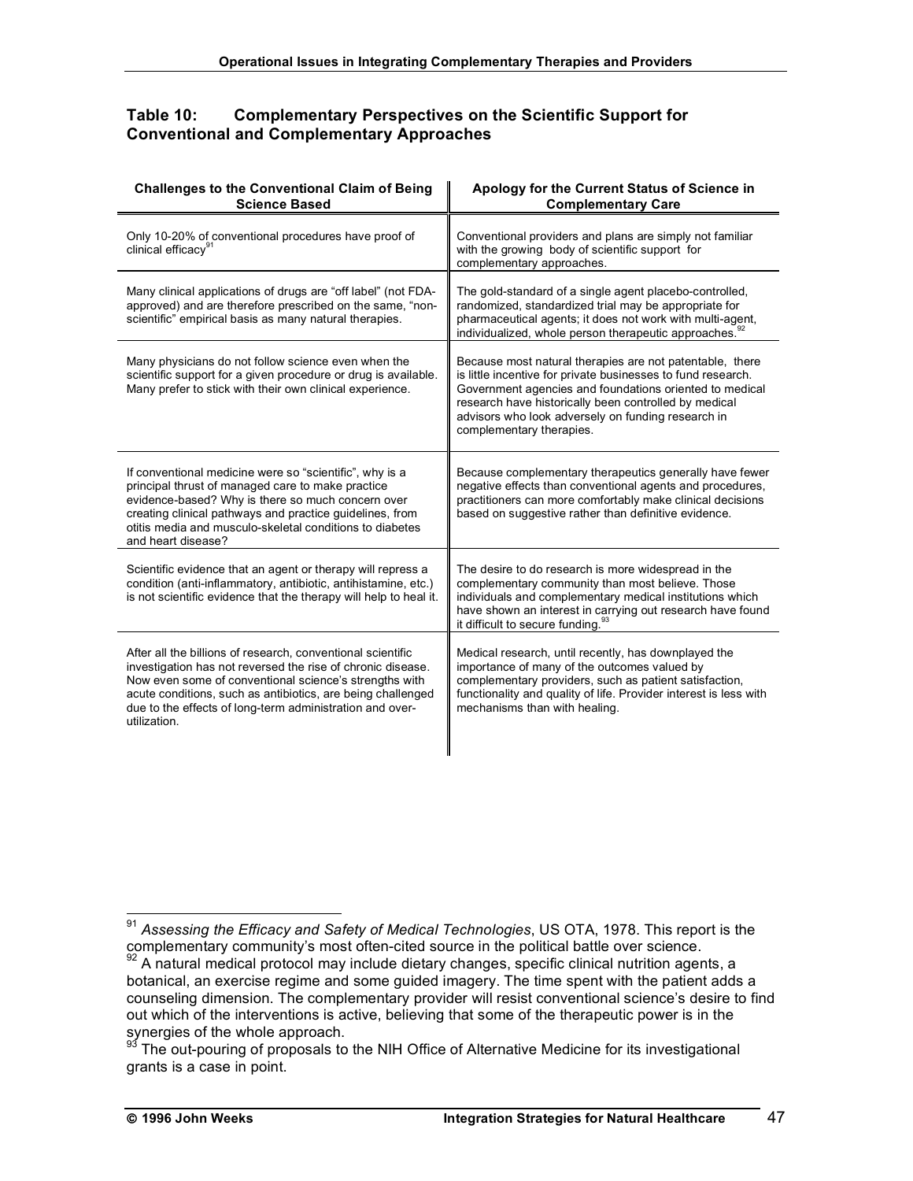## Table 10: Complementary Perspectives on the Scientific Support for Conventional and Complementary Approaches

| Challenges to the Conventional Claim of Being Science Based | Apology for the Current Status of Science in Complementary Care |
|---|---|
| Only 10-20% of conventional procedures have proof of clinical efficacy[91] | Conventional providers and plans are simply not familiar with the growing body of scientific support for complementary approaches. |
| Many clinical applications of drugs are "off label" (not FDA-approved) and are therefore prescribed on the same, "non-scientific" empirical basis as many natural therapies. | The gold-standard of a single agent placebo-controlled, randomized, standardized trial may be appropriate for pharmaceutical agents; it does not work with multi-agent, individualized, whole person therapeutic approaches.[92] |
| Many physicians do not follow science even when the scientific support for a given procedure or drug is available. Many prefer to stick with their own clinical experience. | Because most natural therapies are not patentable, there is little incentive for private businesses to fund research. Government agencies and foundations oriented to medical research have historically been controlled by medical advisors who look adversely on funding research in complementary therapies. |
| If conventional medicine were so "scientific", why is a principal thrust of managed care to make practice evidence-based? Why is there so much concern over creating clinical pathways and practice guidelines, from otitis media and musculo-skeletal conditions to diabetes and heart disease? | Because complementary therapeutics generally have fewer negative effects than conventional agents and procedures, practitioners can more comfortably make clinical decisions based on suggestive rather than definitive evidence. |
| Scientific evidence that an agent or therapy will repress a condition (anti-inflammatory, antibiotic, antihistamine, etc.) is not scientific evidence that the therapy will help to heal it. | The desire to do research is more widespread in the complementary community than most believe. Those individuals and complementary medical institutions which have shown an interest in carrying out research have found it difficult to secure funding.[93] |
| After all the billions of research, conventional scientific investigation has not reversed the rise of chronic disease. Now even some of conventional science's strengths with acute conditions, such as antibiotics, are being challenged due to the effects of long-term administration and over-utilization. | Medical research, until recently, has downplayed the importance of many of the outcomes valued by complementary providers, such as patient satisfaction, functionality and quality of life. Provider interest is less with mechanisms than with healing. |

[91] *Assessing the Efficacy and Safety of Medical Technologies*, US OTA, 1978. This report is the complementary community's most often-cited source in the political battle over science.

[92] A natural medical protocol may include dietary changes, specific clinical nutrition agents, a botanical, an exercise regime and some guided imagery. The time spent with the patient adds a counseling dimension. The complementary provider will resist conventional science's desire to find out which of the interventions is active, believing that some of the therapeutic power is in the synergies of the whole approach.

[93] The out-pouring of proposals to the NIH Office of Alternative Medicine for its investigational grants is a case in point.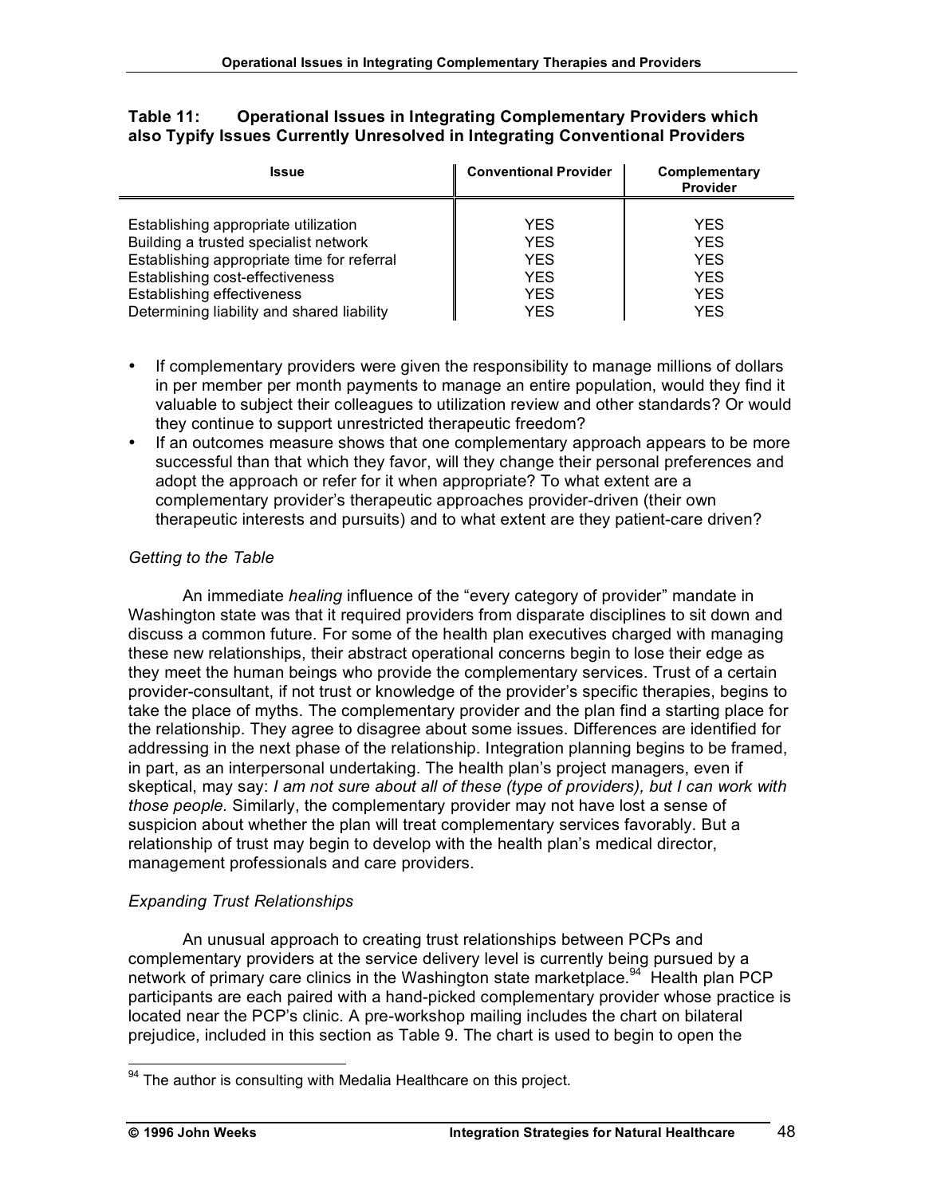**Table 11: Operational Issues in Integrating Complementary Providers which also Typify Issues Currently Unresolved in Integrating Conventional Providers**

| Issue | Conventional Provider | Complementary Provider |
|---|---|---|
| Establishing appropriate utilization | YES | YES |
| Building a trusted specialist network | YES | YES |
| Establishing appropriate time for referral | YES | YES |
| Establishing cost-effectiveness | YES | YES |
| Establishing effectiveness | YES | YES |
| Determining liability and shared liability | YES | YES |

- If complementary providers were given the responsibility to manage millions of dollars in per member per month payments to manage an entire population, would they find it valuable to subject their colleagues to utilization review and other standards? Or would they continue to support unrestricted therapeutic freedom?
- If an outcomes measure shows that one complementary approach appears to be more successful than that which they favor, will they change their personal preferences and adopt the approach or refer for it when appropriate? To what extent are a complementary provider's therapeutic approaches provider-driven (their own therapeutic interests and pursuits) and to what extent are they patient-care driven?

*Getting to the Table*

An immediate *healing* influence of the "every category of provider" mandate in Washington state was that it required providers from disparate disciplines to sit down and discuss a common future. For some of the health plan executives charged with managing these new relationships, their abstract operational concerns begin to lose their edge as they meet the human beings who provide the complementary services. Trust of a certain provider-consultant, if not trust or knowledge of the provider's specific therapies, begins to take the place of myths. The complementary provider and the plan find a starting place for the relationship. They agree to disagree about some issues. Differences are identified for addressing in the next phase of the relationship. Integration planning begins to be framed, in part, as an interpersonal undertaking. The health plan's project managers, even if skeptical, may say: *I am not sure about all of these (type of providers), but I can work with those people.* Similarly, the complementary provider may not have lost a sense of suspicion about whether the plan will treat complementary services favorably. But a relationship of trust may begin to develop with the health plan's medical director, management professionals and care providers.

*Expanding Trust Relationships*

An unusual approach to creating trust relationships between PCPs and complementary providers at the service delivery level is currently being pursued by a network of primary care clinics in the Washington state marketplace.[94] Health plan PCP participants are each paired with a hand-picked complementary provider whose practice is located near the PCP's clinic. A pre-workshop mailing includes the chart on bilateral prejudice, included in this section as Table 9. The chart is used to begin to open the

[94] The author is consulting with Medalia Healthcare on this project.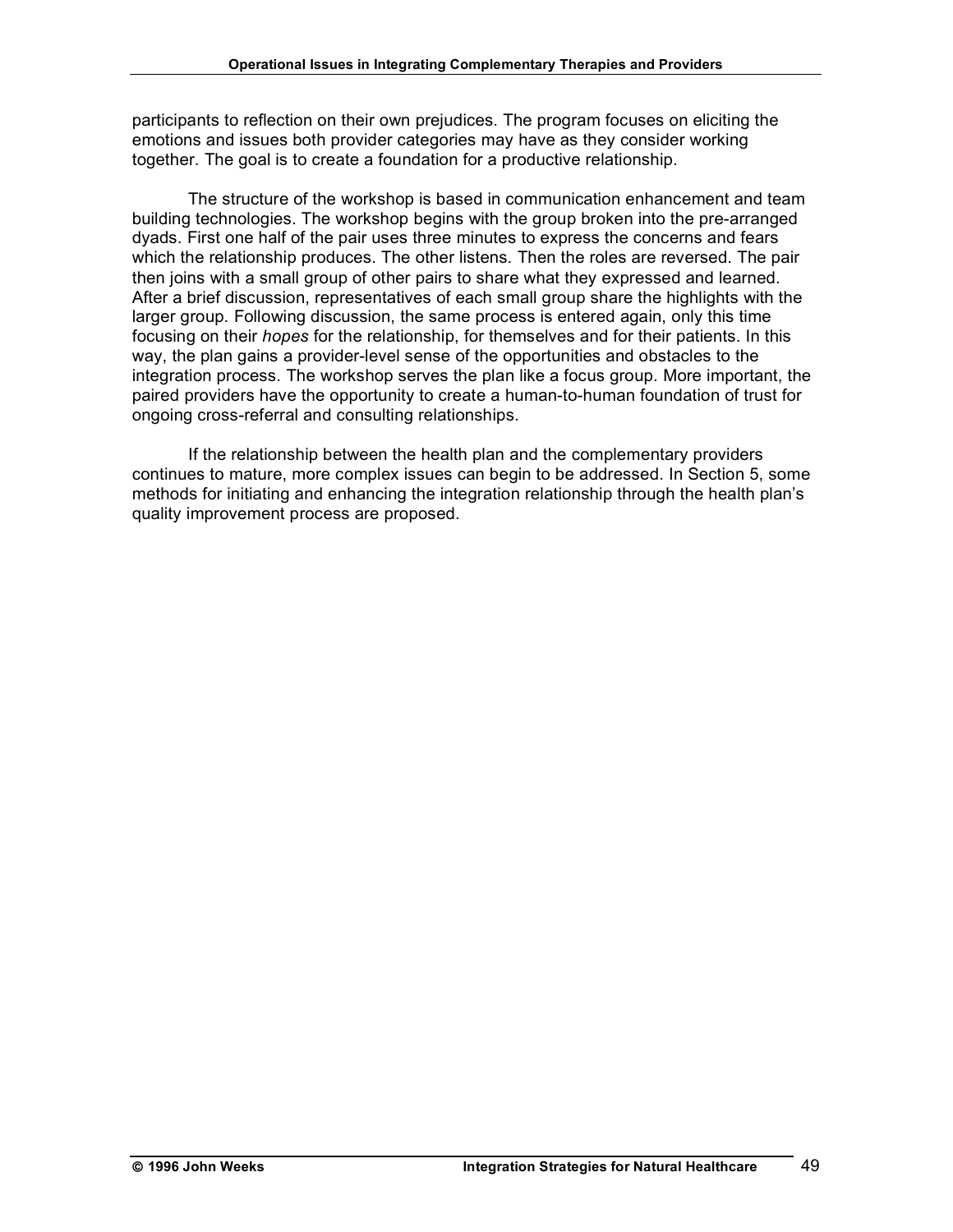participants to reflection on their own prejudices. The program focuses on eliciting the emotions and issues both provider categories may have as they consider working together. The goal is to create a foundation for a productive relationship.

The structure of the workshop is based in communication enhancement and team building technologies. The workshop begins with the group broken into the pre-arranged dyads. First one half of the pair uses three minutes to express the concerns and fears which the relationship produces. The other listens. Then the roles are reversed. The pair then joins with a small group of other pairs to share what they expressed and learned. After a brief discussion, representatives of each small group share the highlights with the larger group. Following discussion, the same process is entered again, only this time focusing on their *hopes* for the relationship, for themselves and for their patients. In this way, the plan gains a provider-level sense of the opportunities and obstacles to the integration process. The workshop serves the plan like a focus group. More important, the paired providers have the opportunity to create a human-to-human foundation of trust for ongoing cross-referral and consulting relationships.

If the relationship between the health plan and the complementary providers continues to mature, more complex issues can begin to be addressed. In Section 5, some methods for initiating and enhancing the integration relationship through the health plan's quality improvement process are proposed.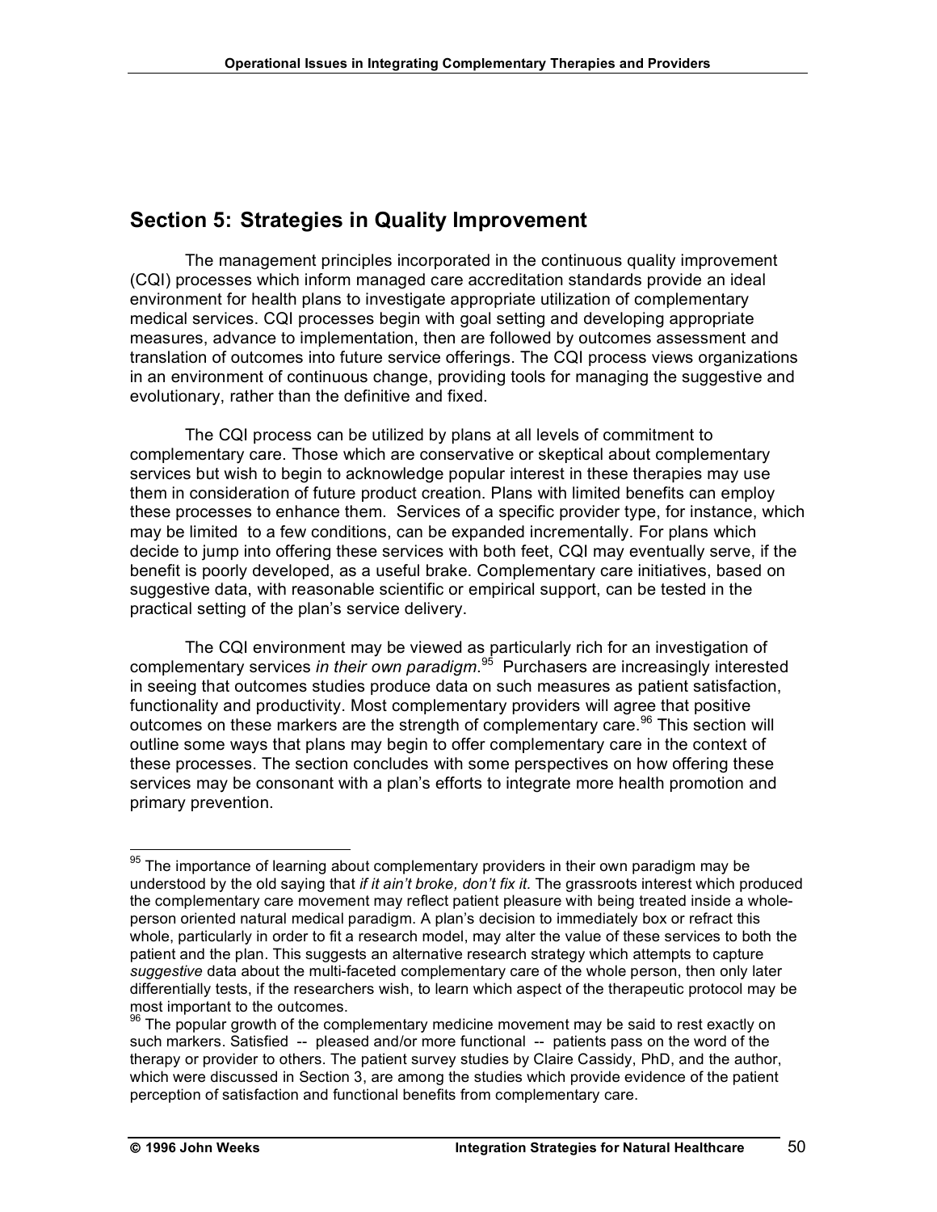## Section 5: Strategies in Quality Improvement

The management principles incorporated in the continuous quality improvement (CQI) processes which inform managed care accreditation standards provide an ideal environment for health plans to investigate appropriate utilization of complementary medical services. CQI processes begin with goal setting and developing appropriate measures, advance to implementation, then are followed by outcomes assessment and translation of outcomes into future service offerings. The CQI process views organizations in an environment of continuous change, providing tools for managing the suggestive and evolutionary, rather than the definitive and fixed.

The CQI process can be utilized by plans at all levels of commitment to complementary care. Those which are conservative or skeptical about complementary services but wish to begin to acknowledge popular interest in these therapies may use them in consideration of future product creation. Plans with limited benefits can employ these processes to enhance them. Services of a specific provider type, for instance, which may be limited to a few conditions, can be expanded incrementally. For plans which decide to jump into offering these services with both feet, CQI may eventually serve, if the benefit is poorly developed, as a useful brake. Complementary care initiatives, based on suggestive data, with reasonable scientific or empirical support, can be tested in the practical setting of the plan's service delivery.

The CQI environment may be viewed as particularly rich for an investigation of complementary services *in their own paradigm.*[95] Purchasers are increasingly interested in seeing that outcomes studies produce data on such measures as patient satisfaction, functionality and productivity. Most complementary providers will agree that positive outcomes on these markers are the strength of complementary care.[96] This section will outline some ways that plans may begin to offer complementary care in the context of these processes. The section concludes with some perspectives on how offering these services may be consonant with a plan's efforts to integrate more health promotion and primary prevention.

---

[95] The importance of learning about complementary providers in their own paradigm may be understood by the old saying that *if it ain't broke, don't fix it.* The grassroots interest which produced the complementary care movement may reflect patient pleasure with being treated inside a whole-person oriented natural medical paradigm. A plan's decision to immediately box or refract this whole, particularly in order to fit a research model, may alter the value of these services to both the patient and the plan. This suggests an alternative research strategy which attempts to capture *suggestive* data about the multi-faceted complementary care of the whole person, then only later differentially tests, if the researchers wish, to learn which aspect of the therapeutic protocol may be most important to the outcomes.

[96] The popular growth of the complementary medicine movement may be said to rest exactly on such markers. Satisfied -- pleased and/or more functional -- patients pass on the word of the therapy or provider to others. The patient survey studies by Claire Cassidy, PhD, and the author, which were discussed in Section 3, are among the studies which provide evidence of the patient perception of satisfaction and functional benefits from complementary care.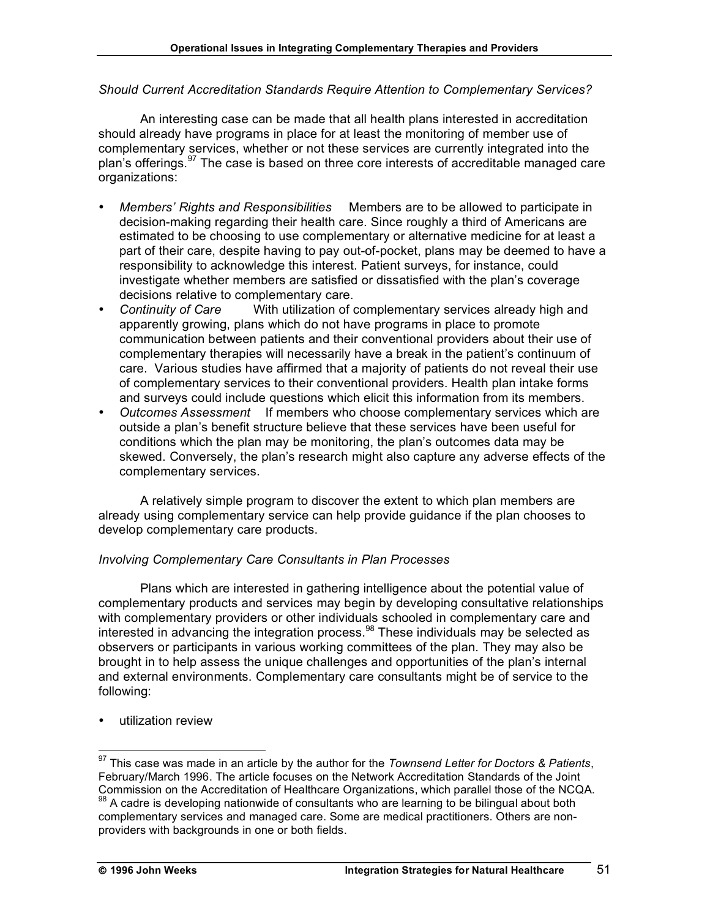*Should Current Accreditation Standards Require Attention to Complementary Services?*

An interesting case can be made that all health plans interested in accreditation should already have programs in place for at least the monitoring of member use of complementary services, whether or not these services are currently integrated into the plan's offerings.[97] The case is based on three core interests of accreditable managed care organizations:

- *Members' Rights and Responsibilities* Members are to be allowed to participate in decision-making regarding their health care. Since roughly a third of Americans are estimated to be choosing to use complementary or alternative medicine for at least a part of their care, despite having to pay out-of-pocket, plans may be deemed to have a responsibility to acknowledge this interest. Patient surveys, for instance, could investigate whether members are satisfied or dissatisfied with the plan's coverage decisions relative to complementary care.
- *Continuity of Care* With utilization of complementary services already high and apparently growing, plans which do not have programs in place to promote communication between patients and their conventional providers about their use of complementary therapies will necessarily have a break in the patient's continuum of care. Various studies have affirmed that a majority of patients do not reveal their use of complementary services to their conventional providers. Health plan intake forms and surveys could include questions which elicit this information from its members.
- *Outcomes Assessment* If members who choose complementary services which are outside a plan's benefit structure believe that these services have been useful for conditions which the plan may be monitoring, the plan's outcomes data may be skewed. Conversely, the plan's research might also capture any adverse effects of the complementary services.

A relatively simple program to discover the extent to which plan members are already using complementary service can help provide guidance if the plan chooses to develop complementary care products.

*Involving Complementary Care Consultants in Plan Processes*

Plans which are interested in gathering intelligence about the potential value of complementary products and services may begin by developing consultative relationships with complementary providers or other individuals schooled in complementary care and interested in advancing the integration process.[98] These individuals may be selected as observers or participants in various working committees of the plan. They may also be brought in to help assess the unique challenges and opportunities of the plan's internal and external environments. Complementary care consultants might be of service to the following:

- utilization review

---

[97] This case was made in an article by the author for the *Townsend Letter for Doctors & Patients*, February/March 1996. The article focuses on the Network Accreditation Standards of the Joint Commission on the Accreditation of Healthcare Organizations, which parallel those of the NCQA.

[98] A cadre is developing nationwide of consultants who are learning to be bilingual about both complementary services and managed care. Some are medical practitioners. Others are non-providers with backgrounds in one or both fields.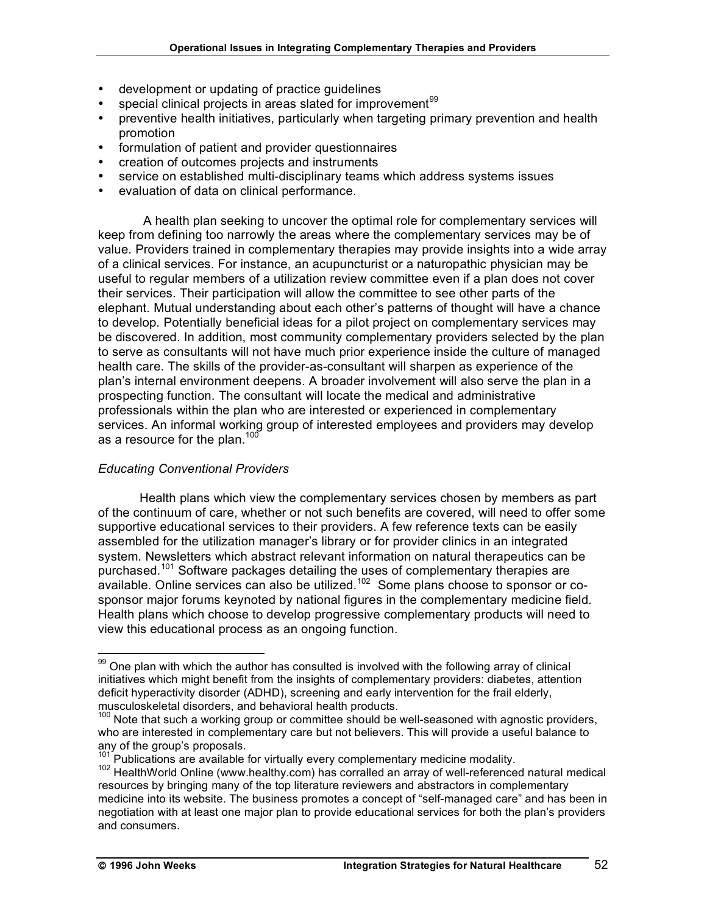- development or updating of practice guidelines
- special clinical projects in areas slated for improvement[99]
- preventive health initiatives, particularly when targeting primary prevention and health promotion
- formulation of patient and provider questionnaires
- creation of outcomes projects and instruments
- service on established multi-disciplinary teams which address systems issues
- evaluation of data on clinical performance.

A health plan seeking to uncover the optimal role for complementary services will keep from defining too narrowly the areas where the complementary services may be of value. Providers trained in complementary therapies may provide insights into a wide array of a clinical services. For instance, an acupuncturist or a naturopathic physician may be useful to regular members of a utilization review committee even if a plan does not cover their services. Their participation will allow the committee to see other parts of the elephant. Mutual understanding about each other's patterns of thought will have a chance to develop. Potentially beneficial ideas for a pilot project on complementary services may be discovered. In addition, most community complementary providers selected by the plan to serve as consultants will not have much prior experience inside the culture of managed health care. The skills of the provider-as-consultant will sharpen as experience of the plan's internal environment deepens. A broader involvement will also serve the plan in a prospecting function. The consultant will locate the medical and administrative professionals within the plan who are interested or experienced in complementary services. An informal working group of interested employees and providers may develop as a resource for the plan.[100]

*Educating Conventional Providers*

Health plans which view the complementary services chosen by members as part of the continuum of care, whether or not such benefits are covered, will need to offer some supportive educational services to their providers. A few reference texts can be easily assembled for the utilization manager's library or for provider clinics in an integrated system. Newsletters which abstract relevant information on natural therapeutics can be purchased.[101] Software packages detailing the uses of complementary therapies are available. Online services can also be utilized.[102] Some plans choose to sponsor or co-sponsor major forums keynoted by national figures in the complementary medicine field. Health plans which choose to develop progressive complementary products will need to view this educational process as an ongoing function.

---

[99] One plan with which the author has consulted is involved with the following array of clinical initiatives which might benefit from the insights of complementary providers: diabetes, attention deficit hyperactivity disorder (ADHD), screening and early intervention for the frail elderly, musculoskeletal disorders, and behavioral health products.

[100] Note that such a working group or committee should be well-seasoned with agnostic providers, who are interested in complementary care but not believers. This will provide a useful balance to any of the group's proposals.

[101] Publications are available for virtually every complementary medicine modality.

[102] HealthWorld Online (www.healthy.com) has corralled an array of well-referenced natural medical resources by bringing many of the top literature reviewers and abstractors in complementary medicine into its website. The business promotes a concept of "self-managed care" and has been in negotiation with at least one major plan to provide educational services for both the plan's providers and consumers.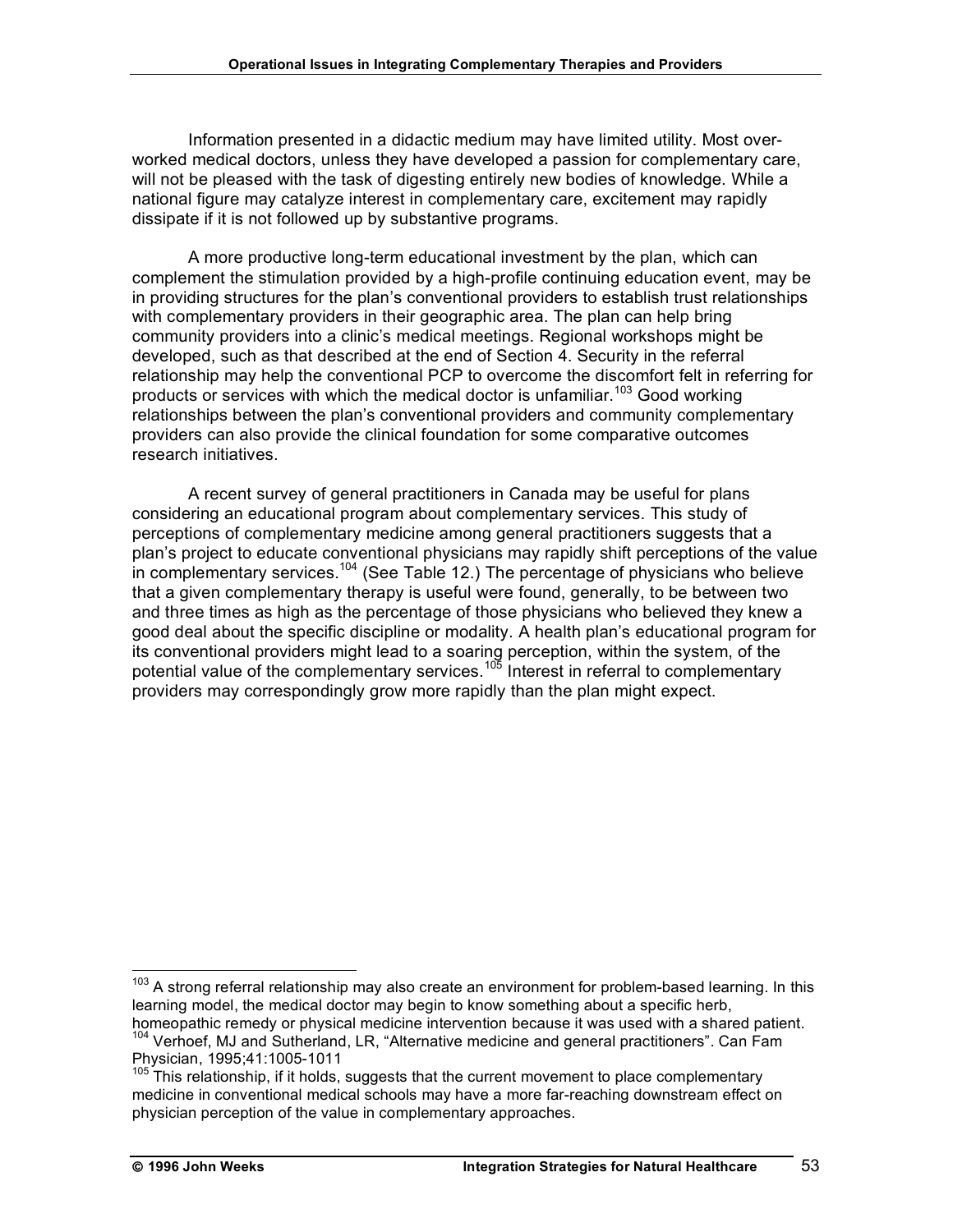Information presented in a didactic medium may have limited utility. Most over-worked medical doctors, unless they have developed a passion for complementary care, will not be pleased with the task of digesting entirely new bodies of knowledge. While a national figure may catalyze interest in complementary care, excitement may rapidly dissipate if it is not followed up by substantive programs.

A more productive long-term educational investment by the plan, which can complement the stimulation provided by a high-profile continuing education event, may be in providing structures for the plan's conventional providers to establish trust relationships with complementary providers in their geographic area. The plan can help bring community providers into a clinic's medical meetings. Regional workshops might be developed, such as that described at the end of Section 4. Security in the referral relationship may help the conventional PCP to overcome the discomfort felt in referring for products or services with which the medical doctor is unfamiliar.[103] Good working relationships between the plan's conventional providers and community complementary providers can also provide the clinical foundation for some comparative outcomes research initiatives.

A recent survey of general practitioners in Canada may be useful for plans considering an educational program about complementary services. This study of perceptions of complementary medicine among general practitioners suggests that a plan's project to educate conventional physicians may rapidly shift perceptions of the value in complementary services.[104] (See Table 12.) The percentage of physicians who believe that a given complementary therapy is useful were found, generally, to be between two and three times as high as the percentage of those physicians who believed they knew a good deal about the specific discipline or modality. A health plan's educational program for its conventional providers might lead to a soaring perception, within the system, of the potential value of the complementary services.[105] Interest in referral to complementary providers may correspondingly grow more rapidly than the plan might expect.

---

[103] A strong referral relationship may also create an environment for problem-based learning. In this learning model, the medical doctor may begin to know something about a specific herb, homeopathic remedy or physical medicine intervention because it was used with a shared patient.

[104] Verhoef, MJ and Sutherland, LR, "Alternative medicine and general practitioners". Can Fam Physician, 1995;41:1005-1011

[105] This relationship, if it holds, suggests that the current movement to place complementary medicine in conventional medical schools may have a more far-reaching downstream effect on physician perception of the value in complementary approaches.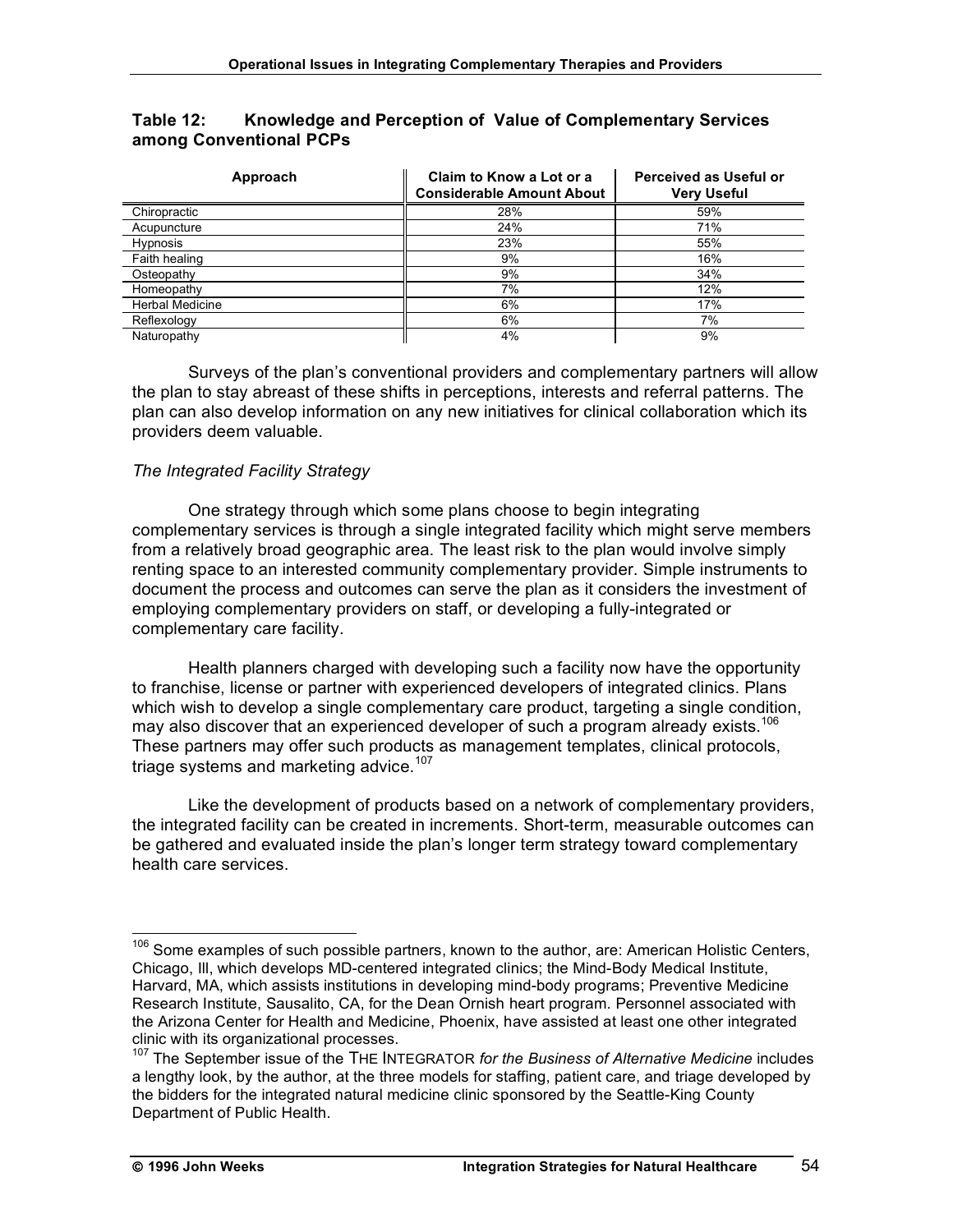**Table 12: Knowledge and Perception of Value of Complementary Services among Conventional PCPs**

| Approach | Claim to Know a Lot or a Considerable Amount About | Perceived as Useful or Very Useful |
|---|---|---|
| Chiropractic | 28% | 59% |
| Acupuncture | 24% | 71% |
| Hypnosis | 23% | 55% |
| Faith healing | 9% | 16% |
| Osteopathy | 9% | 34% |
| Homeopathy | 7% | 12% |
| Herbal Medicine | 6% | 17% |
| Reflexology | 6% | 7% |
| Naturopathy | 4% | 9% |

Surveys of the plan's conventional providers and complementary partners will allow the plan to stay abreast of these shifts in perceptions, interests and referral patterns. The plan can also develop information on any new initiatives for clinical collaboration which its providers deem valuable.

*The Integrated Facility Strategy*

One strategy through which some plans choose to begin integrating complementary services is through a single integrated facility which might serve members from a relatively broad geographic area. The least risk to the plan would involve simply renting space to an interested community complementary provider. Simple instruments to document the process and outcomes can serve the plan as it considers the investment of employing complementary providers on staff, or developing a fully-integrated or complementary care facility.

Health planners charged with developing such a facility now have the opportunity to franchise, license or partner with experienced developers of integrated clinics. Plans which wish to develop a single complementary care product, targeting a single condition, may also discover that an experienced developer of such a program already exists.[106] These partners may offer such products as management templates, clinical protocols, triage systems and marketing advice.[107]

Like the development of products based on a network of complementary providers, the integrated facility can be created in increments. Short-term, measurable outcomes can be gathered and evaluated inside the plan's longer term strategy toward complementary health care services.

---

[106] Some examples of such possible partners, known to the author, are: American Holistic Centers, Chicago, Ill, which develops MD-centered integrated clinics; the Mind-Body Medical Institute, Harvard, MA, which assists institutions in developing mind-body programs; Preventive Medicine Research Institute, Sausalito, CA, for the Dean Ornish heart program. Personnel associated with the Arizona Center for Health and Medicine, Phoenix, have assisted at least one other integrated clinic with its organizational processes.

[107] The September issue of the THE INTEGRATOR *for the Business of Alternative Medicine* includes a lengthy look, by the author, at the three models for staffing, patient care, and triage developed by the bidders for the integrated natural medicine clinic sponsored by the Seattle-King County Department of Public Health.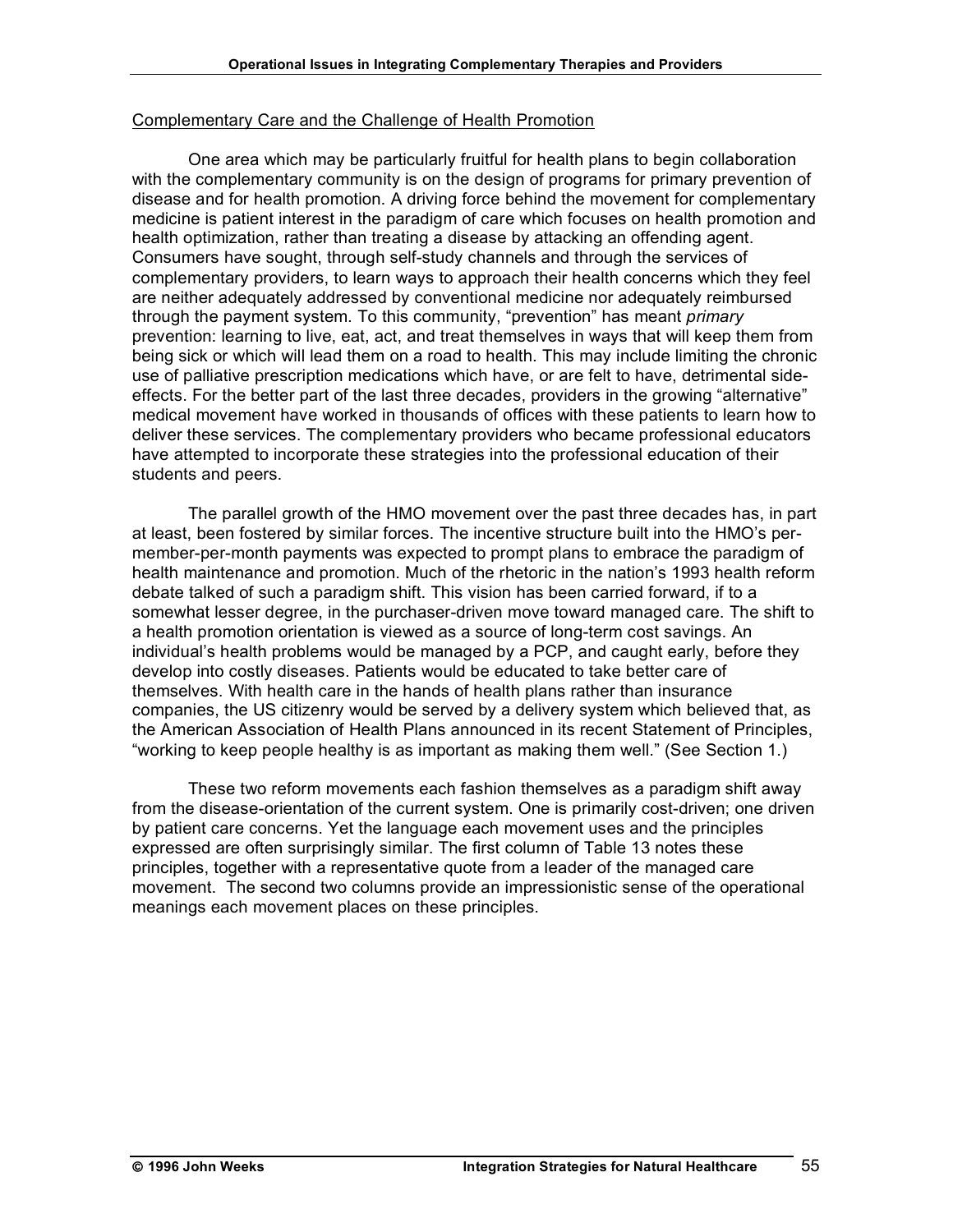Complementary Care and the Challenge of Health Promotion

One area which may be particularly fruitful for health plans to begin collaboration with the complementary community is on the design of programs for primary prevention of disease and for health promotion. A driving force behind the movement for complementary medicine is patient interest in the paradigm of care which focuses on health promotion and health optimization, rather than treating a disease by attacking an offending agent. Consumers have sought, through self-study channels and through the services of complementary providers, to learn ways to approach their health concerns which they feel are neither adequately addressed by conventional medicine nor adequately reimbursed through the payment system. To this community, "prevention" has meant *primary* prevention: learning to live, eat, act, and treat themselves in ways that will keep them from being sick or which will lead them on a road to health. This may include limiting the chronic use of palliative prescription medications which have, or are felt to have, detrimental side-effects. For the better part of the last three decades, providers in the growing "alternative" medical movement have worked in thousands of offices with these patients to learn how to deliver these services. The complementary providers who became professional educators have attempted to incorporate these strategies into the professional education of their students and peers.

The parallel growth of the HMO movement over the past three decades has, in part at least, been fostered by similar forces. The incentive structure built into the HMO's per-member-per-month payments was expected to prompt plans to embrace the paradigm of health maintenance and promotion. Much of the rhetoric in the nation's 1993 health reform debate talked of such a paradigm shift. This vision has been carried forward, if to a somewhat lesser degree, in the purchaser-driven move toward managed care. The shift to a health promotion orientation is viewed as a source of long-term cost savings. An individual's health problems would be managed by a PCP, and caught early, before they develop into costly diseases. Patients would be educated to take better care of themselves. With health care in the hands of health plans rather than insurance companies, the US citizenry would be served by a delivery system which believed that, as the American Association of Health Plans announced in its recent Statement of Principles, "working to keep people healthy is as important as making them well." (See Section 1.)

These two reform movements each fashion themselves as a paradigm shift away from the disease-orientation of the current system. One is primarily cost-driven; one driven by patient care concerns. Yet the language each movement uses and the principles expressed are often surprisingly similar. The first column of Table 13 notes these principles, together with a representative quote from a leader of the managed care movement. The second two columns provide an impressionistic sense of the operational meanings each movement places on these principles.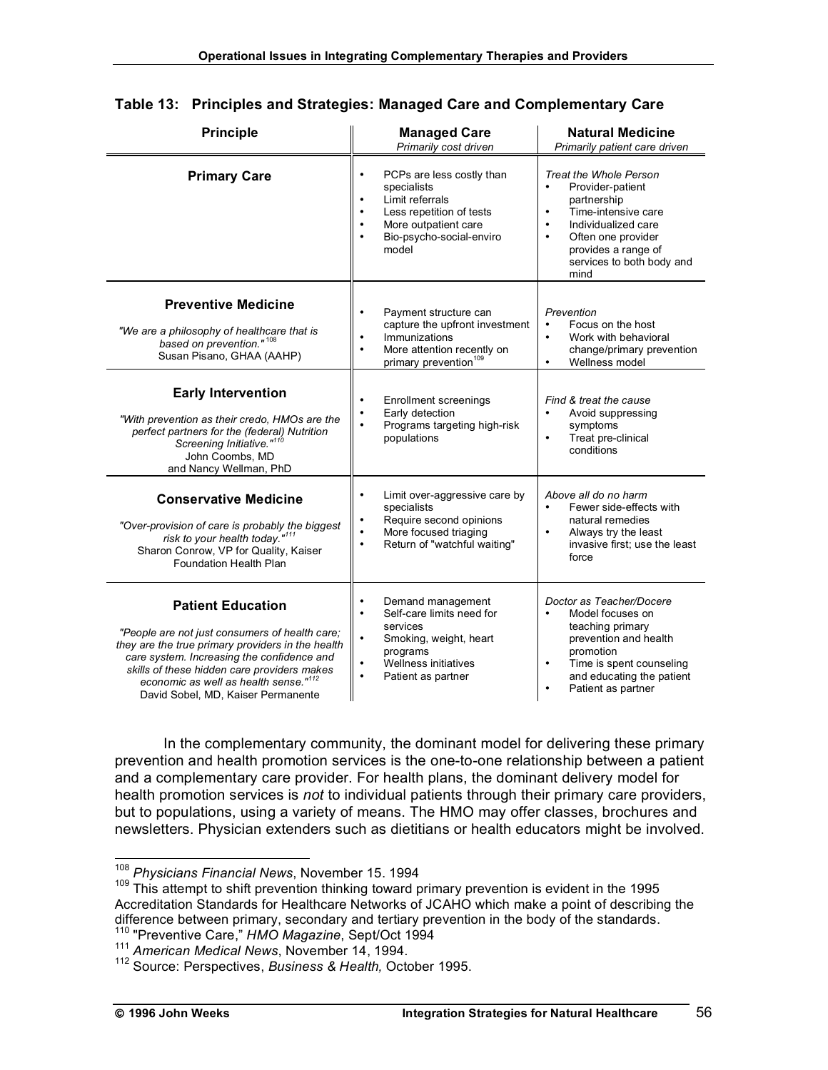**Table 13: Principles and Strategies: Managed Care and Complementary Care**

| Principle | Managed Care<br>*Primarily cost driven* | Natural Medicine<br>*Primarily patient care driven* |
|---|---|---|
| **Primary Care** | • PCPs are less costly than specialists<br>• Limit referrals<br>• Less repetition of tests<br>• More outpatient care<br>• Bio-psycho-social-enviro model | *Treat the Whole Person*<br>• Provider-patient partnership<br>• Time-intensive care<br>• Individualized care<br>• Often one provider provides a range of services to both body and mind |
| **Preventive Medicine**<br>*"We are a philosophy of healthcare that is based on prevention."*[108]<br>Susan Pisano, GHAA (AAHP) | • Payment structure can capture the upfront investment<br>• Immunizations<br>• More attention recently on primary prevention[109] | *Prevention*<br>• Focus on the host<br>• Work with behavioral change/primary prevention<br>• Wellness model |
| **Early Intervention**<br>*"With prevention as their credo, HMOs are the perfect partners for the (federal) Nutrition Screening Initiative."*[110]<br>John Coombs, MD and Nancy Wellman, PhD | • Enrollment screenings<br>• Early detection<br>• Programs targeting high-risk populations | *Find & treat the cause*<br>• Avoid suppressing symptoms<br>• Treat pre-clinical conditions |
| **Conservative Medicine**<br>*"Over-provision of care is probably the biggest risk to your health today."*[111]<br>Sharon Conrow, VP for Quality, Kaiser Foundation Health Plan | • Limit over-aggressive care by specialists<br>• Require second opinions<br>• More focused triaging<br>• Return of "watchful waiting" | *Above all do no harm*<br>• Fewer side-effects with natural remedies<br>• Always try the least invasive first; use the least force |
| **Patient Education**<br>*"People are not just consumers of health care; they are the true primary providers in the health care system. Increasing the confidence and skills of these hidden care providers makes economic as well as health sense."*[112]<br>David Sobel, MD, Kaiser Permanente | • Demand management<br>• Self-care limits need for services<br>• Smoking, weight, heart programs<br>• Wellness initiatives<br>• Patient as partner | *Doctor as Teacher/Docere*<br>• Model focuses on teaching primary prevention and health promotion<br>• Time is spent counseling and educating the patient<br>• Patient as partner |

In the complementary community, the dominant model for delivering these primary prevention and health promotion services is the one-to-one relationship between a patient and a complementary care provider. For health plans, the dominant delivery model for health promotion services is *not* to individual patients through their primary care providers, but to populations, using a variety of means. The HMO may offer classes, brochures and newsletters. Physician extenders such as dietitians or health educators might be involved.

---

[108] *Physicians Financial News*, November 15. 1994

[109] This attempt to shift prevention thinking toward primary prevention is evident in the 1995 Accreditation Standards for Healthcare Networks of JCAHO which make a point of describing the difference between primary, secondary and tertiary prevention in the body of the standards.

[110] "Preventive Care," *HMO Magazine*, Sept/Oct 1994

[111] *American Medical News*, November 14, 1994.

[112] Source: Perspectives, *Business & Health,* October 1995.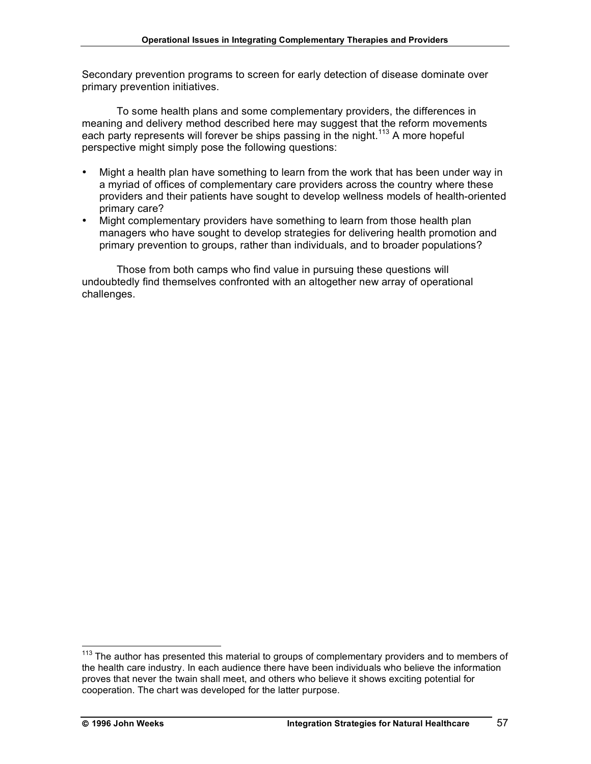Secondary prevention programs to screen for early detection of disease dominate over primary prevention initiatives.

To some health plans and some complementary providers, the differences in meaning and delivery method described here may suggest that the reform movements each party represents will forever be ships passing in the night.[113] A more hopeful perspective might simply pose the following questions:

- Might a health plan have something to learn from the work that has been under way in a myriad of offices of complementary care providers across the country where these providers and their patients have sought to develop wellness models of health-oriented primary care?
- Might complementary providers have something to learn from those health plan managers who have sought to develop strategies for delivering health promotion and primary prevention to groups, rather than individuals, and to broader populations?

Those from both camps who find value in pursuing these questions will undoubtedly find themselves confronted with an altogether new array of operational challenges.

---

[113] The author has presented this material to groups of complementary providers and to members of the health care industry. In each audience there have been individuals who believe the information proves that never the twain shall meet, and others who believe it shows exciting potential for cooperation. The chart was developed for the latter purpose.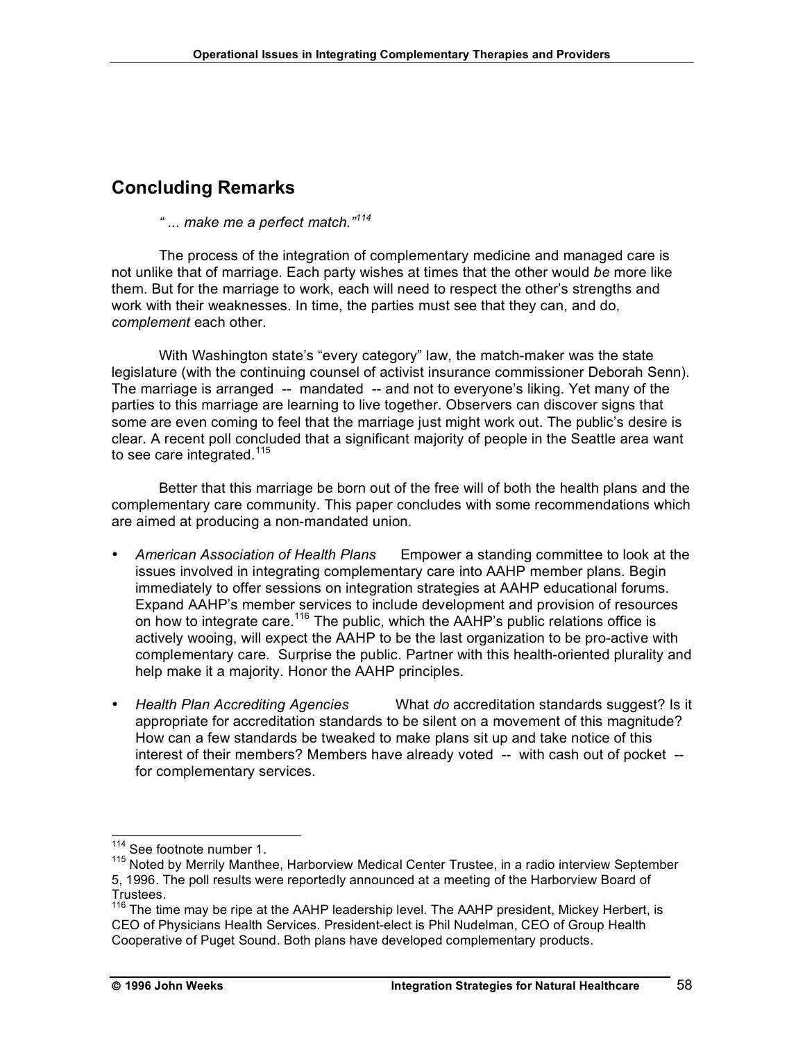## Concluding Remarks

*" ... make me a perfect match."*[114]

The process of the integration of complementary medicine and managed care is not unlike that of marriage. Each party wishes at times that the other would *be* more like them. But for the marriage to work, each will need to respect the other's strengths and work with their weaknesses. In time, the parties must see that they can, and do, *complement* each other.

With Washington state's "every category" law, the match-maker was the state legislature (with the continuing counsel of activist insurance commissioner Deborah Senn). The marriage is arranged -- mandated -- and not to everyone's liking. Yet many of the parties to this marriage are learning to live together. Observers can discover signs that some are even coming to feel that the marriage just might work out. The public's desire is clear. A recent poll concluded that a significant majority of people in the Seattle area want to see care integrated.[115]

Better that this marriage be born out of the free will of both the health plans and the complementary care community. This paper concludes with some recommendations which are aimed at producing a non-mandated union.

- *American Association of Health Plans* Empower a standing committee to look at the issues involved in integrating complementary care into AAHP member plans. Begin immediately to offer sessions on integration strategies at AAHP educational forums. Expand AAHP's member services to include development and provision of resources on how to integrate care.[116] The public, which the AAHP's public relations office is actively wooing, will expect the AAHP to be the last organization to be pro-active with complementary care. Surprise the public. Partner with this health-oriented plurality and help make it a majority. Honor the AAHP principles.

- *Health Plan Accrediting Agencies* What *do* accreditation standards suggest? Is it appropriate for accreditation standards to be silent on a movement of this magnitude? How can a few standards be tweaked to make plans sit up and take notice of this interest of their members? Members have already voted -- with cash out of pocket -- for complementary services.

---

[114] See footnote number 1.

[115] Noted by Merrily Manthee, Harborview Medical Center Trustee, in a radio interview September 5, 1996. The poll results were reportedly announced at a meeting of the Harborview Board of Trustees.

[116] The time may be ripe at the AAHP leadership level. The AAHP president, Mickey Herbert, is CEO of Physicians Health Services. President-elect is Phil Nudelman, CEO of Group Health Cooperative of Puget Sound. Both plans have developed complementary products.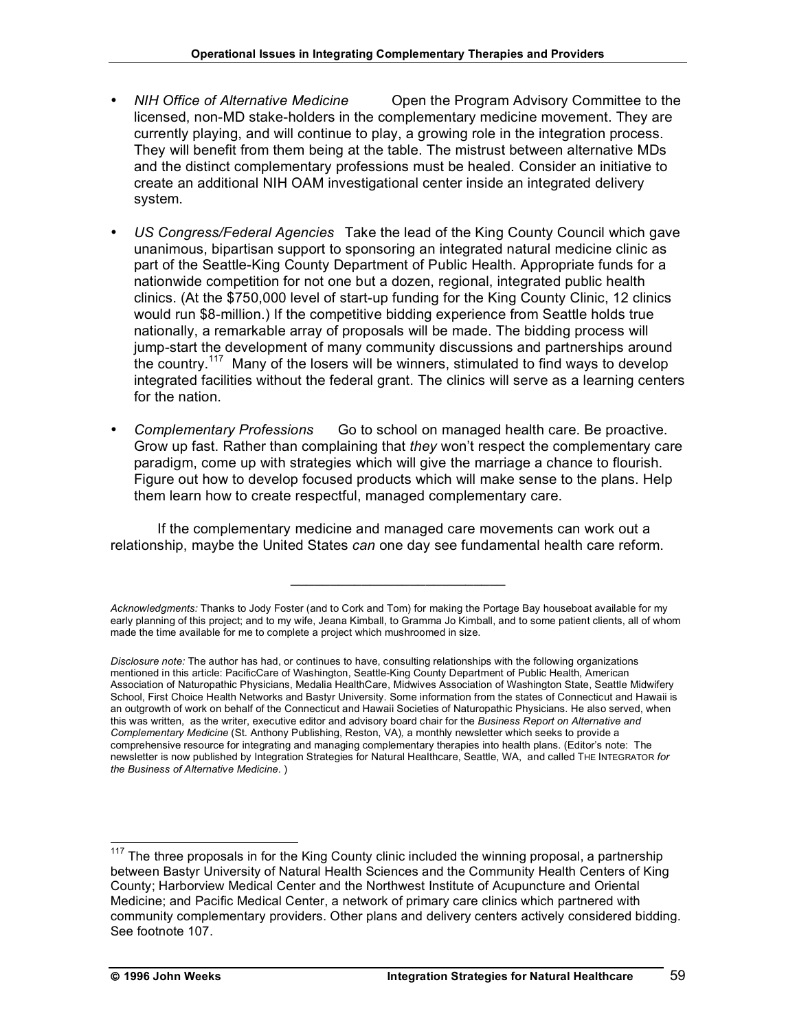- *NIH Office of Alternative Medicine* Open the Program Advisory Committee to the licensed, non-MD stake-holders in the complementary medicine movement. They are currently playing, and will continue to play, a growing role in the integration process. They will benefit from them being at the table. The mistrust between alternative MDs and the distinct complementary professions must be healed. Consider an initiative to create an additional NIH OAM investigational center inside an integrated delivery system.

- *US Congress/Federal Agencies* Take the lead of the King County Council which gave unanimous, bipartisan support to sponsoring an integrated natural medicine clinic as part of the Seattle-King County Department of Public Health. Appropriate funds for a nationwide competition for not one but a dozen, regional, integrated public health clinics. (At the $750,000 level of start-up funding for the King County Clinic, 12 clinics would run $8-million.) If the competitive bidding experience from Seattle holds true nationally, a remarkable array of proposals will be made. The bidding process will jump-start the development of many community discussions and partnerships around the country.[117] Many of the losers will be winners, stimulated to find ways to develop integrated facilities without the federal grant. The clinics will serve as a learning centers for the nation.

- *Complementary Professions* Go to school on managed health care. Be proactive. Grow up fast. Rather than complaining that *they* won't respect the complementary care paradigm, come up with strategies which will give the marriage a chance to flourish. Figure out how to develop focused products which will make sense to the plans. Help them learn how to create respectful, managed complementary care.

If the complementary medicine and managed care movements can work out a relationship, maybe the United States *can* one day see fundamental health care reform.

---

*Acknowledgments:* Thanks to Jody Foster (and to Cork and Tom) for making the Portage Bay houseboat available for my early planning of this project; and to my wife, Jeana Kimball, and to Gramma Jo Kimball, and to some patient clients, all of whom made the time available for me to complete a project which mushroomed in size.

*Disclosure note:* The author has had, or continues to have, consulting relationships with the following organizations mentioned in this article: PacificCare of Washington, Seattle-King County Department of Public Health, American Association of Naturopathic Physicians, Medalia HealthCare, Midwives Association of Washington State, Seattle Midwifery School, First Choice Health Networks and Bastyr University. Some information from the states of Connecticut and Hawaii is an outgrowth of work on behalf of the Connecticut and Hawaii Societies of Naturopathic Physicians. He also served, when this was written, as the writer, executive editor and advisory board chair for the *Business Report on Alternative and Complementary Medicine* (St. Anthony Publishing, Reston, VA), a monthly newsletter which seeks to provide a comprehensive resource for integrating and managing complementary therapies into health plans. (Editor's note: The newsletter is now published by Integration Strategies for Natural Healthcare, Seattle, WA, and called THE INTEGRATOR *for the Business of Alternative Medicine*. )

[117] The three proposals in for the King County clinic included the winning proposal, a partnership between Bastyr University of Natural Health Sciences and the Community Health Centers of King County; Harborview Medical Center and the Northwest Institute of Acupuncture and Oriental Medicine; and Pacific Medical Center, a network of primary care clinics which partnered with community complementary providers. Other plans and delivery centers actively considered bidding. See footnote 107.